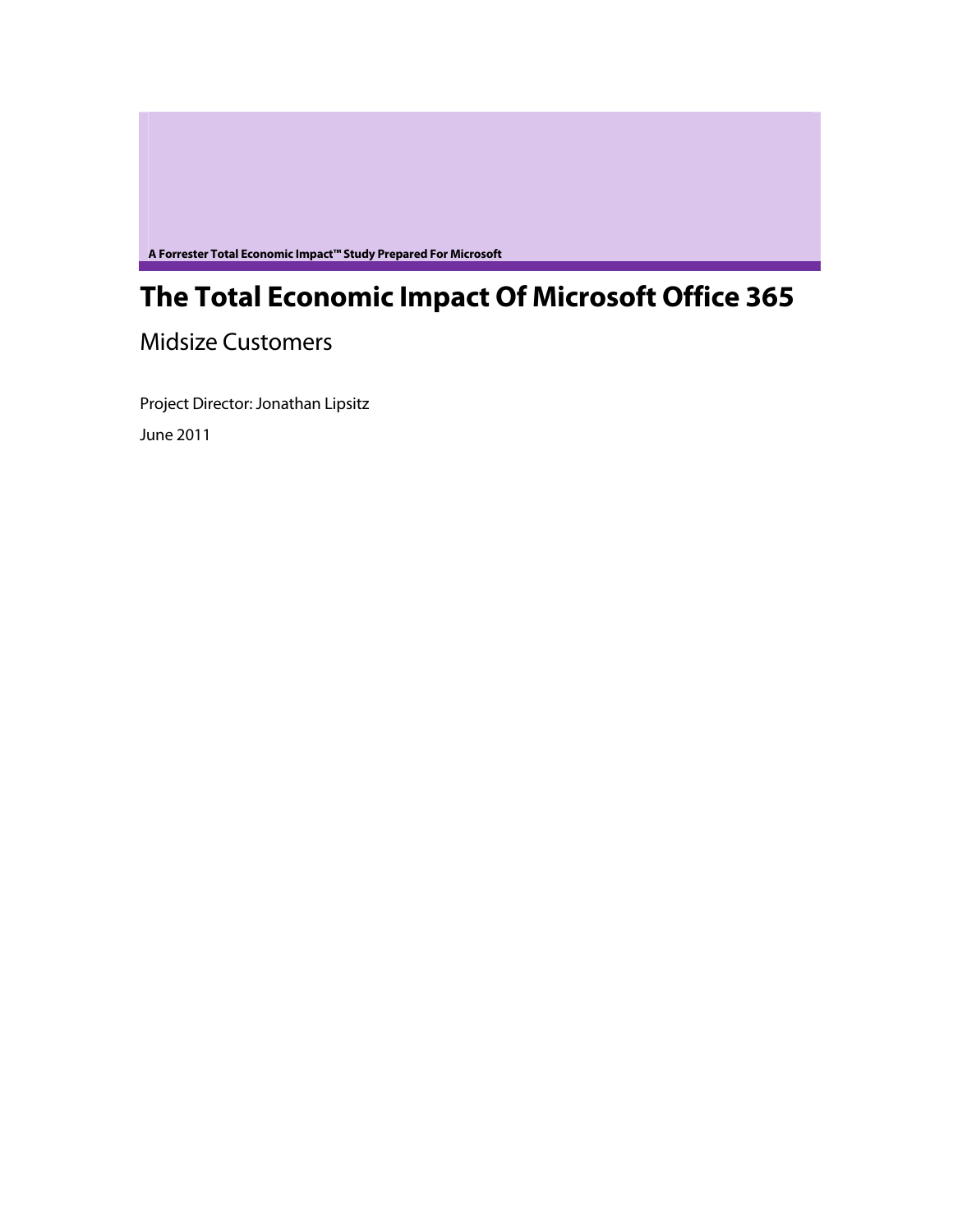**A Forrester Total Economic Impact™ Study Prepared For Microsoft**

# The Total Economic Impact Of Microsoft Office 365

Midsize Customers

Project Director: Jonathan Lipsitz

June 2011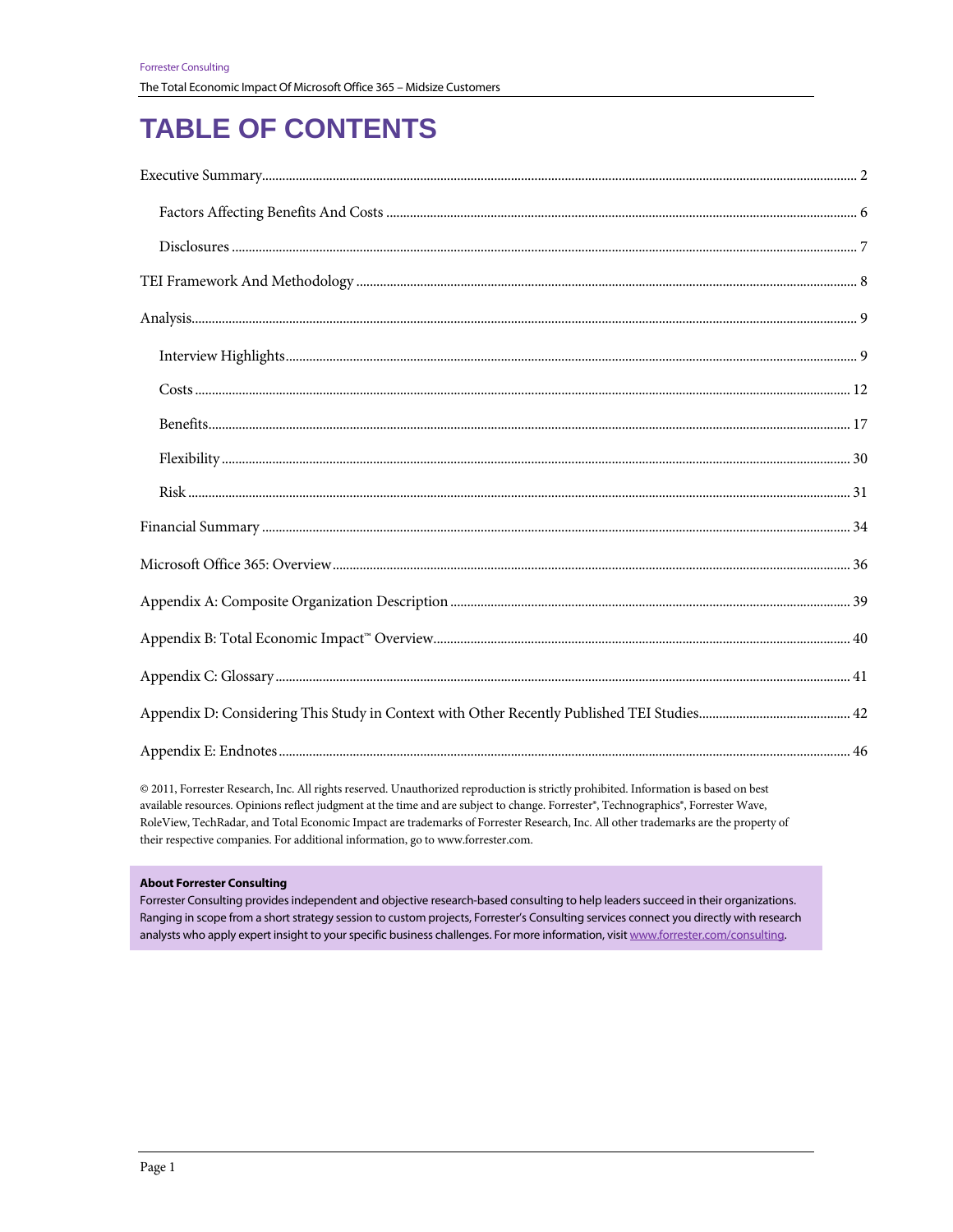# TABLE OF CONTENTS

Executive Summary ........ 2

- Factors Affecting Benefits And Costs ........ 6
- Disclosures ........ 7

TEI Framework And Methodology ........ 8

Analysis ........ 9

- Interview Highlights ........ 9
- Costs ........ 12
- Benefits ........ 17
- Flexibility ........ 30
- Risk ........ 31

Financial Summary ........ 34

Microsoft Office 365: Overview ........ 36

Appendix A: Composite Organization Description ........ 39

Appendix B: Total Economic Impact™ Overview ........ 40

Appendix C: Glossary ........ 41

Appendix D: Considering This Study in Context with Other Recently Published TEI Studies ........ 42

Appendix E: Endnotes ........ 46

© 2011, Forrester Research, Inc. All rights reserved. Unauthorized reproduction is strictly prohibited. Information is based on best available resources. Opinions reflect judgment at the time and are subject to change. Forrester®, Technographics®, Forrester Wave, RoleView, TechRadar, and Total Economic Impact are trademarks of Forrester Research, Inc. All other trademarks are the property of their respective companies. For additional information, go to www.forrester.com.

**About Forrester Consulting**

Forrester Consulting provides independent and objective research-based consulting to help leaders succeed in their organizations. Ranging in scope from a short strategy session to custom projects, Forrester's Consulting services connect you directly with research analysts who apply expert insight to your specific business challenges. For more information, visit www.forrester.com/consulting.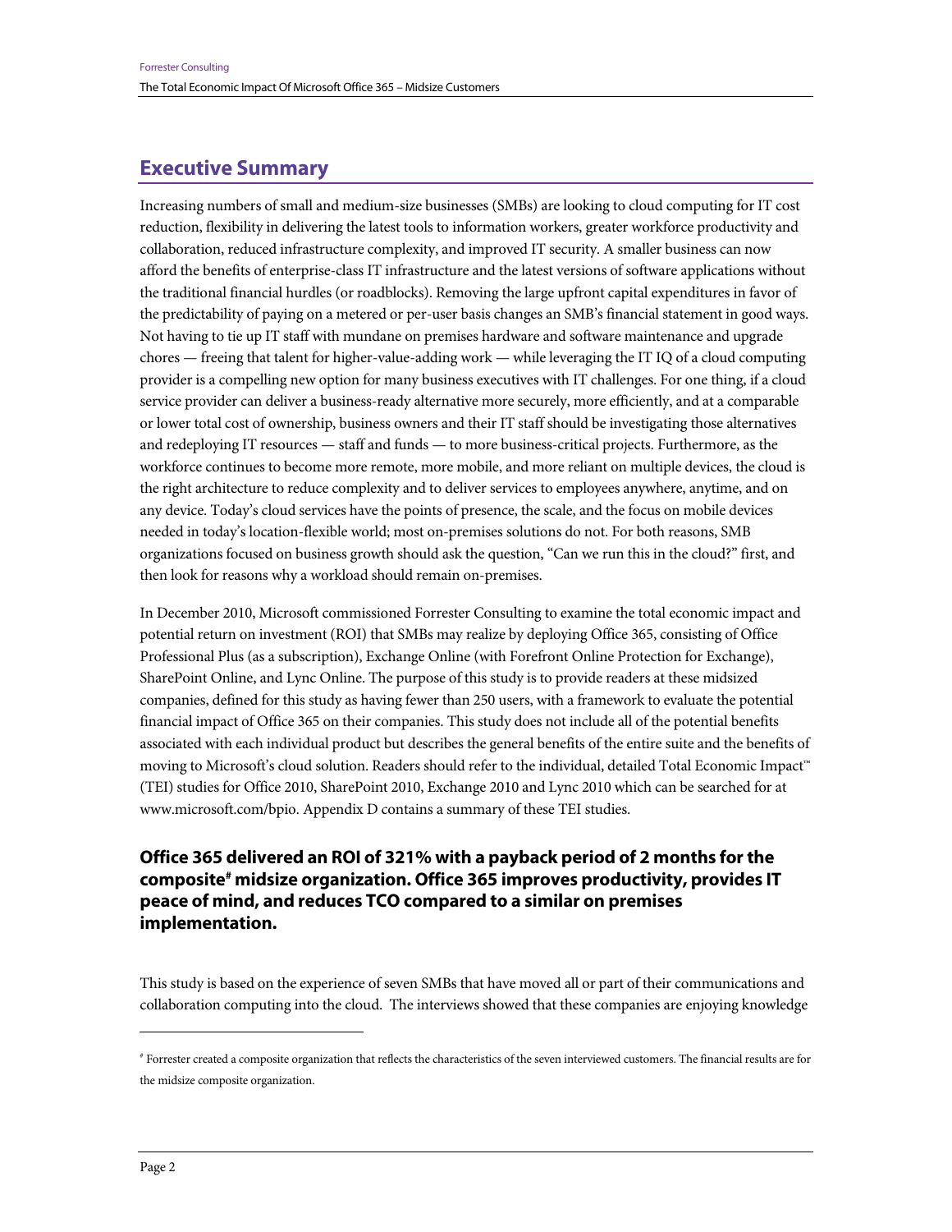## Executive Summary

Increasing numbers of small and medium-size businesses (SMBs) are looking to cloud computing for IT cost reduction, flexibility in delivering the latest tools to information workers, greater workforce productivity and collaboration, reduced infrastructure complexity, and improved IT security. A smaller business can now afford the benefits of enterprise-class IT infrastructure and the latest versions of software applications without the traditional financial hurdles (or roadblocks). Removing the large upfront capital expenditures in favor of the predictability of paying on a metered or per-user basis changes an SMB's financial statement in good ways. Not having to tie up IT staff with mundane on premises hardware and software maintenance and upgrade chores — freeing that talent for higher-value-adding work — while leveraging the IT IQ of a cloud computing provider is a compelling new option for many business executives with IT challenges. For one thing, if a cloud service provider can deliver a business-ready alternative more securely, more efficiently, and at a comparable or lower total cost of ownership, business owners and their IT staff should be investigating those alternatives and redeploying IT resources — staff and funds — to more business-critical projects. Furthermore, as the workforce continues to become more remote, more mobile, and more reliant on multiple devices, the cloud is the right architecture to reduce complexity and to deliver services to employees anywhere, anytime, and on any device. Today's cloud services have the points of presence, the scale, and the focus on mobile devices needed in today's location-flexible world; most on-premises solutions do not. For both reasons, SMB organizations focused on business growth should ask the question, "Can we run this in the cloud?" first, and then look for reasons why a workload should remain on-premises.

In December 2010, Microsoft commissioned Forrester Consulting to examine the total economic impact and potential return on investment (ROI) that SMBs may realize by deploying Office 365, consisting of Office Professional Plus (as a subscription), Exchange Online (with Forefront Online Protection for Exchange), SharePoint Online, and Lync Online. The purpose of this study is to provide readers at these midsized companies, defined for this study as having fewer than 250 users, with a framework to evaluate the potential financial impact of Office 365 on their companies. This study does not include all of the potential benefits associated with each individual product but describes the general benefits of the entire suite and the benefits of moving to Microsoft's cloud solution. Readers should refer to the individual, detailed Total Economic Impact™ (TEI) studies for Office 2010, SharePoint 2010, Exchange 2010 and Lync 2010 which can be searched for at www.microsoft.com/bpio. Appendix D contains a summary of these TEI studies.

### Office 365 delivered an ROI of 321% with a payback period of 2 months for the composite[#] midsize organization. Office 365 improves productivity, provides IT peace of mind, and reduces TCO compared to a similar on premises implementation.

This study is based on the experience of seven SMBs that have moved all or part of their communications and collaboration computing into the cloud. The interviews showed that these companies are enjoying knowledge

[#] Forrester created a composite organization that reflects the characteristics of the seven interviewed customers. The financial results are for the midsize composite organization.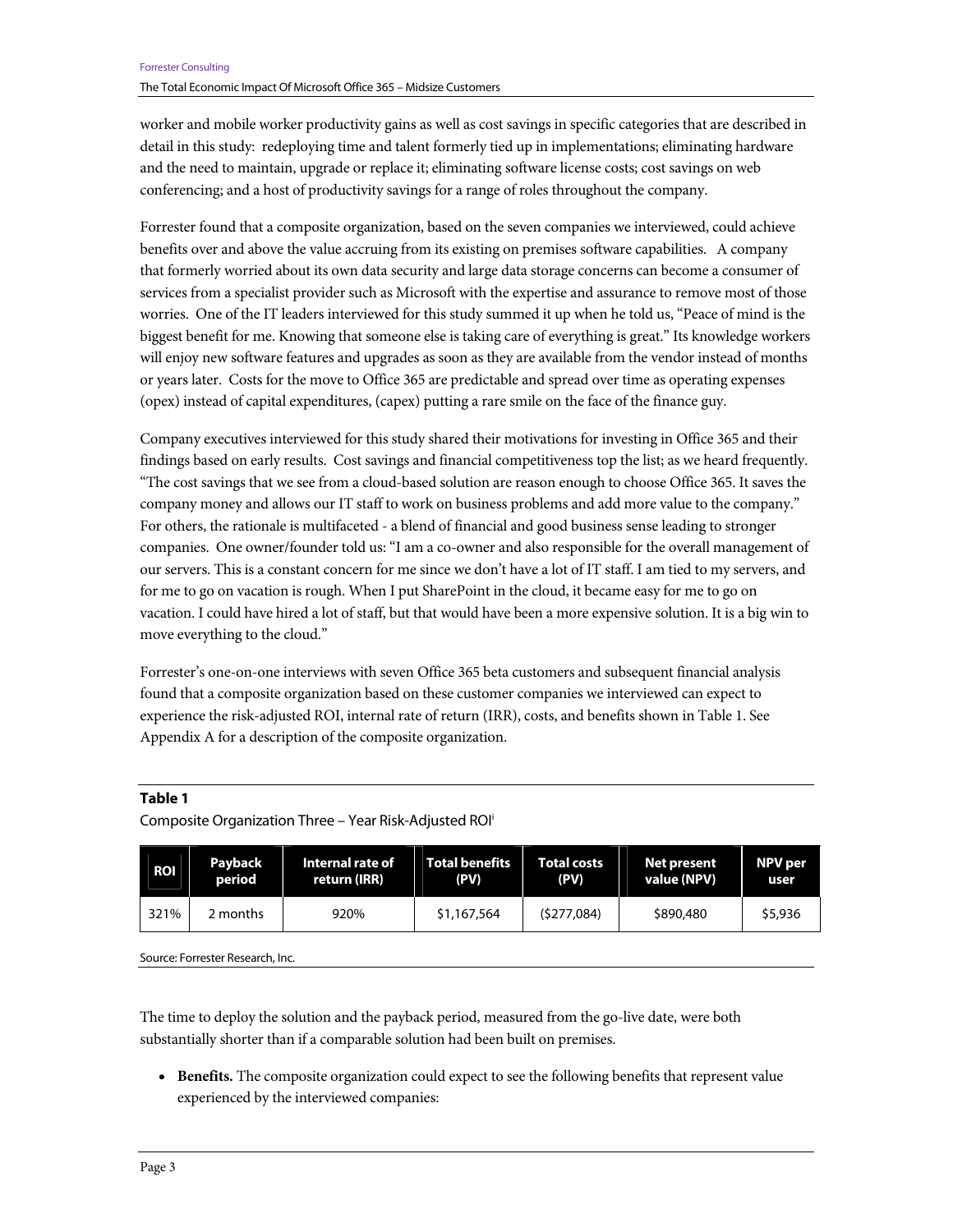worker and mobile worker productivity gains as well as cost savings in specific categories that are described in detail in this study: redeploying time and talent formerly tied up in implementations; eliminating hardware and the need to maintain, upgrade or replace it; eliminating software license costs; cost savings on web conferencing; and a host of productivity savings for a range of roles throughout the company.

Forrester found that a composite organization, based on the seven companies we interviewed, could achieve benefits over and above the value accruing from its existing on premises software capabilities. A company that formerly worried about its own data security and large data storage concerns can become a consumer of services from a specialist provider such as Microsoft with the expertise and assurance to remove most of those worries. One of the IT leaders interviewed for this study summed it up when he told us, "Peace of mind is the biggest benefit for me. Knowing that someone else is taking care of everything is great." Its knowledge workers will enjoy new software features and upgrades as soon as they are available from the vendor instead of months or years later. Costs for the move to Office 365 are predictable and spread over time as operating expenses (opex) instead of capital expenditures, (capex) putting a rare smile on the face of the finance guy.

Company executives interviewed for this study shared their motivations for investing in Office 365 and their findings based on early results. Cost savings and financial competitiveness top the list; as we heard frequently. "The cost savings that we see from a cloud-based solution are reason enough to choose Office 365. It saves the company money and allows our IT staff to work on business problems and add more value to the company." For others, the rationale is multifaceted - a blend of financial and good business sense leading to stronger companies. One owner/founder told us: "I am a co-owner and also responsible for the overall management of our servers. This is a constant concern for me since we don't have a lot of IT staff. I am tied to my servers, and for me to go on vacation is rough. When I put SharePoint in the cloud, it became easy for me to go on vacation. I could have hired a lot of staff, but that would have been a more expensive solution. It is a big win to move everything to the cloud."

Forrester's one-on-one interviews with seven Office 365 beta customers and subsequent financial analysis found that a composite organization based on these customer companies we interviewed can expect to experience the risk-adjusted ROI, internal rate of return (IRR), costs, and benefits shown in Table 1. See Appendix A for a description of the composite organization.

**Table 1**

Composite Organization Three – Year Risk-Adjusted ROI[i]

| ROI | Payback period | Internal rate of return (IRR) | Total benefits (PV) | Total costs (PV) | Net present value (NPV) | NPV per user |
|---|---|---|---|---|---|---|
| 321% | 2 months | 920% | $1,167,564 | ($277,084) | $890,480 | $5,936 |

Source: Forrester Research, Inc.

The time to deploy the solution and the payback period, measured from the go-live date, were both substantially shorter than if a comparable solution had been built on premises.

- **Benefits.** The composite organization could expect to see the following benefits that represent value experienced by the interviewed companies: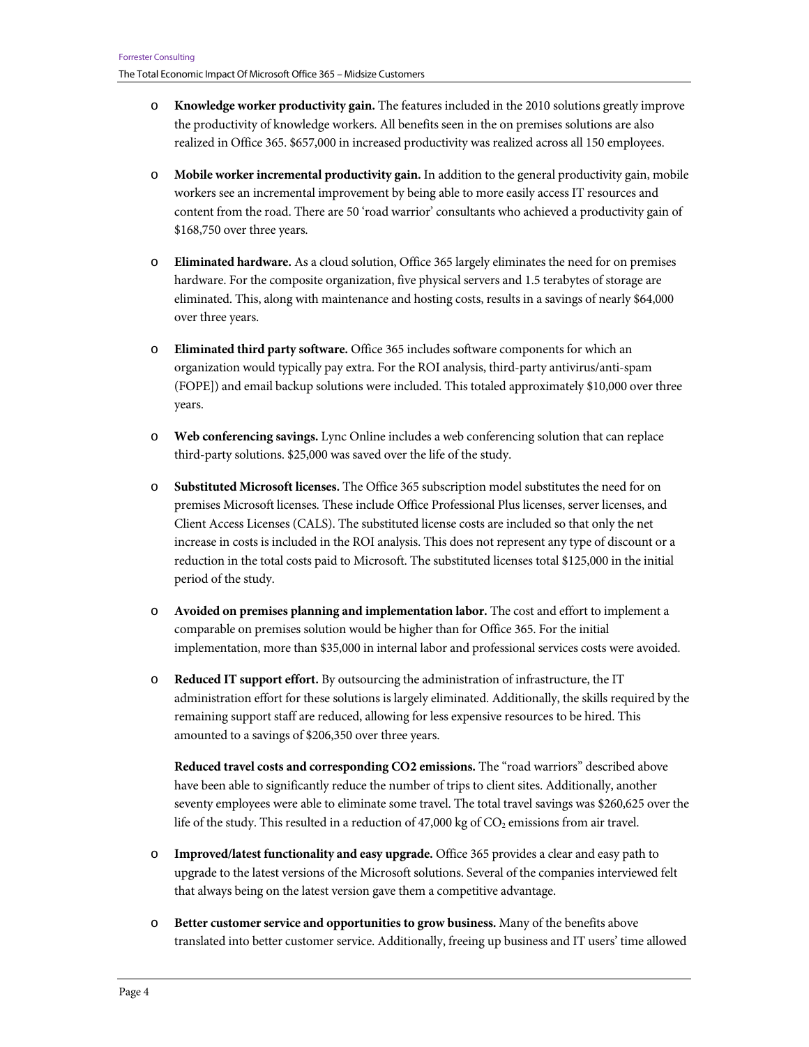- **Knowledge worker productivity gain.** The features included in the 2010 solutions greatly improve the productivity of knowledge workers. All benefits seen in the on premises solutions are also realized in Office 365. $657,000 in increased productivity was realized across all 150 employees.

- **Mobile worker incremental productivity gain.** In addition to the general productivity gain, mobile workers see an incremental improvement by being able to more easily access IT resources and content from the road. There are 50 'road warrior' consultants who achieved a productivity gain of $168,750 over three years.

- **Eliminated hardware.** As a cloud solution, Office 365 largely eliminates the need for on premises hardware. For the composite organization, five physical servers and 1.5 terabytes of storage are eliminated. This, along with maintenance and hosting costs, results in a savings of nearly $64,000 over three years.

- **Eliminated third party software.** Office 365 includes software components for which an organization would typically pay extra. For the ROI analysis, third-party antivirus/anti-spam (FOPE]) and email backup solutions were included. This totaled approximately $10,000 over three years.

- **Web conferencing savings.** Lync Online includes a web conferencing solution that can replace third-party solutions. $25,000 was saved over the life of the study.

- **Substituted Microsoft licenses.** The Office 365 subscription model substitutes the need for on premises Microsoft licenses. These include Office Professional Plus licenses, server licenses, and Client Access Licenses (CALS). The substituted license costs are included so that only the net increase in costs is included in the ROI analysis. This does not represent any type of discount or a reduction in the total costs paid to Microsoft. The substituted licenses total $125,000 in the initial period of the study.

- **Avoided on premises planning and implementation labor.** The cost and effort to implement a comparable on premises solution would be higher than for Office 365. For the initial implementation, more than $35,000 in internal labor and professional services costs were avoided.

- **Reduced IT support effort.** By outsourcing the administration of infrastructure, the IT administration effort for these solutions is largely eliminated. Additionally, the skills required by the remaining support staff are reduced, allowing for less expensive resources to be hired. This amounted to a savings of $206,350 over three years.

  **Reduced travel costs and corresponding CO2 emissions.** The "road warriors" described above have been able to significantly reduce the number of trips to client sites. Additionally, another seventy employees were able to eliminate some travel. The total travel savings was $260,625 over the life of the study. This resulted in a reduction of 47,000 kg of $CO_2$ emissions from air travel.

- **Improved/latest functionality and easy upgrade.** Office 365 provides a clear and easy path to upgrade to the latest versions of the Microsoft solutions. Several of the companies interviewed felt that always being on the latest version gave them a competitive advantage.

- **Better customer service and opportunities to grow business.** Many of the benefits above translated into better customer service. Additionally, freeing up business and IT users' time allowed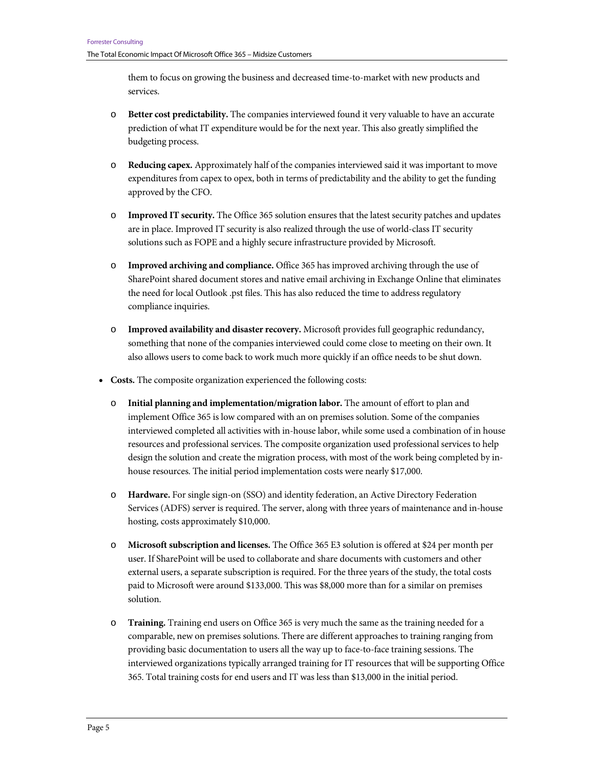them to focus on growing the business and decreased time-to-market with new products and services.

  - **Better cost predictability.** The companies interviewed found it very valuable to have an accurate prediction of what IT expenditure would be for the next year. This also greatly simplified the budgeting process.

  - **Reducing capex.** Approximately half of the companies interviewed said it was important to move expenditures from capex to opex, both in terms of predictability and the ability to get the funding approved by the CFO.

  - **Improved IT security.** The Office 365 solution ensures that the latest security patches and updates are in place. Improved IT security is also realized through the use of world-class IT security solutions such as FOPE and a highly secure infrastructure provided by Microsoft.

  - **Improved archiving and compliance.** Office 365 has improved archiving through the use of SharePoint shared document stores and native email archiving in Exchange Online that eliminates the need for local Outlook .pst files. This has also reduced the time to address regulatory compliance inquiries.

  - **Improved availability and disaster recovery.** Microsoft provides full geographic redundancy, something that none of the companies interviewed could come close to meeting on their own. It also allows users to come back to work much more quickly if an office needs to be shut down.

- **Costs.** The composite organization experienced the following costs:

  - **Initial planning and implementation/migration labor.** The amount of effort to plan and implement Office 365 is low compared with an on premises solution. Some of the companies interviewed completed all activities with in-house labor, while some used a combination of in house resources and professional services. The composite organization used professional services to help design the solution and create the migration process, with most of the work being completed by in-house resources. The initial period implementation costs were nearly $17,000.

  - **Hardware.** For single sign-on (SSO) and identity federation, an Active Directory Federation Services (ADFS) server is required. The server, along with three years of maintenance and in-house hosting, costs approximately $10,000.

  - **Microsoft subscription and licenses.** The Office 365 E3 solution is offered at $24 per month per user. If SharePoint will be used to collaborate and share documents with customers and other external users, a separate subscription is required. For the three years of the study, the total costs paid to Microsoft were around $133,000. This was $8,000 more than for a similar on premises solution.

  - **Training.** Training end users on Office 365 is very much the same as the training needed for a comparable, new on premises solutions. There are different approaches to training ranging from providing basic documentation to users all the way up to face-to-face training sessions. The interviewed organizations typically arranged training for IT resources that will be supporting Office 365. Total training costs for end users and IT was less than $13,000 in the initial period.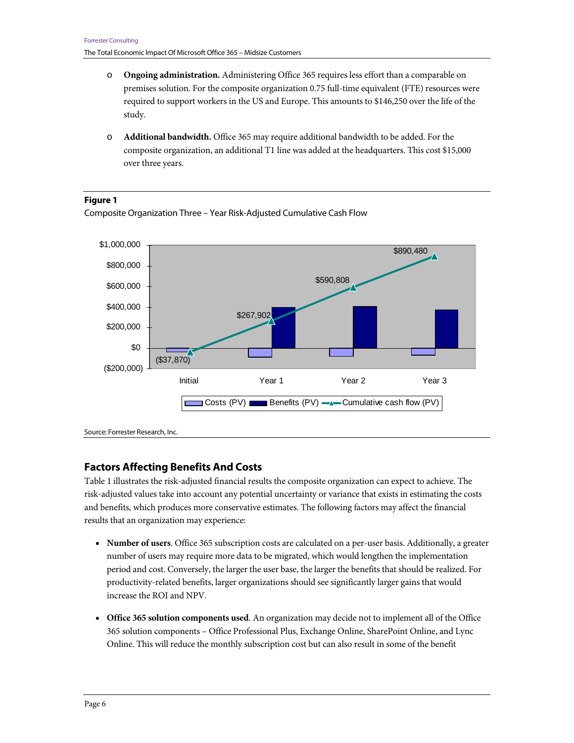- **Ongoing administration.** Administering Office 365 requires less effort than a comparable on premises solution. For the composite organization 0.75 full-time equivalent (FTE) resources were required to support workers in the US and Europe. This amounts to $146,250 over the life of the study.

- **Additional bandwidth.** Office 365 may require additional bandwidth to be added. For the composite organization, an additional T1 line was added at the headquarters. This cost $15,000 over three years.

**Figure 1**

Composite Organization Three – Year Risk-Adjusted Cumulative Cash Flow

Source: Forrester Research, Inc.

## Factors Affecting Benefits And Costs

Table 1 illustrates the risk-adjusted financial results the composite organization can expect to achieve. The risk-adjusted values take into account any potential uncertainty or variance that exists in estimating the costs and benefits, which produces more conservative estimates. The following factors may affect the financial results that an organization may experience:

- **Number of users**. Office 365 subscription costs are calculated on a per-user basis. Additionally, a greater number of users may require more data to be migrated, which would lengthen the implementation period and cost. Conversely, the larger the user base, the larger the benefits that should be realized. For productivity-related benefits, larger organizations should see significantly larger gains that would increase the ROI and NPV.

- **Office 365 solution components used**. An organization may decide not to implement all of the Office 365 solution components – Office Professional Plus, Exchange Online, SharePoint Online, and Lync Online. This will reduce the monthly subscription cost but can also result in some of the benefit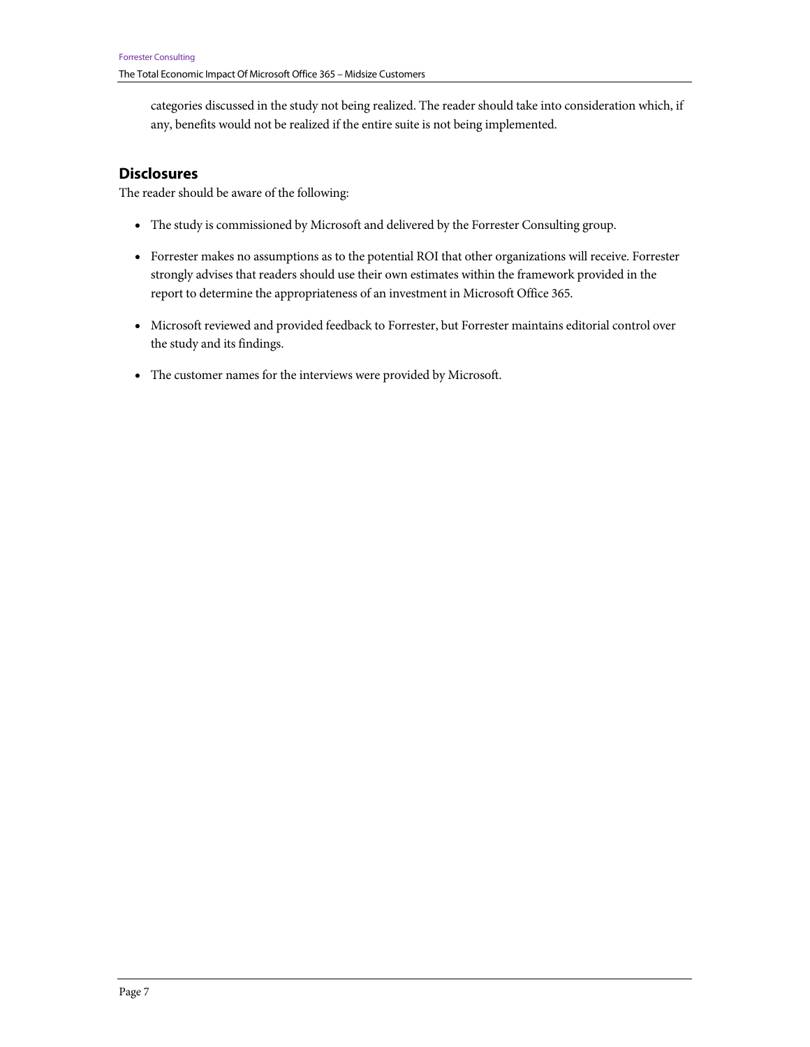categories discussed in the study not being realized. The reader should take into consideration which, if any, benefits would not be realized if the entire suite is not being implemented.

## Disclosures

The reader should be aware of the following:

- The study is commissioned by Microsoft and delivered by the Forrester Consulting group.
- Forrester makes no assumptions as to the potential ROI that other organizations will receive. Forrester strongly advises that readers should use their own estimates within the framework provided in the report to determine the appropriateness of an investment in Microsoft Office 365.
- Microsoft reviewed and provided feedback to Forrester, but Forrester maintains editorial control over the study and its findings.
- The customer names for the interviews were provided by Microsoft.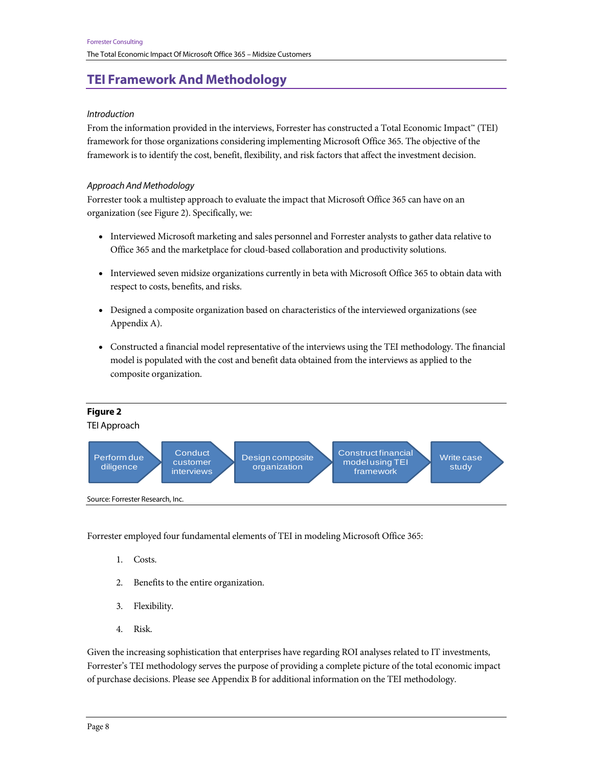## TEI Framework And Methodology

*Introduction*

From the information provided in the interviews, Forrester has constructed a Total Economic Impact™ (TEI) framework for those organizations considering implementing Microsoft Office 365. The objective of the framework is to identify the cost, benefit, flexibility, and risk factors that affect the investment decision.

*Approach And Methodology*

Forrester took a multistep approach to evaluate the impact that Microsoft Office 365 can have on an organization (see Figure 2). Specifically, we:

- Interviewed Microsoft marketing and sales personnel and Forrester analysts to gather data relative to Office 365 and the marketplace for cloud-based collaboration and productivity solutions.
- Interviewed seven midsize organizations currently in beta with Microsoft Office 365 to obtain data with respect to costs, benefits, and risks.
- Designed a composite organization based on characteristics of the interviewed organizations (see Appendix A).
- Constructed a financial model representative of the interviews using the TEI methodology. The financial model is populated with the cost and benefit data obtained from the interviews as applied to the composite organization.

**Figure 2**

TEI Approach

Perform due diligence → Conduct customer interviews → Design composite organization → Construct financial model using TEI framework → Write case study

Source: Forrester Research, Inc.

Forrester employed four fundamental elements of TEI in modeling Microsoft Office 365:

1. Costs.
2. Benefits to the entire organization.
3. Flexibility.
4. Risk.

Given the increasing sophistication that enterprises have regarding ROI analyses related to IT investments, Forrester's TEI methodology serves the purpose of providing a complete picture of the total economic impact of purchase decisions. Please see Appendix B for additional information on the TEI methodology.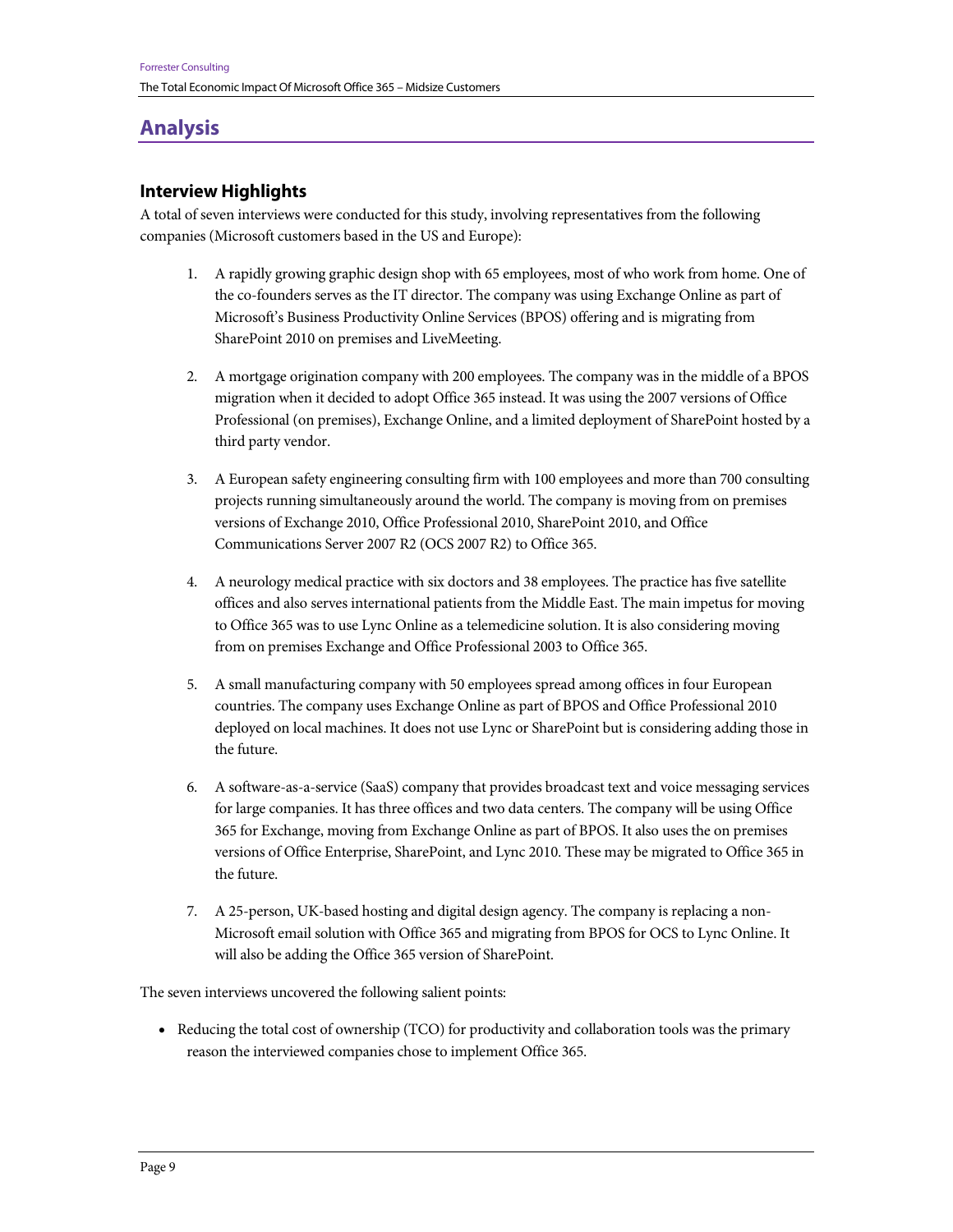## Analysis

### Interview Highlights

A total of seven interviews were conducted for this study, involving representatives from the following companies (Microsoft customers based in the US and Europe):

1. A rapidly growing graphic design shop with 65 employees, most of who work from home. One of the co-founders serves as the IT director. The company was using Exchange Online as part of Microsoft's Business Productivity Online Services (BPOS) offering and is migrating from SharePoint 2010 on premises and LiveMeeting.

2. A mortgage origination company with 200 employees. The company was in the middle of a BPOS migration when it decided to adopt Office 365 instead. It was using the 2007 versions of Office Professional (on premises), Exchange Online, and a limited deployment of SharePoint hosted by a third party vendor.

3. A European safety engineering consulting firm with 100 employees and more than 700 consulting projects running simultaneously around the world. The company is moving from on premises versions of Exchange 2010, Office Professional 2010, SharePoint 2010, and Office Communications Server 2007 R2 (OCS 2007 R2) to Office 365.

4. A neurology medical practice with six doctors and 38 employees. The practice has five satellite offices and also serves international patients from the Middle East. The main impetus for moving to Office 365 was to use Lync Online as a telemedicine solution. It is also considering moving from on premises Exchange and Office Professional 2003 to Office 365.

5. A small manufacturing company with 50 employees spread among offices in four European countries. The company uses Exchange Online as part of BPOS and Office Professional 2010 deployed on local machines. It does not use Lync or SharePoint but is considering adding those in the future.

6. A software-as-a-service (SaaS) company that provides broadcast text and voice messaging services for large companies. It has three offices and two data centers. The company will be using Office 365 for Exchange, moving from Exchange Online as part of BPOS. It also uses the on premises versions of Office Enterprise, SharePoint, and Lync 2010. These may be migrated to Office 365 in the future.

7. A 25-person, UK-based hosting and digital design agency. The company is replacing a non-Microsoft email solution with Office 365 and migrating from BPOS for OCS to Lync Online. It will also be adding the Office 365 version of SharePoint.

The seven interviews uncovered the following salient points:

- Reducing the total cost of ownership (TCO) for productivity and collaboration tools was the primary reason the interviewed companies chose to implement Office 365.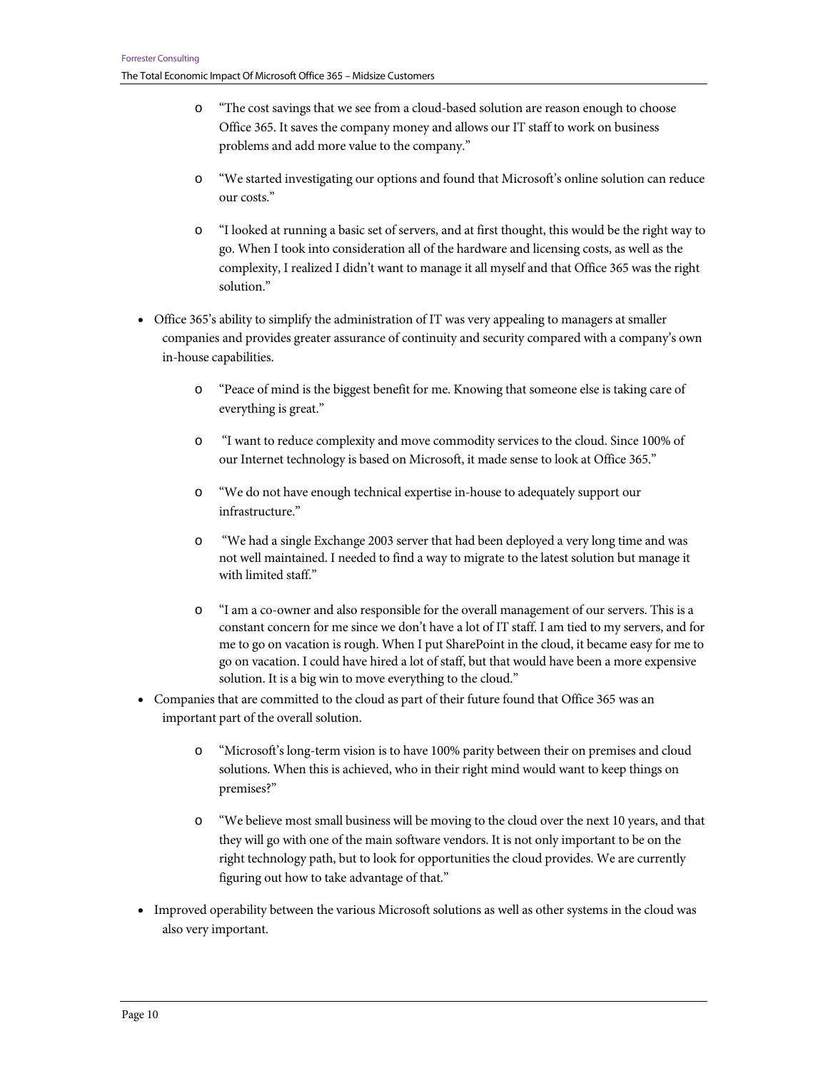- "The cost savings that we see from a cloud-based solution are reason enough to choose Office 365. It saves the company money and allows our IT staff to work on business problems and add more value to the company."

  - "We started investigating our options and found that Microsoft's online solution can reduce our costs."

  - "I looked at running a basic set of servers, and at first thought, this would be the right way to go. When I took into consideration all of the hardware and licensing costs, as well as the complexity, I realized I didn't want to manage it all myself and that Office 365 was the right solution."

- Office 365's ability to simplify the administration of IT was very appealing to managers at smaller companies and provides greater assurance of continuity and security compared with a company's own in-house capabilities.

  - "Peace of mind is the biggest benefit for me. Knowing that someone else is taking care of everything is great."

  - "I want to reduce complexity and move commodity services to the cloud. Since 100% of our Internet technology is based on Microsoft, it made sense to look at Office 365."

  - "We do not have enough technical expertise in-house to adequately support our infrastructure."

  - "We had a single Exchange 2003 server that had been deployed a very long time and was not well maintained. I needed to find a way to migrate to the latest solution but manage it with limited staff."

  - "I am a co-owner and also responsible for the overall management of our servers. This is a constant concern for me since we don't have a lot of IT staff. I am tied to my servers, and for me to go on vacation is rough. When I put SharePoint in the cloud, it became easy for me to go on vacation. I could have hired a lot of staff, but that would have been a more expensive solution. It is a big win to move everything to the cloud."

- Companies that are committed to the cloud as part of their future found that Office 365 was an important part of the overall solution.

  - "Microsoft's long-term vision is to have 100% parity between their on premises and cloud solutions. When this is achieved, who in their right mind would want to keep things on premises?"

  - "We believe most small business will be moving to the cloud over the next 10 years, and that they will go with one of the main software vendors. It is not only important to be on the right technology path, but to look for opportunities the cloud provides. We are currently figuring out how to take advantage of that."

- Improved operability between the various Microsoft solutions as well as other systems in the cloud was also very important.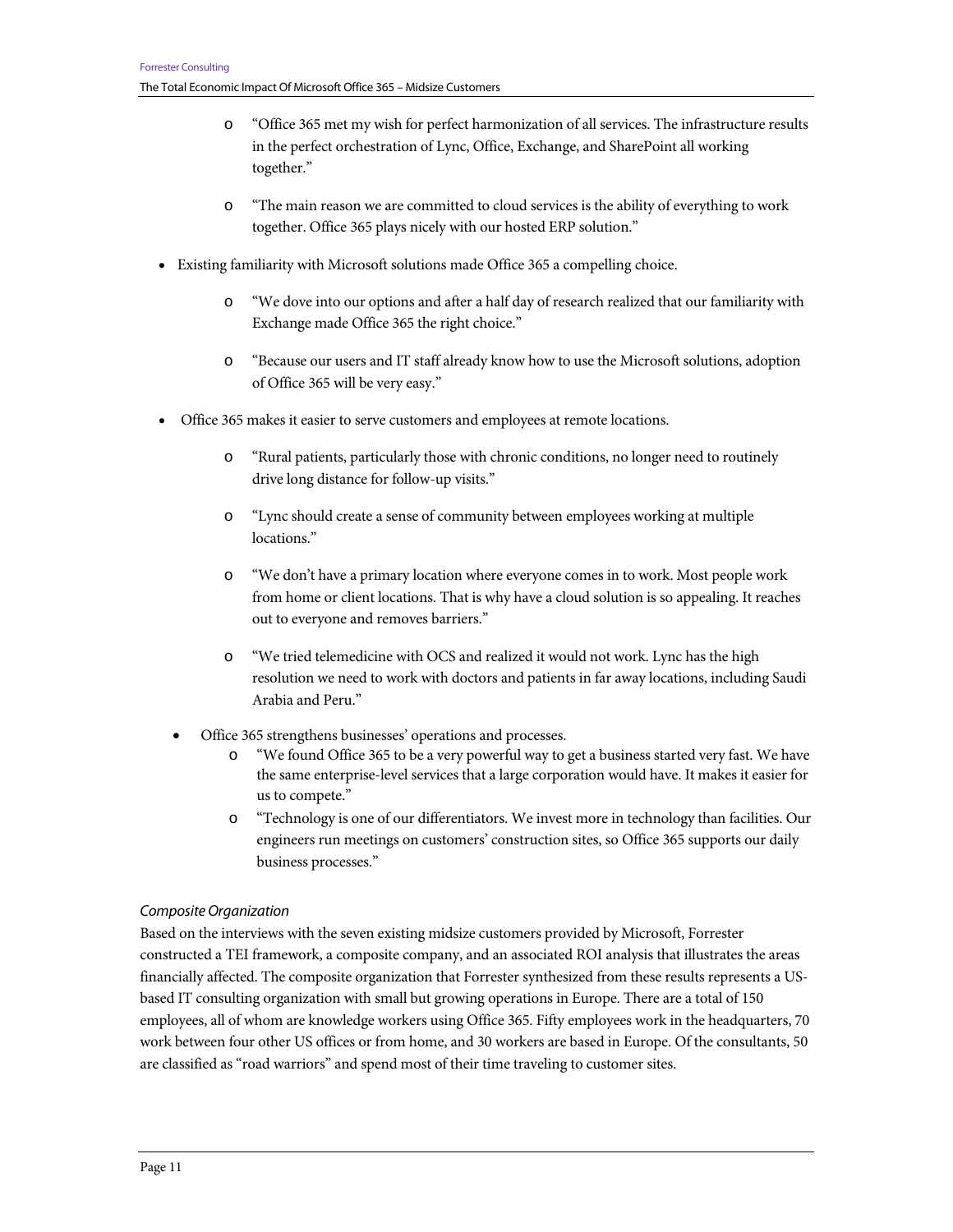- "Office 365 met my wish for perfect harmonization of all services. The infrastructure results in the perfect orchestration of Lync, Office, Exchange, and SharePoint all working together."
- "The main reason we are committed to cloud services is the ability of everything to work together. Office 365 plays nicely with our hosted ERP solution."

- Existing familiarity with Microsoft solutions made Office 365 a compelling choice.
  - "We dove into our options and after a half day of research realized that our familiarity with Exchange made Office 365 the right choice."
  - "Because our users and IT staff already know how to use the Microsoft solutions, adoption of Office 365 will be very easy."

- Office 365 makes it easier to serve customers and employees at remote locations.
  - "Rural patients, particularly those with chronic conditions, no longer need to routinely drive long distance for follow-up visits."
  - "Lync should create a sense of community between employees working at multiple locations."
  - "We don't have a primary location where everyone comes in to work. Most people work from home or client locations. That is why have a cloud solution is so appealing. It reaches out to everyone and removes barriers."
  - "We tried telemedicine with OCS and realized it would not work. Lync has the high resolution we need to work with doctors and patients in far away locations, including Saudi Arabia and Peru."

- Office 365 strengthens businesses' operations and processes.
  - "We found Office 365 to be a very powerful way to get a business started very fast. We have the same enterprise-level services that a large corporation would have. It makes it easier for us to compete."
  - "Technology is one of our differentiators. We invest more in technology than facilities. Our engineers run meetings on customers' construction sites, so Office 365 supports our daily business processes."

*Composite Organization*

Based on the interviews with the seven existing midsize customers provided by Microsoft, Forrester constructed a TEI framework, a composite company, and an associated ROI analysis that illustrates the areas financially affected. The composite organization that Forrester synthesized from these results represents a US-based IT consulting organization with small but growing operations in Europe. There are a total of 150 employees, all of whom are knowledge workers using Office 365. Fifty employees work in the headquarters, 70 work between four other US offices or from home, and 30 workers are based in Europe. Of the consultants, 50 are classified as "road warriors" and spend most of their time traveling to customer sites.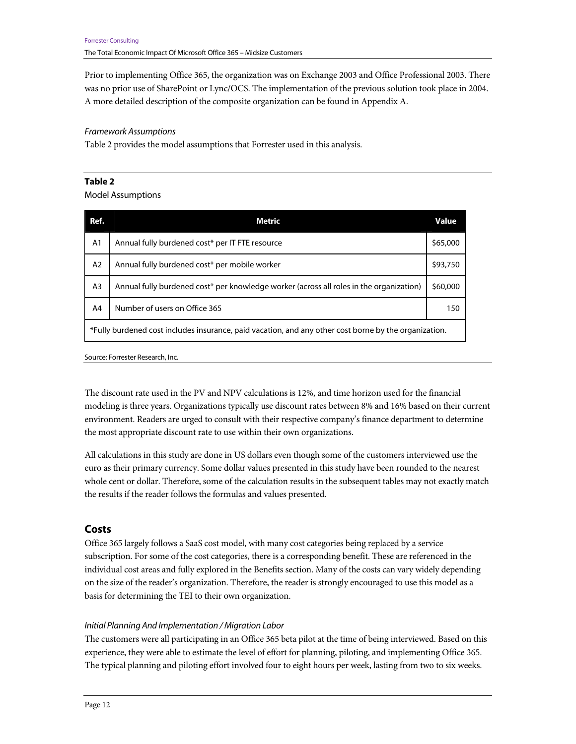Prior to implementing Office 365, the organization was on Exchange 2003 and Office Professional 2003. There was no prior use of SharePoint or Lync/OCS. The implementation of the previous solution took place in 2004. A more detailed description of the composite organization can be found in Appendix A.

*Framework Assumptions*

Table 2 provides the model assumptions that Forrester used in this analysis.

**Table 2**

Model Assumptions

| Ref. | Metric | Value |
|---|---|---|
| A1 | Annual fully burdened cost* per IT FTE resource | $65,000 |
| A2 | Annual fully burdened cost* per mobile worker | $93,750 |
| A3 | Annual fully burdened cost* per knowledge worker (across all roles in the organization) | $60,000 |
| A4 | Number of users on Office 365 | 150 |
| *Fully burdened cost includes insurance, paid vacation, and any other cost borne by the organization. | | |

Source: Forrester Research, Inc.

The discount rate used in the PV and NPV calculations is 12%, and time horizon used for the financial modeling is three years. Organizations typically use discount rates between 8% and 16% based on their current environment. Readers are urged to consult with their respective company's finance department to determine the most appropriate discount rate to use within their own organizations.

All calculations in this study are done in US dollars even though some of the customers interviewed use the euro as their primary currency. Some dollar values presented in this study have been rounded to the nearest whole cent or dollar. Therefore, some of the calculation results in the subsequent tables may not exactly match the results if the reader follows the formulas and values presented.

## Costs

Office 365 largely follows a SaaS cost model, with many cost categories being replaced by a service subscription. For some of the cost categories, there is a corresponding benefit. These are referenced in the individual cost areas and fully explored in the Benefits section. Many of the costs can vary widely depending on the size of the reader's organization. Therefore, the reader is strongly encouraged to use this model as a basis for determining the TEI to their own organization.

*Initial Planning And Implementation / Migration Labor*

The customers were all participating in an Office 365 beta pilot at the time of being interviewed. Based on this experience, they were able to estimate the level of effort for planning, piloting, and implementing Office 365. The typical planning and piloting effort involved four to eight hours per week, lasting from two to six weeks.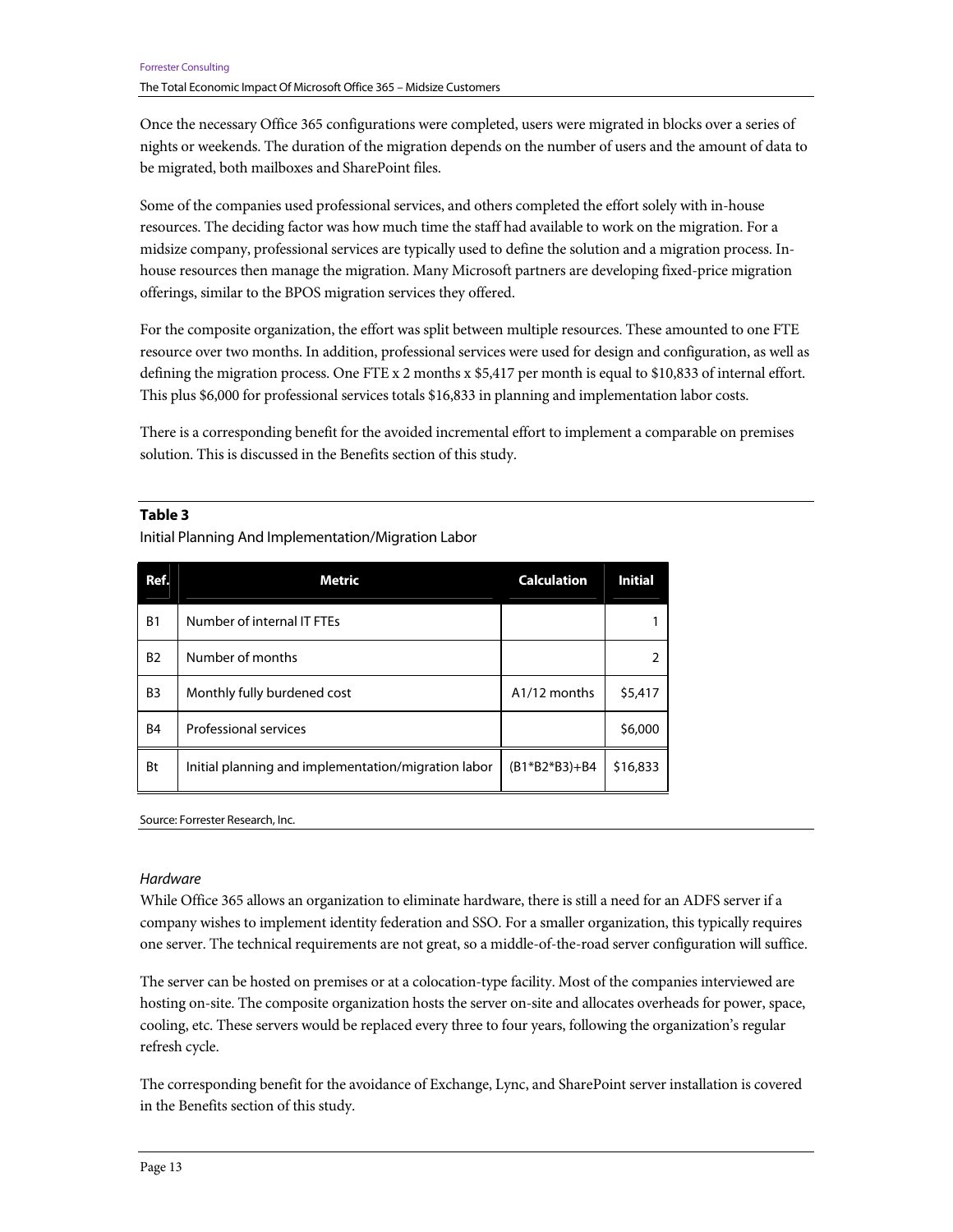Once the necessary Office 365 configurations were completed, users were migrated in blocks over a series of nights or weekends. The duration of the migration depends on the number of users and the amount of data to be migrated, both mailboxes and SharePoint files.

Some of the companies used professional services, and others completed the effort solely with in-house resources. The deciding factor was how much time the staff had available to work on the migration. For a midsize company, professional services are typically used to define the solution and a migration process. In-house resources then manage the migration. Many Microsoft partners are developing fixed-price migration offerings, similar to the BPOS migration services they offered.

For the composite organization, the effort was split between multiple resources. These amounted to one FTE resource over two months. In addition, professional services were used for design and configuration, as well as defining the migration process. One FTE x 2 months x $5,417 per month is equal to $10,833 of internal effort. This plus $6,000 for professional services totals $16,833 in planning and implementation labor costs.

There is a corresponding benefit for the avoided incremental effort to implement a comparable on premises solution. This is discussed in the Benefits section of this study.

**Table 3**

Initial Planning And Implementation/Migration Labor

| Ref. | Metric | Calculation | Initial |
|---|---|---|---|
| B1 | Number of internal IT FTEs | | 1 |
| B2 | Number of months | | 2 |
| B3 | Monthly fully burdened cost | A1/12 months | $5,417 |
| B4 | Professional services | | $6,000 |
| Bt | Initial planning and implementation/migration labor | (B1*B2*B3)+B4 | $16,833 |

Source: Forrester Research, Inc.

*Hardware*

While Office 365 allows an organization to eliminate hardware, there is still a need for an ADFS server if a company wishes to implement identity federation and SSO. For a smaller organization, this typically requires one server. The technical requirements are not great, so a middle-of-the-road server configuration will suffice.

The server can be hosted on premises or at a colocation-type facility. Most of the companies interviewed are hosting on-site. The composite organization hosts the server on-site and allocates overheads for power, space, cooling, etc. These servers would be replaced every three to four years, following the organization's regular refresh cycle.

The corresponding benefit for the avoidance of Exchange, Lync, and SharePoint server installation is covered in the Benefits section of this study.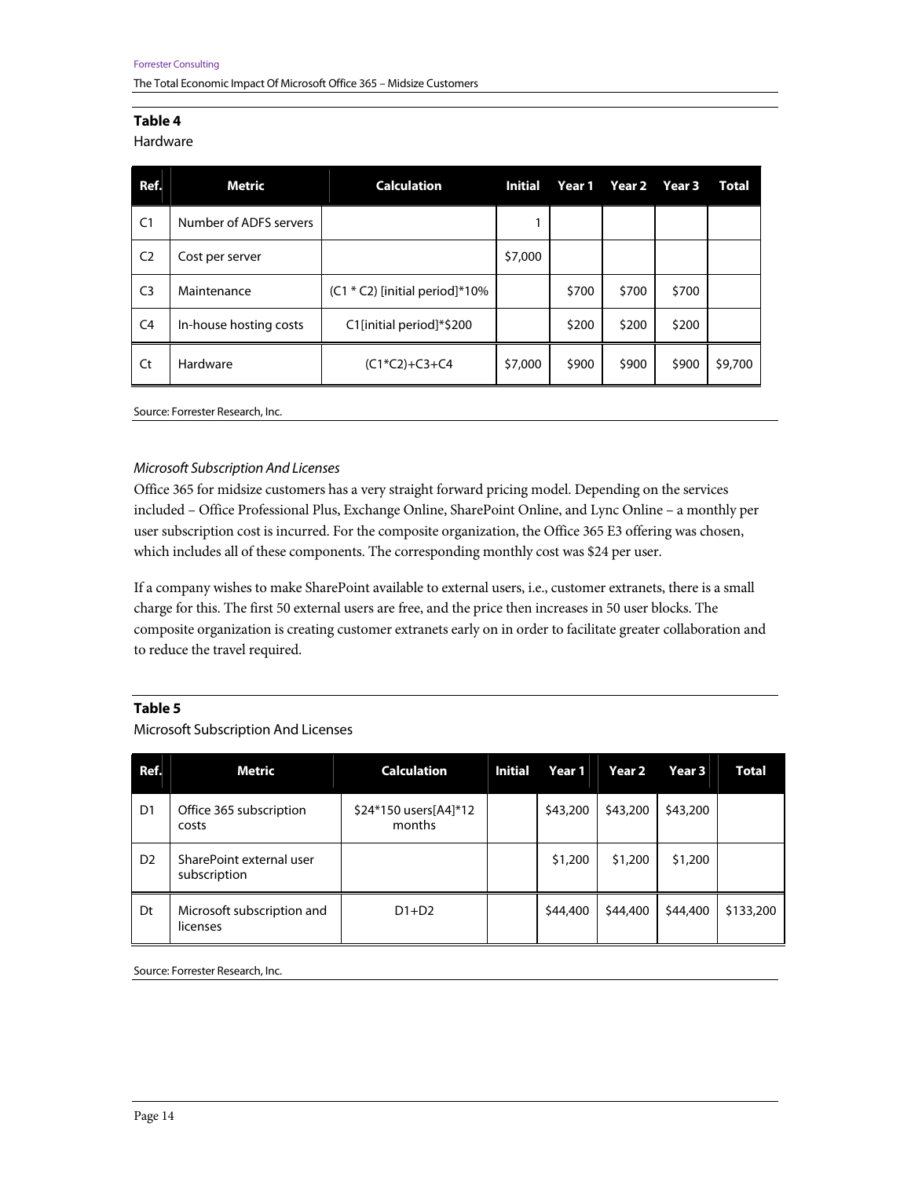**Table 4**

Hardware

| Ref. | Metric | Calculation | Initial | Year 1 | Year 2 | Year 3 | Total |
|---|---|---|---|---|---|---|---|
| C1 | Number of ADFS servers | | 1 | | | | |
| C2 | Cost per server | | $7,000 | | | | |
| C3 | Maintenance | (C1 * C2) [initial period]*10% | | $700 | $700 | $700 | |
| C4 | In-house hosting costs | C1[initial period]*$200 | | $200 | $200 | $200 | |
| Ct | Hardware | (C1*C2)+C3+C4 | $7,000 | $900 | $900 | $900 | $9,700 |

Source: Forrester Research, Inc.

*Microsoft Subscription And Licenses*

Office 365 for midsize customers has a very straight forward pricing model. Depending on the services included – Office Professional Plus, Exchange Online, SharePoint Online, and Lync Online – a monthly per user subscription cost is incurred. For the composite organization, the Office 365 E3 offering was chosen, which includes all of these components. The corresponding monthly cost was $24 per user.

If a company wishes to make SharePoint available to external users, i.e., customer extranets, there is a small charge for this. The first 50 external users are free, and the price then increases in 50 user blocks. The composite organization is creating customer extranets early on in order to facilitate greater collaboration and to reduce the travel required.

**Table 5**

Microsoft Subscription And Licenses

| Ref. | Metric | Calculation | Initial | Year 1 | Year 2 | Year 3 | Total |
|---|---|---|---|---|---|---|---|
| D1 | Office 365 subscription costs | $24*150 users[A4]*12 months | | $43,200 | $43,200 | $43,200 | |
| D2 | SharePoint external user subscription | | | $1,200 | $1,200 | $1,200 | |
| Dt | Microsoft subscription and licenses | D1+D2 | | $44,400 | $44,400 | $44,400 | $133,200 |

Source: Forrester Research, Inc.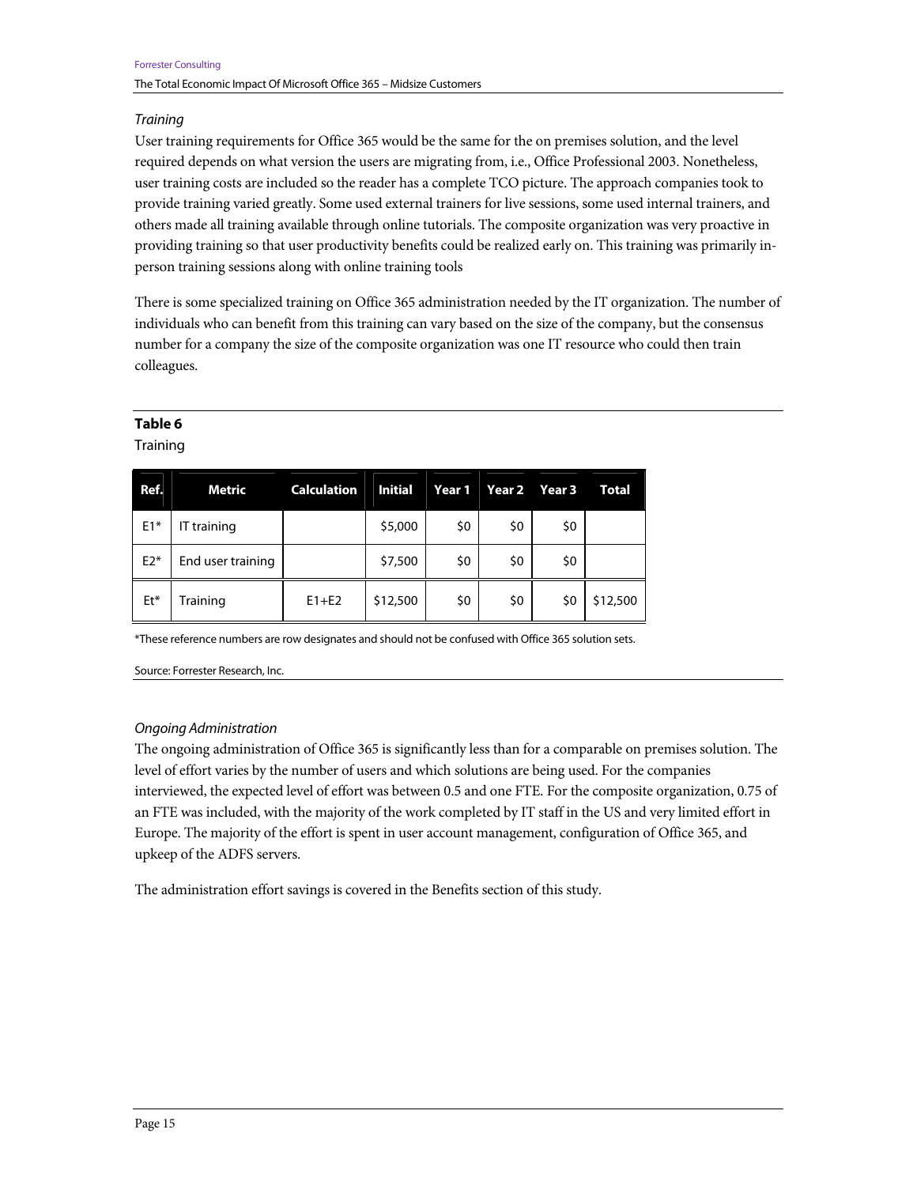*Training*

User training requirements for Office 365 would be the same for the on premises solution, and the level required depends on what version the users are migrating from, i.e., Office Professional 2003. Nonetheless, user training costs are included so the reader has a complete TCO picture. The approach companies took to provide training varied greatly. Some used external trainers for live sessions, some used internal trainers, and others made all training available through online tutorials. The composite organization was very proactive in providing training so that user productivity benefits could be realized early on. This training was primarily in-person training sessions along with online training tools

There is some specialized training on Office 365 administration needed by the IT organization. The number of individuals who can benefit from this training can vary based on the size of the company, but the consensus number for a company the size of the composite organization was one IT resource who could then train colleagues.

**Table 6**

Training

| Ref. | Metric | Calculation | Initial | Year 1 | Year 2 | Year 3 | Total |
|---|---|---|---|---|---|---|---|
| E1* | IT training | | $5,000 | $0 | $0 | $0 | |
| E2* | End user training | | $7,500 | $0 | $0 | $0 | |
| Et* | Training | E1+E2 | $12,500 | $0 | $0 | $0 | $12,500 |

*These reference numbers are row designates and should not be confused with Office 365 solution sets.

Source: Forrester Research, Inc.

*Ongoing Administration*

The ongoing administration of Office 365 is significantly less than for a comparable on premises solution. The level of effort varies by the number of users and which solutions are being used. For the companies interviewed, the expected level of effort was between 0.5 and one FTE. For the composite organization, 0.75 of an FTE was included, with the majority of the work completed by IT staff in the US and very limited effort in Europe. The majority of the effort is spent in user account management, configuration of Office 365, and upkeep of the ADFS servers.

The administration effort savings is covered in the Benefits section of this study.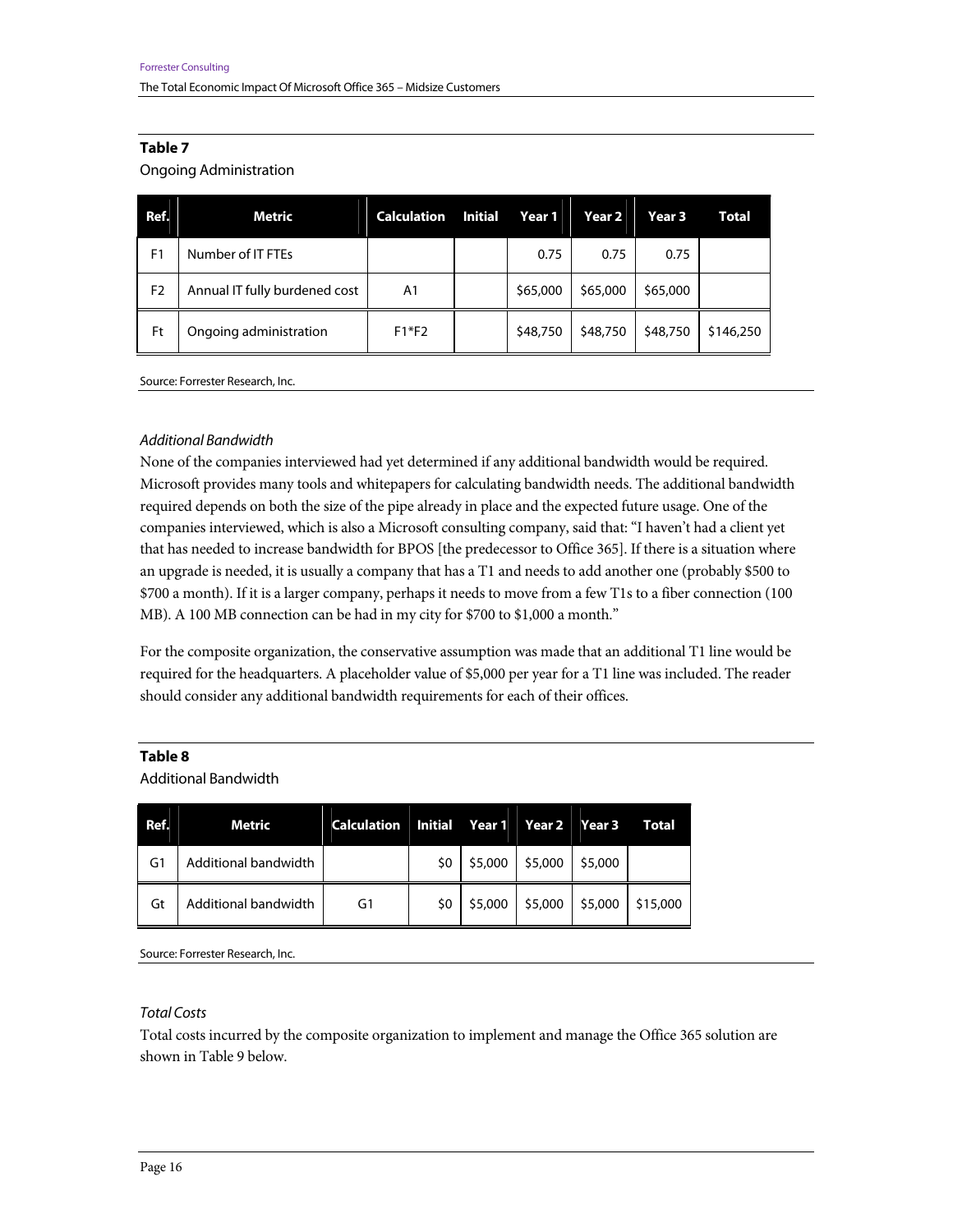**Table 7**

Ongoing Administration

| Ref. | Metric | Calculation | Initial | Year 1 | Year 2 | Year 3 | Total |
|---|---|---|---|---|---|---|---|
| F1 | Number of IT FTEs | | | 0.75 | 0.75 | 0.75 | |
| F2 | Annual IT fully burdened cost | A1 | | $65,000 | $65,000 | $65,000 | |
| Ft | Ongoing administration | F1*F2 | | $48,750 | $48,750 | $48,750 | $146,250 |

Source: Forrester Research, Inc.

*Additional Bandwidth*

None of the companies interviewed had yet determined if any additional bandwidth would be required. Microsoft provides many tools and whitepapers for calculating bandwidth needs. The additional bandwidth required depends on both the size of the pipe already in place and the expected future usage. One of the companies interviewed, which is also a Microsoft consulting company, said that: "I haven't had a client yet that has needed to increase bandwidth for BPOS [the predecessor to Office 365]. If there is a situation where an upgrade is needed, it is usually a company that has a T1 and needs to add another one (probably $500 to $700 a month). If it is a larger company, perhaps it needs to move from a few T1s to a fiber connection (100 MB). A 100 MB connection can be had in my city for $700 to $1,000 a month."

For the composite organization, the conservative assumption was made that an additional T1 line would be required for the headquarters. A placeholder value of $5,000 per year for a T1 line was included. The reader should consider any additional bandwidth requirements for each of their offices.

**Table 8**

Additional Bandwidth

| Ref. | Metric | Calculation | Initial | Year 1 | Year 2 | Year 3 | Total |
|---|---|---|---|---|---|---|---|
| G1 | Additional bandwidth | | $0 | $5,000 | $5,000 | $5,000 | |
| Gt | Additional bandwidth | G1 | $0 | $5,000 | $5,000 | $5,000 | $15,000 |

Source: Forrester Research, Inc.

*Total Costs*

Total costs incurred by the composite organization to implement and manage the Office 365 solution are shown in Table 9 below.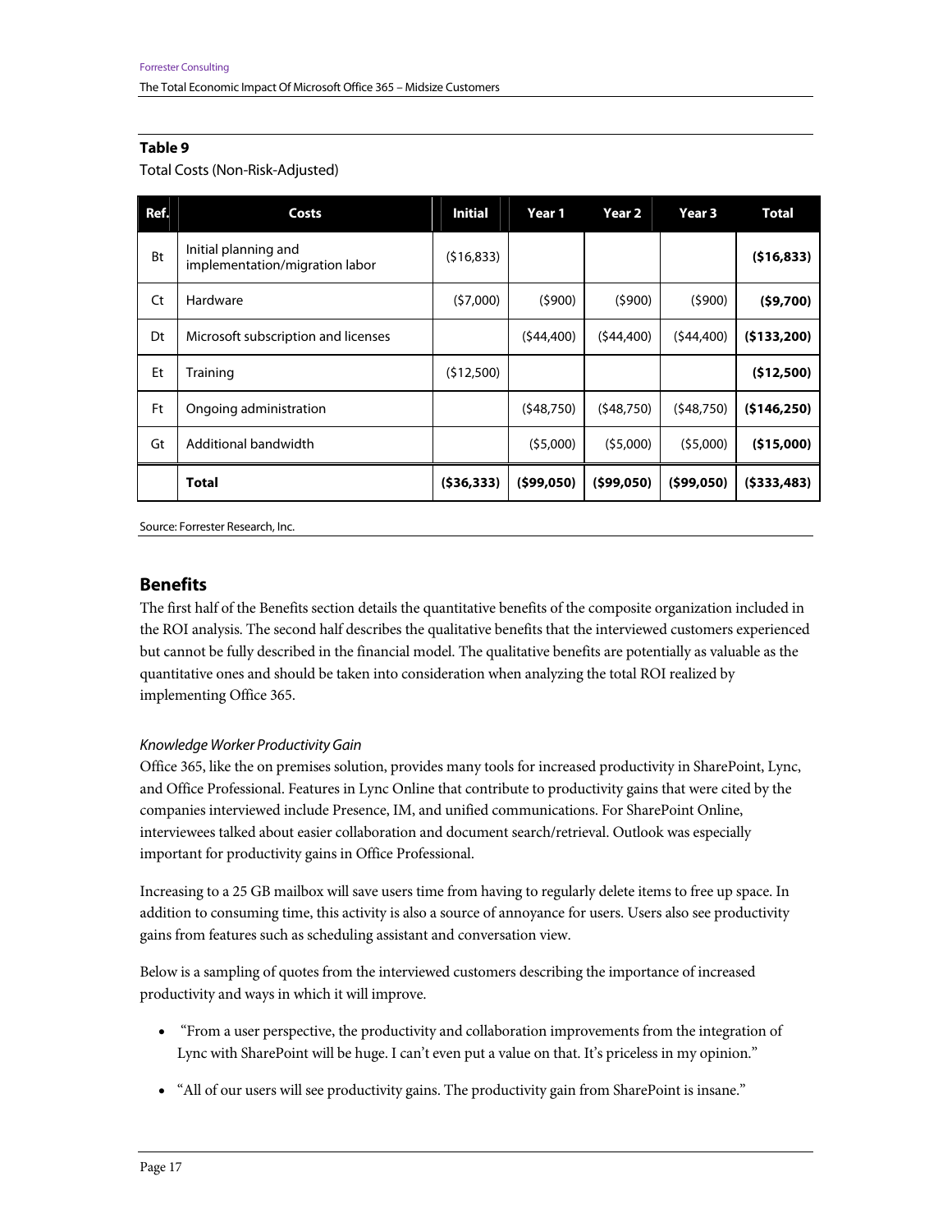**Table 9**

Total Costs (Non-Risk-Adjusted)

| Ref. | Costs | Initial | Year 1 | Year 2 | Year 3 | Total |
|---|---|---|---|---|---|---|
| Bt | Initial planning and implementation/migration labor | ($16,833) | | | | **($16,833)** |
| Ct | Hardware | ($7,000) | ($900) | ($900) | ($900) | **($9,700)** |
| Dt | Microsoft subscription and licenses | | ($44,400) | ($44,400) | ($44,400) | **($133,200)** |
| Et | Training | ($12,500) | | | | **($12,500)** |
| Ft | Ongoing administration | | ($48,750) | ($48,750) | ($48,750) | **($146,250)** |
| Gt | Additional bandwidth | | ($5,000) | ($5,000) | ($5,000) | **($15,000)** |
| | **Total** | **($36,333)** | **($99,050)** | **($99,050)** | **($99,050)** | **($333,483)** |

Source: Forrester Research, Inc.

## Benefits

The first half of the Benefits section details the quantitative benefits of the composite organization included in the ROI analysis. The second half describes the qualitative benefits that the interviewed customers experienced but cannot be fully described in the financial model. The qualitative benefits are potentially as valuable as the quantitative ones and should be taken into consideration when analyzing the total ROI realized by implementing Office 365.

### *Knowledge Worker Productivity Gain*

Office 365, like the on premises solution, provides many tools for increased productivity in SharePoint, Lync, and Office Professional. Features in Lync Online that contribute to productivity gains that were cited by the companies interviewed include Presence, IM, and unified communications. For SharePoint Online, interviewees talked about easier collaboration and document search/retrieval. Outlook was especially important for productivity gains in Office Professional.

Increasing to a 25 GB mailbox will save users time from having to regularly delete items to free up space. In addition to consuming time, this activity is also a source of annoyance for users. Users also see productivity gains from features such as scheduling assistant and conversation view.

Below is a sampling of quotes from the interviewed customers describing the importance of increased productivity and ways in which it will improve.

- "From a user perspective, the productivity and collaboration improvements from the integration of Lync with SharePoint will be huge. I can't even put a value on that. It's priceless in my opinion."
- "All of our users will see productivity gains. The productivity gain from SharePoint is insane."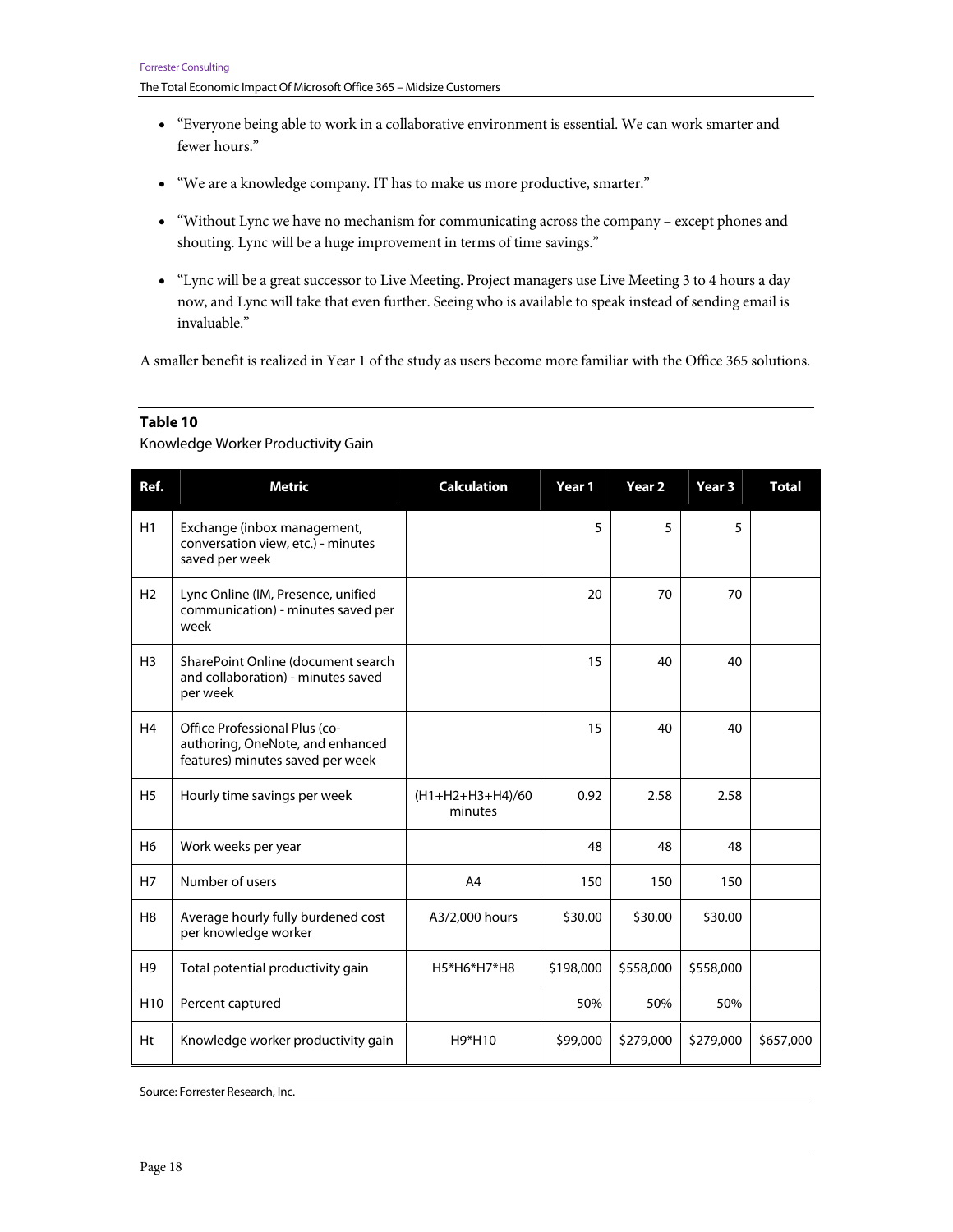- "Everyone being able to work in a collaborative environment is essential. We can work smarter and fewer hours."

- "We are a knowledge company. IT has to make us more productive, smarter."

- "Without Lync we have no mechanism for communicating across the company – except phones and shouting. Lync will be a huge improvement in terms of time savings."

- "Lync will be a great successor to Live Meeting. Project managers use Live Meeting 3 to 4 hours a day now, and Lync will take that even further. Seeing who is available to speak instead of sending email is invaluable."

A smaller benefit is realized in Year 1 of the study as users become more familiar with the Office 365 solutions.

**Table 10**

Knowledge Worker Productivity Gain

| Ref. | Metric | Calculation | Year 1 | Year 2 | Year 3 | Total |
|---|---|---|---|---|---|---|
| H1 | Exchange (inbox management, conversation view, etc.) - minutes saved per week | | 5 | 5 | 5 | |
| H2 | Lync Online (IM, Presence, unified communication) - minutes saved per week | | 20 | 70 | 70 | |
| H3 | SharePoint Online (document search and collaboration) - minutes saved per week | | 15 | 40 | 40 | |
| H4 | Office Professional Plus (co-authoring, OneNote, and enhanced features) minutes saved per week | | 15 | 40 | 40 | |
| H5 | Hourly time savings per week | (H1+H2+H3+H4)/60 minutes | 0.92 | 2.58 | 2.58 | |
| H6 | Work weeks per year | | 48 | 48 | 48 | |
| H7 | Number of users | A4 | 150 | 150 | 150 | |
| H8 | Average hourly fully burdened cost per knowledge worker | A3/2,000 hours | $30.00 | $30.00 | $30.00 | |
| H9 | Total potential productivity gain | H5*H6*H7*H8 | $198,000 | $558,000 | $558,000 | |
| H10 | Percent captured | | 50% | 50% | 50% | |
| Ht | Knowledge worker productivity gain | H9*H10 | $99,000 | $279,000 | $279,000 | $657,000 |

Source: Forrester Research, Inc.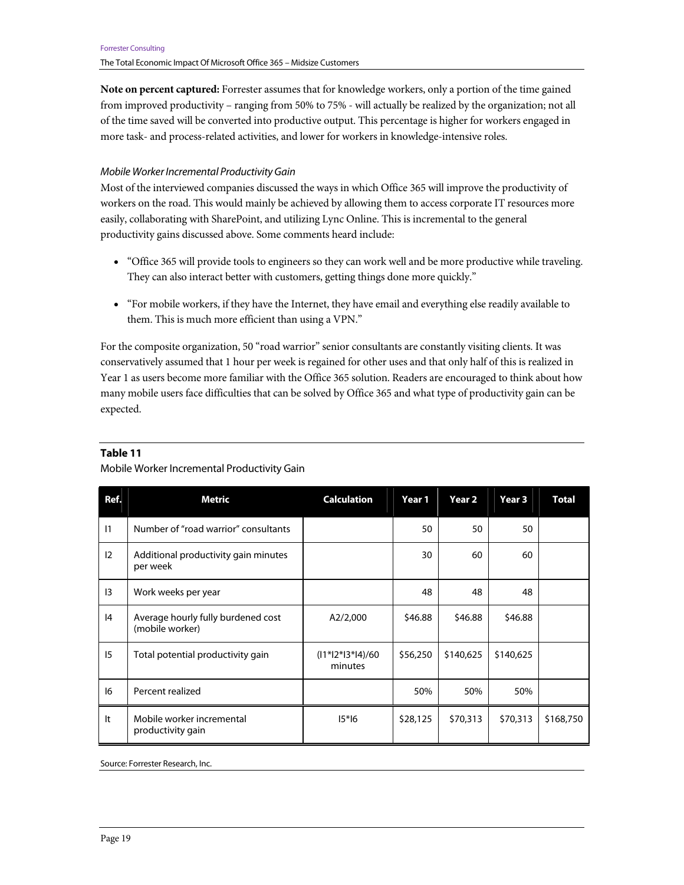**Note on percent captured:** Forrester assumes that for knowledge workers, only a portion of the time gained from improved productivity – ranging from 50% to 75% - will actually be realized by the organization; not all of the time saved will be converted into productive output. This percentage is higher for workers engaged in more task- and process-related activities, and lower for workers in knowledge-intensive roles.

*Mobile Worker Incremental Productivity Gain*

Most of the interviewed companies discussed the ways in which Office 365 will improve the productivity of workers on the road. This would mainly be achieved by allowing them to access corporate IT resources more easily, collaborating with SharePoint, and utilizing Lync Online. This is incremental to the general productivity gains discussed above. Some comments heard include:

- "Office 365 will provide tools to engineers so they can work well and be more productive while traveling. They can also interact better with customers, getting things done more quickly."
- "For mobile workers, if they have the Internet, they have email and everything else readily available to them. This is much more efficient than using a VPN."

For the composite organization, 50 "road warrior" senior consultants are constantly visiting clients. It was conservatively assumed that 1 hour per week is regained for other uses and that only half of this is realized in Year 1 as users become more familiar with the Office 365 solution. Readers are encouraged to think about how many mobile users face difficulties that can be solved by Office 365 and what type of productivity gain can be expected.

**Table 11**

Mobile Worker Incremental Productivity Gain

| Ref. | Metric | Calculation | Year 1 | Year 2 | Year 3 | Total |
|---|---|---|---|---|---|---|
| I1 | Number of "road warrior" consultants | | 50 | 50 | 50 | |
| I2 | Additional productivity gain minutes per week | | 30 | 60 | 60 | |
| I3 | Work weeks per year | | 48 | 48 | 48 | |
| I4 | Average hourly fully burdened cost (mobile worker) | A2/2,000 | $46.88 | $46.88 | $46.88 | |
| I5 | Total potential productivity gain | (I1*I2*I3*I4)/60 minutes | $56,250 | $140,625 | $140,625 | |
| I6 | Percent realized | | 50% | 50% | 50% | |
| It | Mobile worker incremental productivity gain | I5*I6 | $28,125 | $70,313 | $70,313 | $168,750 |

Source: Forrester Research, Inc.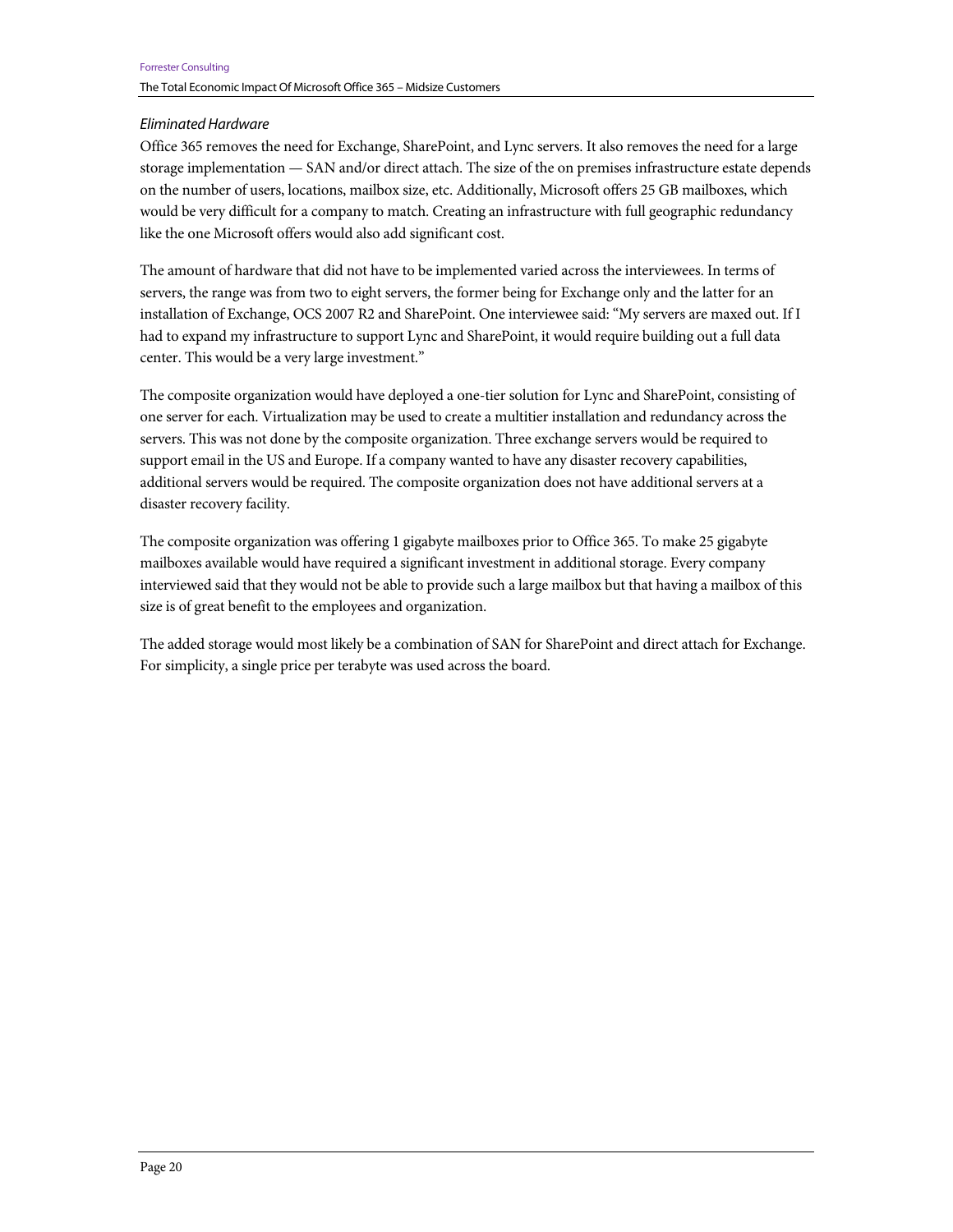*Eliminated Hardware*

Office 365 removes the need for Exchange, SharePoint, and Lync servers. It also removes the need for a large storage implementation — SAN and/or direct attach. The size of the on premises infrastructure estate depends on the number of users, locations, mailbox size, etc. Additionally, Microsoft offers 25 GB mailboxes, which would be very difficult for a company to match. Creating an infrastructure with full geographic redundancy like the one Microsoft offers would also add significant cost.

The amount of hardware that did not have to be implemented varied across the interviewees. In terms of servers, the range was from two to eight servers, the former being for Exchange only and the latter for an installation of Exchange, OCS 2007 R2 and SharePoint. One interviewee said: "My servers are maxed out. If I had to expand my infrastructure to support Lync and SharePoint, it would require building out a full data center. This would be a very large investment."

The composite organization would have deployed a one-tier solution for Lync and SharePoint, consisting of one server for each. Virtualization may be used to create a multitier installation and redundancy across the servers. This was not done by the composite organization. Three exchange servers would be required to support email in the US and Europe. If a company wanted to have any disaster recovery capabilities, additional servers would be required. The composite organization does not have additional servers at a disaster recovery facility.

The composite organization was offering 1 gigabyte mailboxes prior to Office 365. To make 25 gigabyte mailboxes available would have required a significant investment in additional storage. Every company interviewed said that they would not be able to provide such a large mailbox but that having a mailbox of this size is of great benefit to the employees and organization.

The added storage would most likely be a combination of SAN for SharePoint and direct attach for Exchange. For simplicity, a single price per terabyte was used across the board.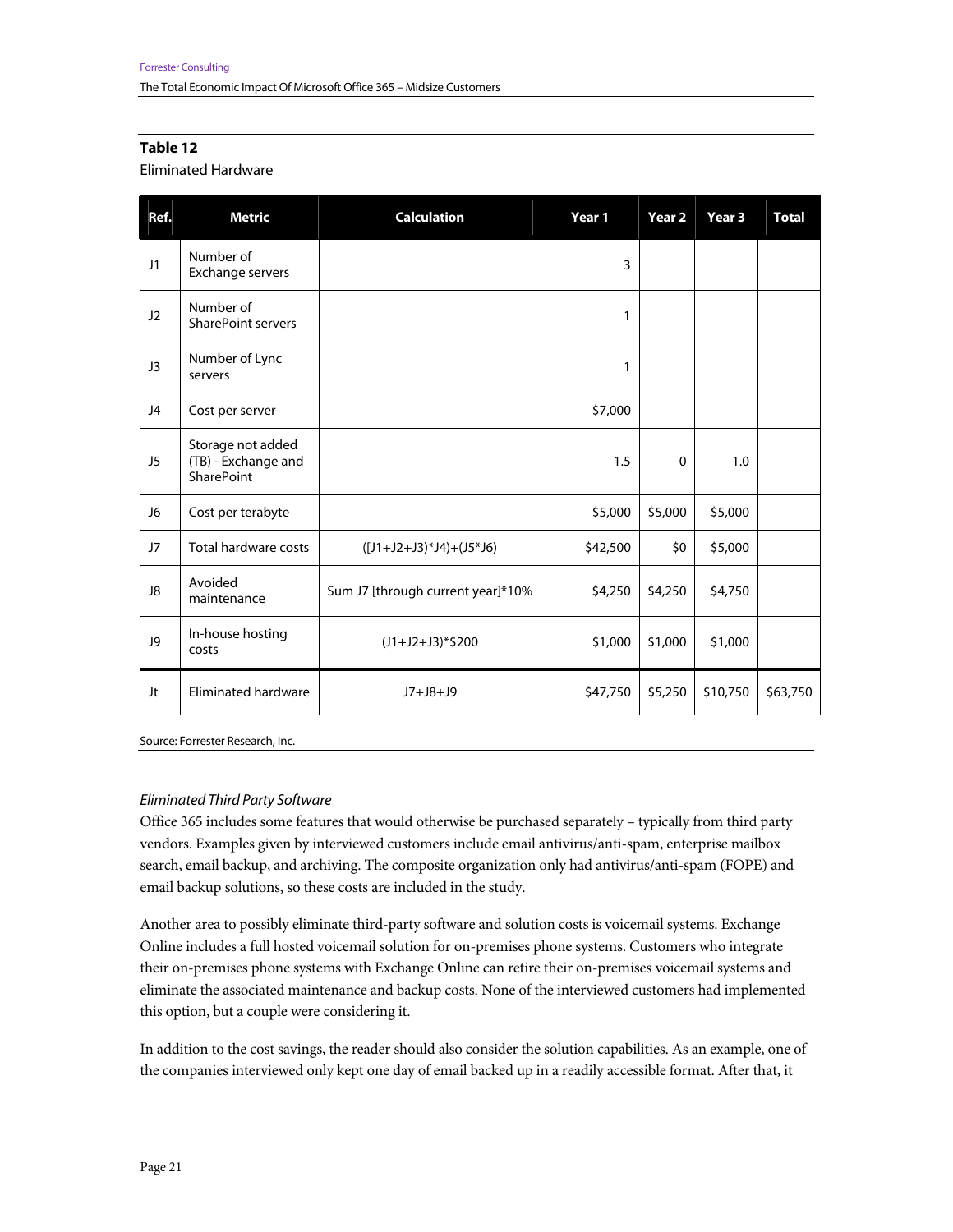**Table 12**

Eliminated Hardware

| Ref. | Metric | Calculation | Year 1 | Year 2 | Year 3 | Total |
|---|---|---|---|---|---|---|
| J1 | Number of Exchange servers | | 3 | | | |
| J2 | Number of SharePoint servers | | 1 | | | |
| J3 | Number of Lync servers | | 1 | | | |
| J4 | Cost per server | | $7,000 | | | |
| J5 | Storage not added (TB) - Exchange and SharePoint | | 1.5 | 0 | 1.0 | |
| J6 | Cost per terabyte | | $5,000 | $5,000 | $5,000 | |
| J7 | Total hardware costs | ([J1+J2+J3)*J4)+(J5*J6) | $42,500 | $0 | $5,000 | |
| J8 | Avoided maintenance | Sum J7 [through current year]*10% | $4,250 | $4,250 | $4,750 | |
| J9 | In-house hosting costs | (J1+J2+J3)*$200 | $1,000 | $1,000 | $1,000 | |
| Jt | Eliminated hardware | J7+J8+J9 | $47,750 | $5,250 | $10,750 | $63,750 |

Source: Forrester Research, Inc.

*Eliminated Third Party Software*

Office 365 includes some features that would otherwise be purchased separately – typically from third party vendors. Examples given by interviewed customers include email antivirus/anti-spam, enterprise mailbox search, email backup, and archiving. The composite organization only had antivirus/anti-spam (FOPE) and email backup solutions, so these costs are included in the study.

Another area to possibly eliminate third-party software and solution costs is voicemail systems. Exchange Online includes a full hosted voicemail solution for on-premises phone systems. Customers who integrate their on-premises phone systems with Exchange Online can retire their on-premises voicemail systems and eliminate the associated maintenance and backup costs. None of the interviewed customers had implemented this option, but a couple were considering it.

In addition to the cost savings, the reader should also consider the solution capabilities. As an example, one of the companies interviewed only kept one day of email backed up in a readily accessible format. After that, it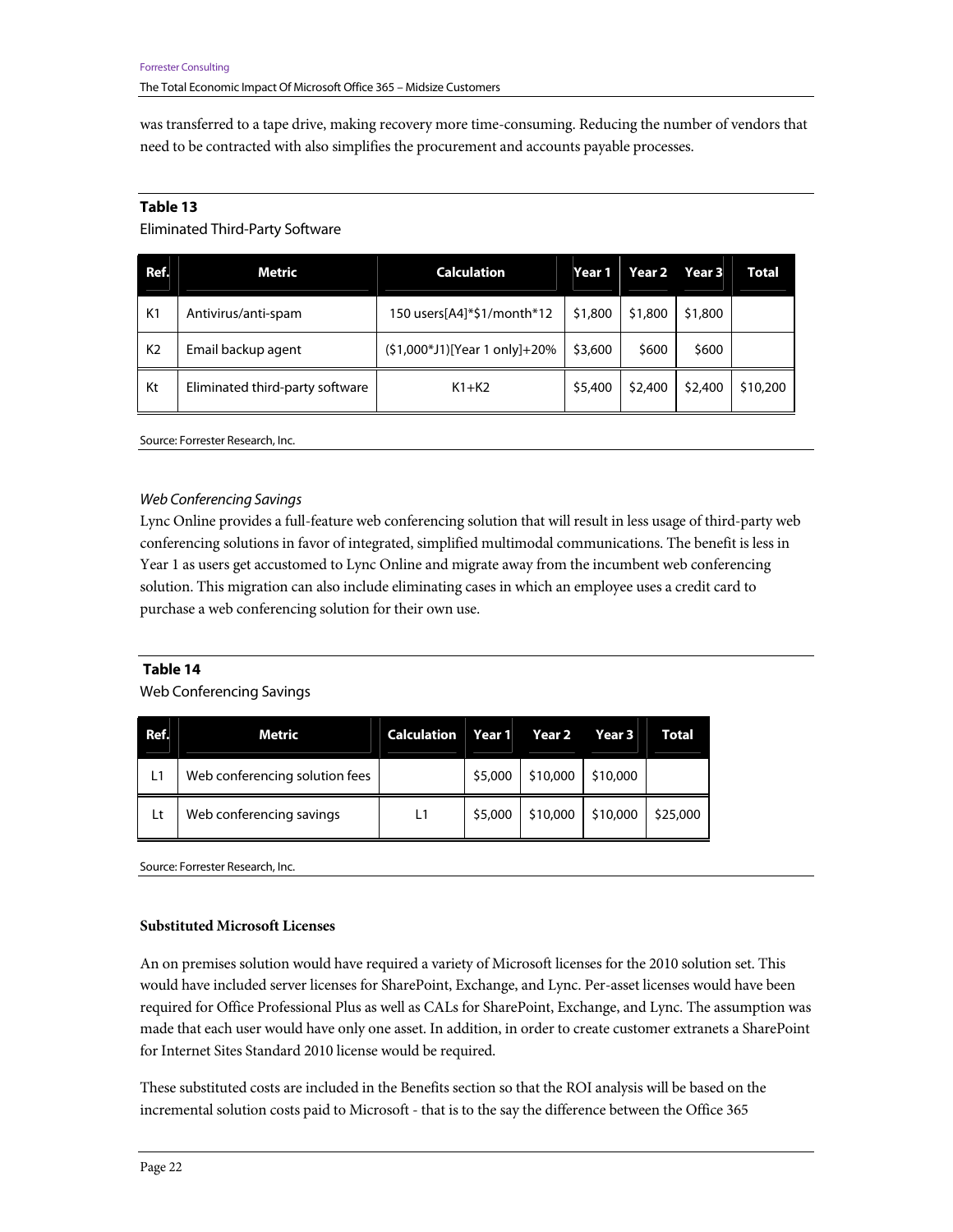was transferred to a tape drive, making recovery more time-consuming. Reducing the number of vendors that need to be contracted with also simplifies the procurement and accounts payable processes.

**Table 13**

Eliminated Third-Party Software

| Ref. | Metric | Calculation | Year 1 | Year 2 | Year 3 | Total |
|---|---|---|---|---|---|---|
| K1 | Antivirus/anti-spam | 150 users[A4]*$1/month*12 | $1,800 | $1,800 | $1,800 | |
| K2 | Email backup agent | ($1,000*J1)[Year 1 only]+20% | $3,600 | $600 | $600 | |
| Kt | Eliminated third-party software | K1+K2 | $5,400 | $2,400 | $2,400 | $10,200 |

Source: Forrester Research, Inc.

*Web Conferencing Savings*

Lync Online provides a full-feature web conferencing solution that will result in less usage of third-party web conferencing solutions in favor of integrated, simplified multimodal communications. The benefit is less in Year 1 as users get accustomed to Lync Online and migrate away from the incumbent web conferencing solution. This migration can also include eliminating cases in which an employee uses a credit card to purchase a web conferencing solution for their own use.

**Table 14**

Web Conferencing Savings

| Ref. | Metric | Calculation | Year 1 | Year 2 | Year 3 | Total |
|---|---|---|---|---|---|---|
| L1 | Web conferencing solution fees | | $5,000 | $10,000 | $10,000 | |
| Lt | Web conferencing savings | L1 | $5,000 | $10,000 | $10,000 | $25,000 |

Source: Forrester Research, Inc.

**Substituted Microsoft Licenses**

An on premises solution would have required a variety of Microsoft licenses for the 2010 solution set. This would have included server licenses for SharePoint, Exchange, and Lync. Per-asset licenses would have been required for Office Professional Plus as well as CALs for SharePoint, Exchange, and Lync. The assumption was made that each user would have only one asset. In addition, in order to create customer extranets a SharePoint for Internet Sites Standard 2010 license would be required.

These substituted costs are included in the Benefits section so that the ROI analysis will be based on the incremental solution costs paid to Microsoft - that is to the say the difference between the Office 365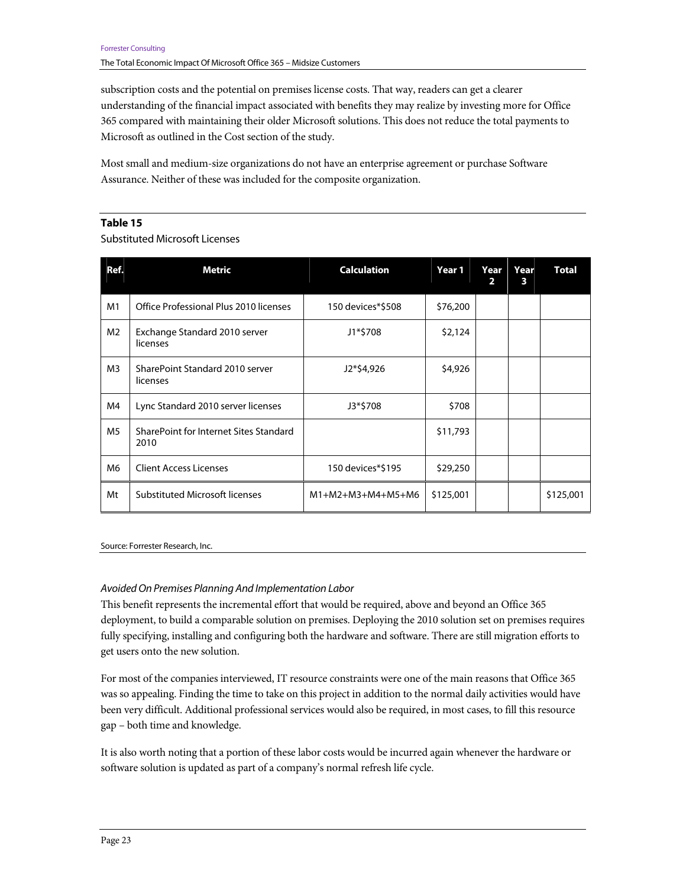subscription costs and the potential on premises license costs. That way, readers can get a clearer understanding of the financial impact associated with benefits they may realize by investing more for Office 365 compared with maintaining their older Microsoft solutions. This does not reduce the total payments to Microsoft as outlined in the Cost section of the study.

Most small and medium-size organizations do not have an enterprise agreement or purchase Software Assurance. Neither of these was included for the composite organization.

**Table 15**

Substituted Microsoft Licenses

| Ref. | Metric | Calculation | Year 1 | Year 2 | Year 3 | Total |
|---|---|---|---|---|---|---|
| M1 | Office Professional Plus 2010 licenses | 150 devices*$508 | $76,200 | | | |
| M2 | Exchange Standard 2010 server licenses | J1*$708 | $2,124 | | | |
| M3 | SharePoint Standard 2010 server licenses | J2*$4,926 | $4,926 | | | |
| M4 | Lync Standard 2010 server licenses | J3*$708 | $708 | | | |
| M5 | SharePoint for Internet Sites Standard 2010 | | $11,793 | | | |
| M6 | Client Access Licenses | 150 devices*$195 | $29,250 | | | |
| Mt | Substituted Microsoft licenses | M1+M2+M3+M4+M5+M6 | $125,001 | | | $125,001 |

Source: Forrester Research, Inc.

*Avoided On Premises Planning And Implementation Labor*

This benefit represents the incremental effort that would be required, above and beyond an Office 365 deployment, to build a comparable solution on premises. Deploying the 2010 solution set on premises requires fully specifying, installing and configuring both the hardware and software. There are still migration efforts to get users onto the new solution.

For most of the companies interviewed, IT resource constraints were one of the main reasons that Office 365 was so appealing. Finding the time to take on this project in addition to the normal daily activities would have been very difficult. Additional professional services would also be required, in most cases, to fill this resource gap – both time and knowledge.

It is also worth noting that a portion of these labor costs would be incurred again whenever the hardware or software solution is updated as part of a company's normal refresh life cycle.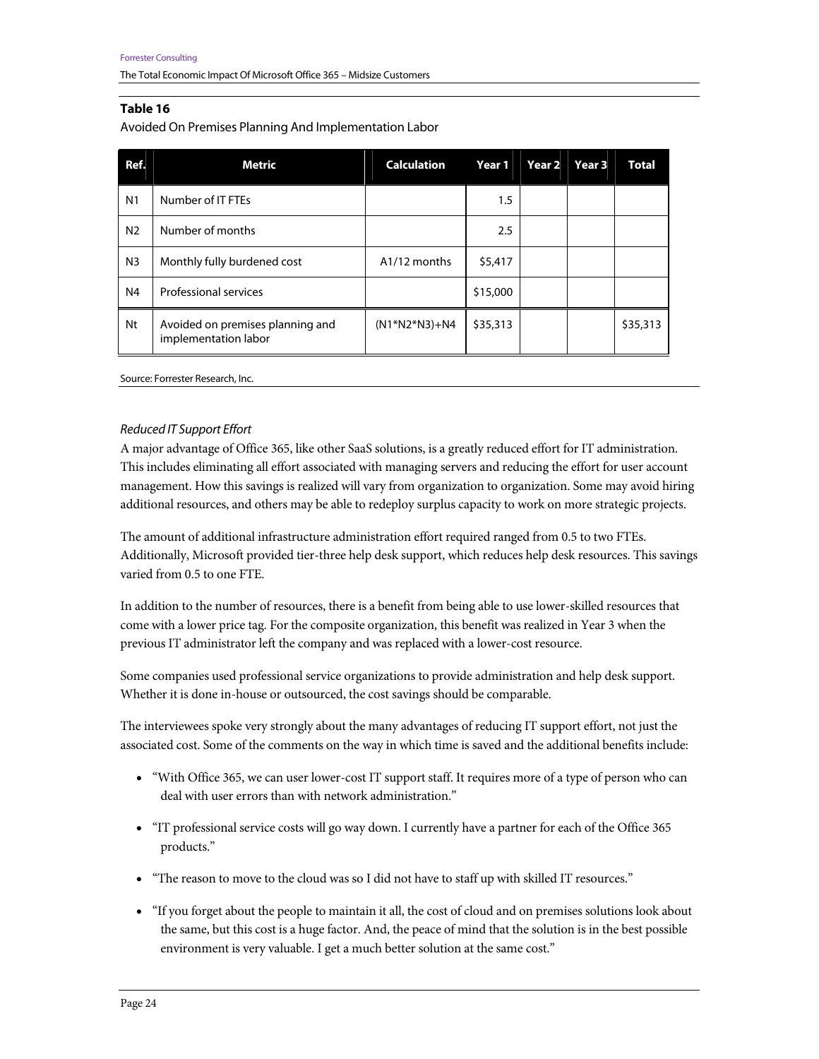**Table 16**

Avoided On Premises Planning And Implementation Labor

| Ref. | Metric | Calculation | Year 1 | Year 2 | Year 3 | Total |
|---|---|---|---|---|---|---|
| N1 | Number of IT FTEs | | 1.5 | | | |
| N2 | Number of months | | 2.5 | | | |
| N3 | Monthly fully burdened cost | A1/12 months | $5,417 | | | |
| N4 | Professional services | | $15,000 | | | |
| Nt | Avoided on premises planning and implementation labor | (N1*N2*N3)+N4 | $35,313 | | | $35,313 |

Source: Forrester Research, Inc.

*Reduced IT Support Effort*

A major advantage of Office 365, like other SaaS solutions, is a greatly reduced effort for IT administration. This includes eliminating all effort associated with managing servers and reducing the effort for user account management. How this savings is realized will vary from organization to organization. Some may avoid hiring additional resources, and others may be able to redeploy surplus capacity to work on more strategic projects.

The amount of additional infrastructure administration effort required ranged from 0.5 to two FTEs. Additionally, Microsoft provided tier-three help desk support, which reduces help desk resources. This savings varied from 0.5 to one FTE.

In addition to the number of resources, there is a benefit from being able to use lower-skilled resources that come with a lower price tag. For the composite organization, this benefit was realized in Year 3 when the previous IT administrator left the company and was replaced with a lower-cost resource.

Some companies used professional service organizations to provide administration and help desk support. Whether it is done in-house or outsourced, the cost savings should be comparable.

The interviewees spoke very strongly about the many advantages of reducing IT support effort, not just the associated cost. Some of the comments on the way in which time is saved and the additional benefits include:

- "With Office 365, we can user lower-cost IT support staff. It requires more of a type of person who can deal with user errors than with network administration."
- "IT professional service costs will go way down. I currently have a partner for each of the Office 365 products."
- "The reason to move to the cloud was so I did not have to staff up with skilled IT resources."
- "If you forget about the people to maintain it all, the cost of cloud and on premises solutions look about the same, but this cost is a huge factor. And, the peace of mind that the solution is in the best possible environment is very valuable. I get a much better solution at the same cost."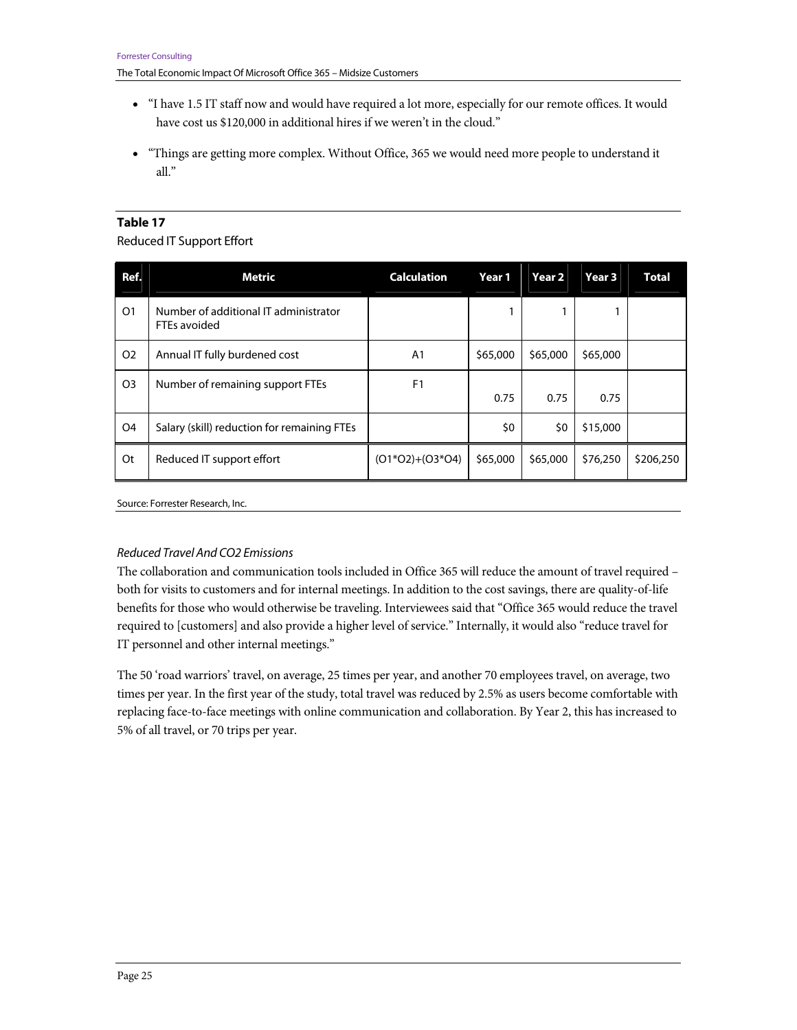- "I have 1.5 IT staff now and would have required a lot more, especially for our remote offices. It would have cost us $120,000 in additional hires if we weren't in the cloud."
- "Things are getting more complex. Without Office, 365 we would need more people to understand it all."

**Table 17**

Reduced IT Support Effort

| Ref. | Metric | Calculation | Year 1 | Year 2 | Year 3 | Total |
|---|---|---|---|---|---|---|
| O1 | Number of additional IT administrator FTEs avoided | | 1 | 1 | 1 | |
| O2 | Annual IT fully burdened cost | A1 | $65,000 | $65,000 | $65,000 | |
| O3 | Number of remaining support FTEs | F1 | 0.75 | 0.75 | 0.75 | |
| O4 | Salary (skill) reduction for remaining FTEs | | $0 | $0 | $15,000 | |
| Ot | Reduced IT support effort | (O1*O2)+(O3*O4) | $65,000 | $65,000 | $76,250 | $206,250 |

Source: Forrester Research, Inc.

*Reduced Travel And CO2 Emissions*

The collaboration and communication tools included in Office 365 will reduce the amount of travel required – both for visits to customers and for internal meetings. In addition to the cost savings, there are quality-of-life benefits for those who would otherwise be traveling. Interviewees said that "Office 365 would reduce the travel required to [customers] and also provide a higher level of service." Internally, it would also "reduce travel for IT personnel and other internal meetings."

The 50 'road warriors' travel, on average, 25 times per year, and another 70 employees travel, on average, two times per year. In the first year of the study, total travel was reduced by 2.5% as users become comfortable with replacing face-to-face meetings with online communication and collaboration. By Year 2, this has increased to 5% of all travel, or 70 trips per year.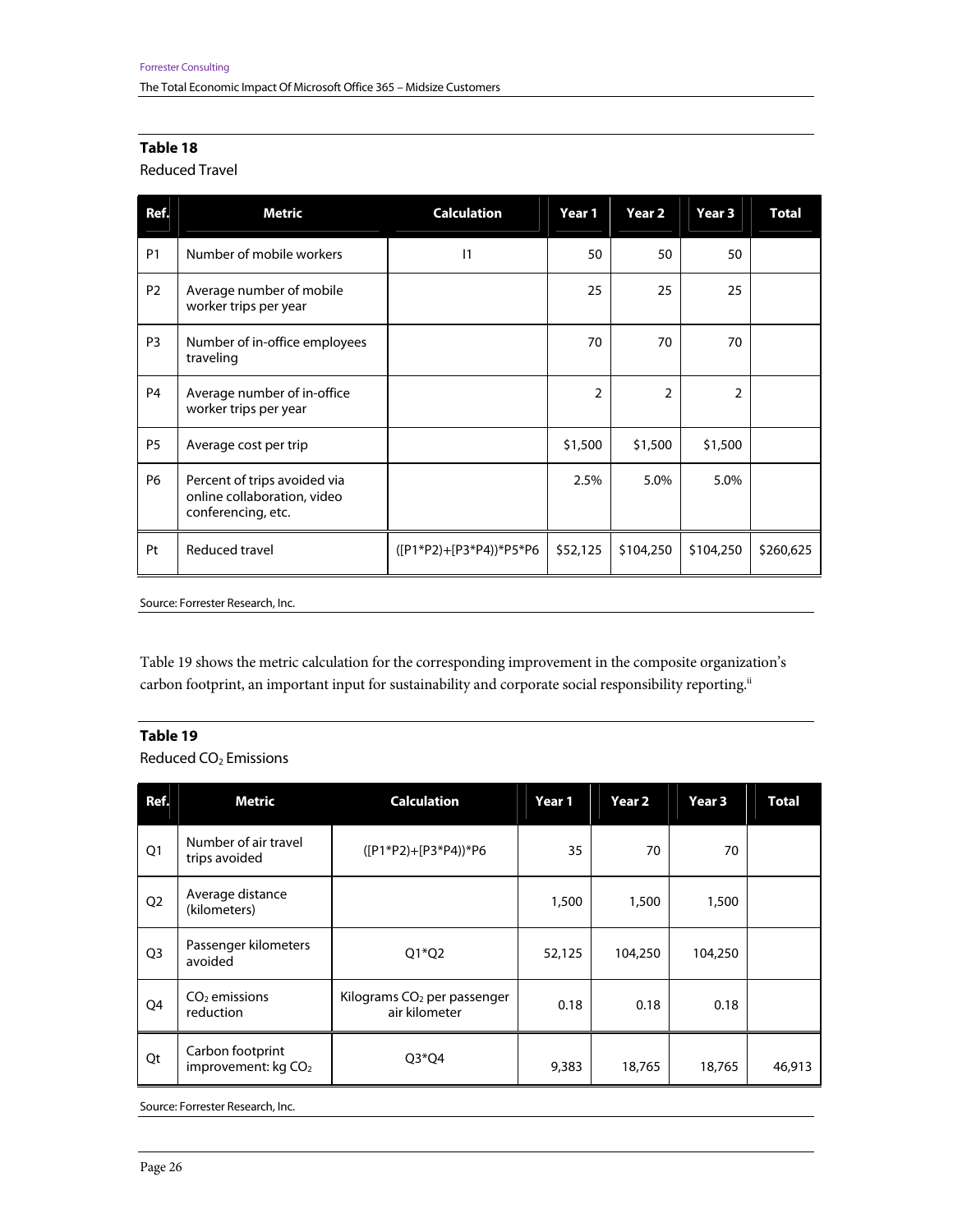**Table 18**

Reduced Travel

| Ref. | Metric | Calculation | Year 1 | Year 2 | Year 3 | Total |
|---|---|---|---|---|---|---|
| P1 | Number of mobile workers | I1 | 50 | 50 | 50 | |
| P2 | Average number of mobile worker trips per year | | 25 | 25 | 25 | |
| P3 | Number of in-office employees traveling | | 70 | 70 | 70 | |
| P4 | Average number of in-office worker trips per year | | 2 | 2 | 2 | |
| P5 | Average cost per trip | | $1,500 | $1,500 | $1,500 | |
| P6 | Percent of trips avoided via online collaboration, video conferencing, etc. | | 2.5% | 5.0% | 5.0% | |
| Pt | Reduced travel | ([P1*P2]+[P3*P4))*P5*P6 | $52,125 | $104,250 | $104,250 | $260,625 |

Source: Forrester Research, Inc.

Table 19 shows the metric calculation for the corresponding improvement in the composite organization's carbon footprint, an important input for sustainability and corporate social responsibility reporting.[ii]

**Table 19**

Reduced $CO_2$ Emissions

| Ref. | Metric | Calculation | Year 1 | Year 2 | Year 3 | Total |
|---|---|---|---|---|---|---|
| Q1 | Number of air travel trips avoided | ([P1*P2]+[P3*P4))*P6 | 35 | 70 | 70 | |
| Q2 | Average distance (kilometers) | | 1,500 | 1,500 | 1,500 | |
| Q3 | Passenger kilometers avoided | Q1*Q2 | 52,125 | 104,250 | 104,250 | |
| Q4 | $CO_2$ emissions reduction | Kilograms $CO_2$ per passenger air kilometer | 0.18 | 0.18 | 0.18 | |
| Qt | Carbon footprint improvement: kg $CO_2$ | Q3*Q4 | 9,383 | 18,765 | 18,765 | 46,913 |

Source: Forrester Research, Inc.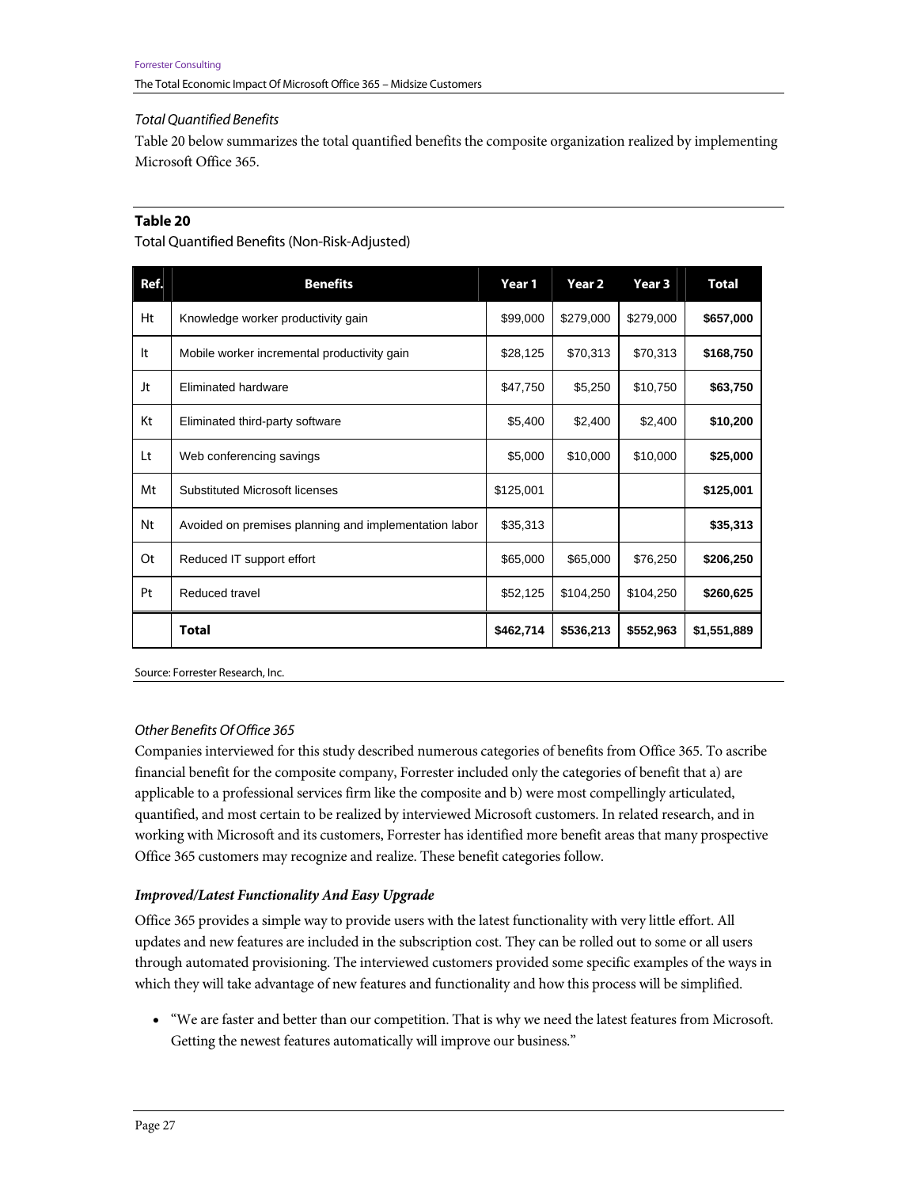*Total Quantified Benefits*

Table 20 below summarizes the total quantified benefits the composite organization realized by implementing Microsoft Office 365.

**Table 20**

Total Quantified Benefits (Non-Risk-Adjusted)

| Ref. | Benefits | Year 1 | Year 2 | Year 3 | Total |
|---|---|---|---|---|---|
| Ht | Knowledge worker productivity gain | $99,000 | $279,000 | $279,000 | **$657,000** |
| It | Mobile worker incremental productivity gain | $28,125 | $70,313 | $70,313 | **$168,750** |
| Jt | Eliminated hardware | $47,750 | $5,250 | $10,750 | **$63,750** |
| Kt | Eliminated third-party software | $5,400 | $2,400 | $2,400 | **$10,200** |
| Lt | Web conferencing savings | $5,000 | $10,000 | $10,000 | **$25,000** |
| Mt | Substituted Microsoft licenses | $125,001 | | | **$125,001** |
| Nt | Avoided on premises planning and implementation labor | $35,313 | | | **$35,313** |
| Ot | Reduced IT support effort | $65,000 | $65,000 | $76,250 | **$206,250** |
| Pt | Reduced travel | $52,125 | $104,250 | $104,250 | **$260,625** |
| | **Total** | **$462,714** | **$536,213** | **$552,963** | **$1,551,889** |

Source: Forrester Research, Inc.

*Other Benefits Of Office 365*

Companies interviewed for this study described numerous categories of benefits from Office 365. To ascribe financial benefit for the composite company, Forrester included only the categories of benefit that a) are applicable to a professional services firm like the composite and b) were most compellingly articulated, quantified, and most certain to be realized by interviewed Microsoft customers. In related research, and in working with Microsoft and its customers, Forrester has identified more benefit areas that many prospective Office 365 customers may recognize and realize. These benefit categories follow.

***Improved/Latest Functionality And Easy Upgrade***

Office 365 provides a simple way to provide users with the latest functionality with very little effort. All updates and new features are included in the subscription cost. They can be rolled out to some or all users through automated provisioning. The interviewed customers provided some specific examples of the ways in which they will take advantage of new features and functionality and how this process will be simplified.

- "We are faster and better than our competition. That is why we need the latest features from Microsoft. Getting the newest features automatically will improve our business."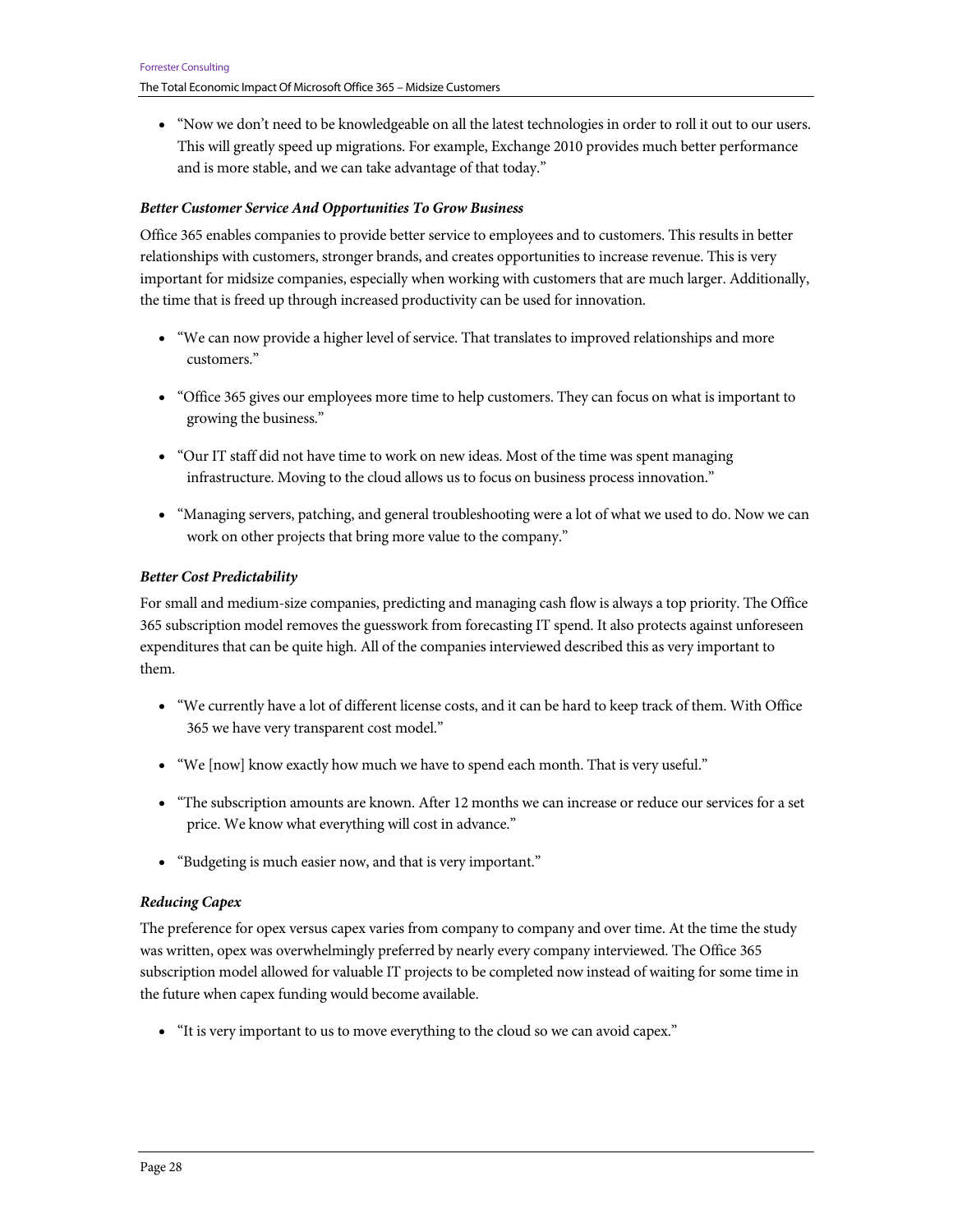- "Now we don't need to be knowledgeable on all the latest technologies in order to roll it out to our users. This will greatly speed up migrations. For example, Exchange 2010 provides much better performance and is more stable, and we can take advantage of that today."

***Better Customer Service And Opportunities To Grow Business***

Office 365 enables companies to provide better service to employees and to customers. This results in better relationships with customers, stronger brands, and creates opportunities to increase revenue. This is very important for midsize companies, especially when working with customers that are much larger. Additionally, the time that is freed up through increased productivity can be used for innovation.

- "We can now provide a higher level of service. That translates to improved relationships and more customers."
- "Office 365 gives our employees more time to help customers. They can focus on what is important to growing the business."
- "Our IT staff did not have time to work on new ideas. Most of the time was spent managing infrastructure. Moving to the cloud allows us to focus on business process innovation."
- "Managing servers, patching, and general troubleshooting were a lot of what we used to do. Now we can work on other projects that bring more value to the company."

***Better Cost Predictability***

For small and medium-size companies, predicting and managing cash flow is always a top priority. The Office 365 subscription model removes the guesswork from forecasting IT spend. It also protects against unforeseen expenditures that can be quite high. All of the companies interviewed described this as very important to them.

- "We currently have a lot of different license costs, and it can be hard to keep track of them. With Office 365 we have very transparent cost model."
- "We [now] know exactly how much we have to spend each month. That is very useful."
- "The subscription amounts are known. After 12 months we can increase or reduce our services for a set price. We know what everything will cost in advance."
- "Budgeting is much easier now, and that is very important."

***Reducing Capex***

The preference for opex versus capex varies from company to company and over time. At the time the study was written, opex was overwhelmingly preferred by nearly every company interviewed. The Office 365 subscription model allowed for valuable IT projects to be completed now instead of waiting for some time in the future when capex funding would become available.

- "It is very important to us to move everything to the cloud so we can avoid capex."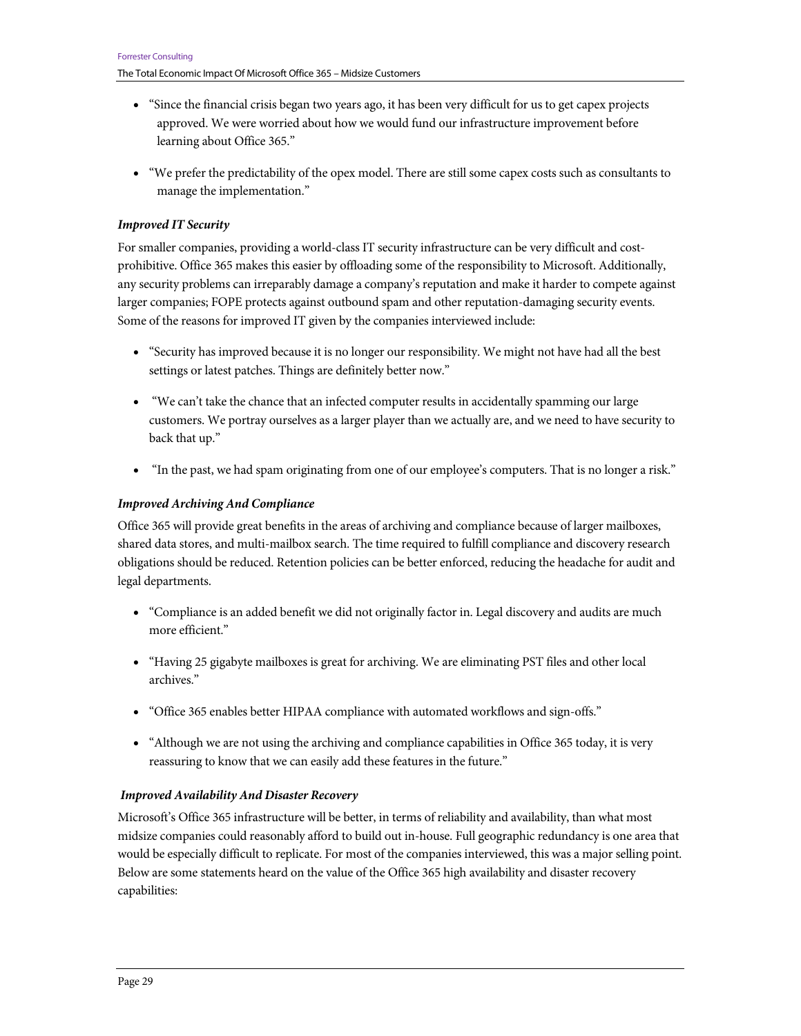- "Since the financial crisis began two years ago, it has been very difficult for us to get capex projects approved. We were worried about how we would fund our infrastructure improvement before learning about Office 365."

- "We prefer the predictability of the opex model. There are still some capex costs such as consultants to manage the implementation."

***Improved IT Security***

For smaller companies, providing a world-class IT security infrastructure can be very difficult and cost-prohibitive. Office 365 makes this easier by offloading some of the responsibility to Microsoft. Additionally, any security problems can irreparably damage a company's reputation and make it harder to compete against larger companies; FOPE protects against outbound spam and other reputation-damaging security events. Some of the reasons for improved IT given by the companies interviewed include:

- "Security has improved because it is no longer our responsibility. We might not have had all the best settings or latest patches. Things are definitely better now."

- "We can't take the chance that an infected computer results in accidentally spamming our large customers. We portray ourselves as a larger player than we actually are, and we need to have security to back that up."

- "In the past, we had spam originating from one of our employee's computers. That is no longer a risk."

***Improved Archiving And Compliance***

Office 365 will provide great benefits in the areas of archiving and compliance because of larger mailboxes, shared data stores, and multi-mailbox search. The time required to fulfill compliance and discovery research obligations should be reduced. Retention policies can be better enforced, reducing the headache for audit and legal departments.

- "Compliance is an added benefit we did not originally factor in. Legal discovery and audits are much more efficient."

- "Having 25 gigabyte mailboxes is great for archiving. We are eliminating PST files and other local archives."

- "Office 365 enables better HIPAA compliance with automated workflows and sign-offs."

- "Although we are not using the archiving and compliance capabilities in Office 365 today, it is very reassuring to know that we can easily add these features in the future."

***Improved Availability And Disaster Recovery***

Microsoft's Office 365 infrastructure will be better, in terms of reliability and availability, than what most midsize companies could reasonably afford to build out in-house. Full geographic redundancy is one area that would be especially difficult to replicate. For most of the companies interviewed, this was a major selling point. Below are some statements heard on the value of the Office 365 high availability and disaster recovery capabilities: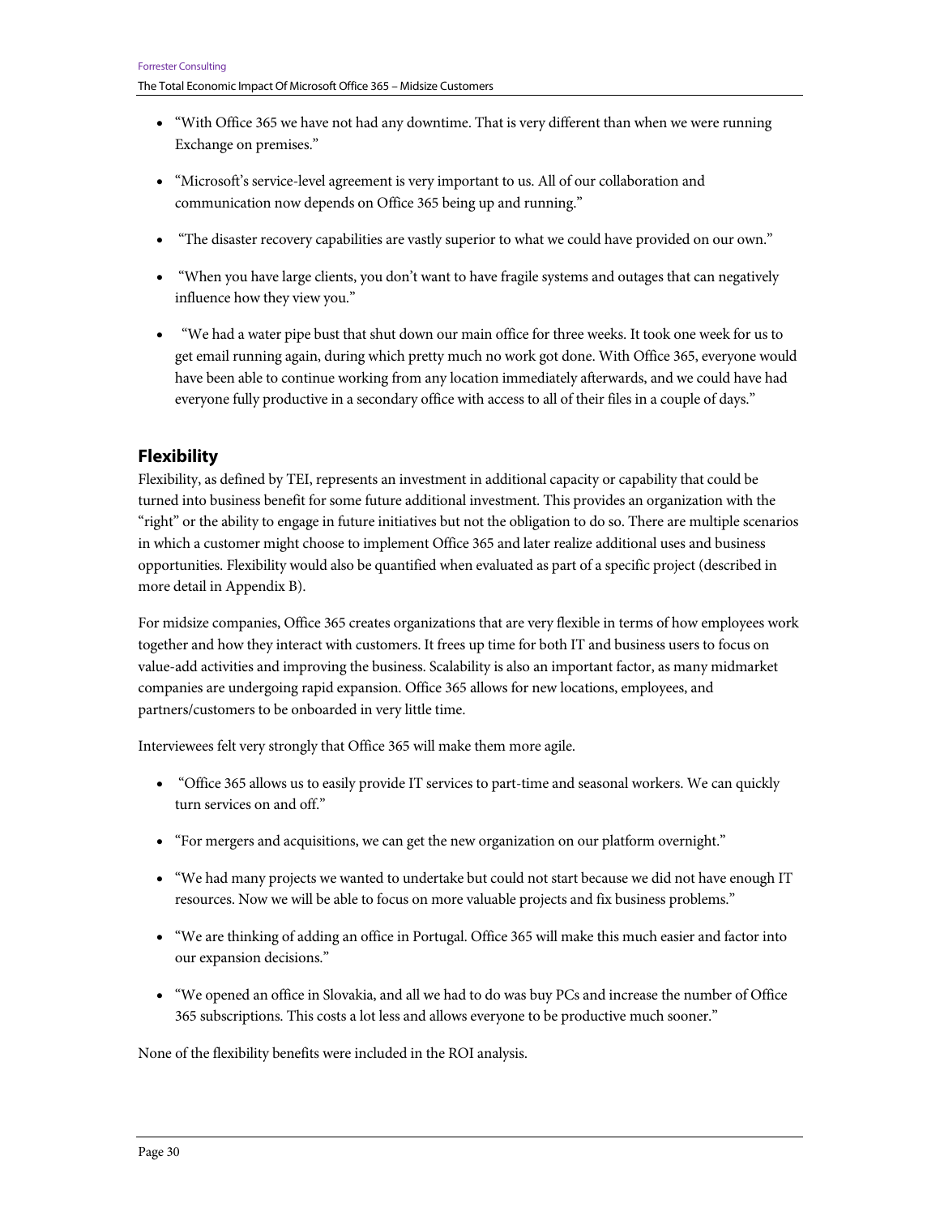- "With Office 365 we have not had any downtime. That is very different than when we were running Exchange on premises."

- "Microsoft's service-level agreement is very important to us. All of our collaboration and communication now depends on Office 365 being up and running."

- "The disaster recovery capabilities are vastly superior to what we could have provided on our own."

- "When you have large clients, you don't want to have fragile systems and outages that can negatively influence how they view you."

- "We had a water pipe bust that shut down our main office for three weeks. It took one week for us to get email running again, during which pretty much no work got done. With Office 365, everyone would have been able to continue working from any location immediately afterwards, and we could have had everyone fully productive in a secondary office with access to all of their files in a couple of days."

## Flexibility

Flexibility, as defined by TEI, represents an investment in additional capacity or capability that could be turned into business benefit for some future additional investment. This provides an organization with the "right" or the ability to engage in future initiatives but not the obligation to do so. There are multiple scenarios in which a customer might choose to implement Office 365 and later realize additional uses and business opportunities. Flexibility would also be quantified when evaluated as part of a specific project (described in more detail in Appendix B).

For midsize companies, Office 365 creates organizations that are very flexible in terms of how employees work together and how they interact with customers. It frees up time for both IT and business users to focus on value-add activities and improving the business. Scalability is also an important factor, as many midmarket companies are undergoing rapid expansion. Office 365 allows for new locations, employees, and partners/customers to be onboarded in very little time.

Interviewees felt very strongly that Office 365 will make them more agile.

- "Office 365 allows us to easily provide IT services to part-time and seasonal workers. We can quickly turn services on and off."

- "For mergers and acquisitions, we can get the new organization on our platform overnight."

- "We had many projects we wanted to undertake but could not start because we did not have enough IT resources. Now we will be able to focus on more valuable projects and fix business problems."

- "We are thinking of adding an office in Portugal. Office 365 will make this much easier and factor into our expansion decisions."

- "We opened an office in Slovakia, and all we had to do was buy PCs and increase the number of Office 365 subscriptions. This costs a lot less and allows everyone to be productive much sooner."

None of the flexibility benefits were included in the ROI analysis.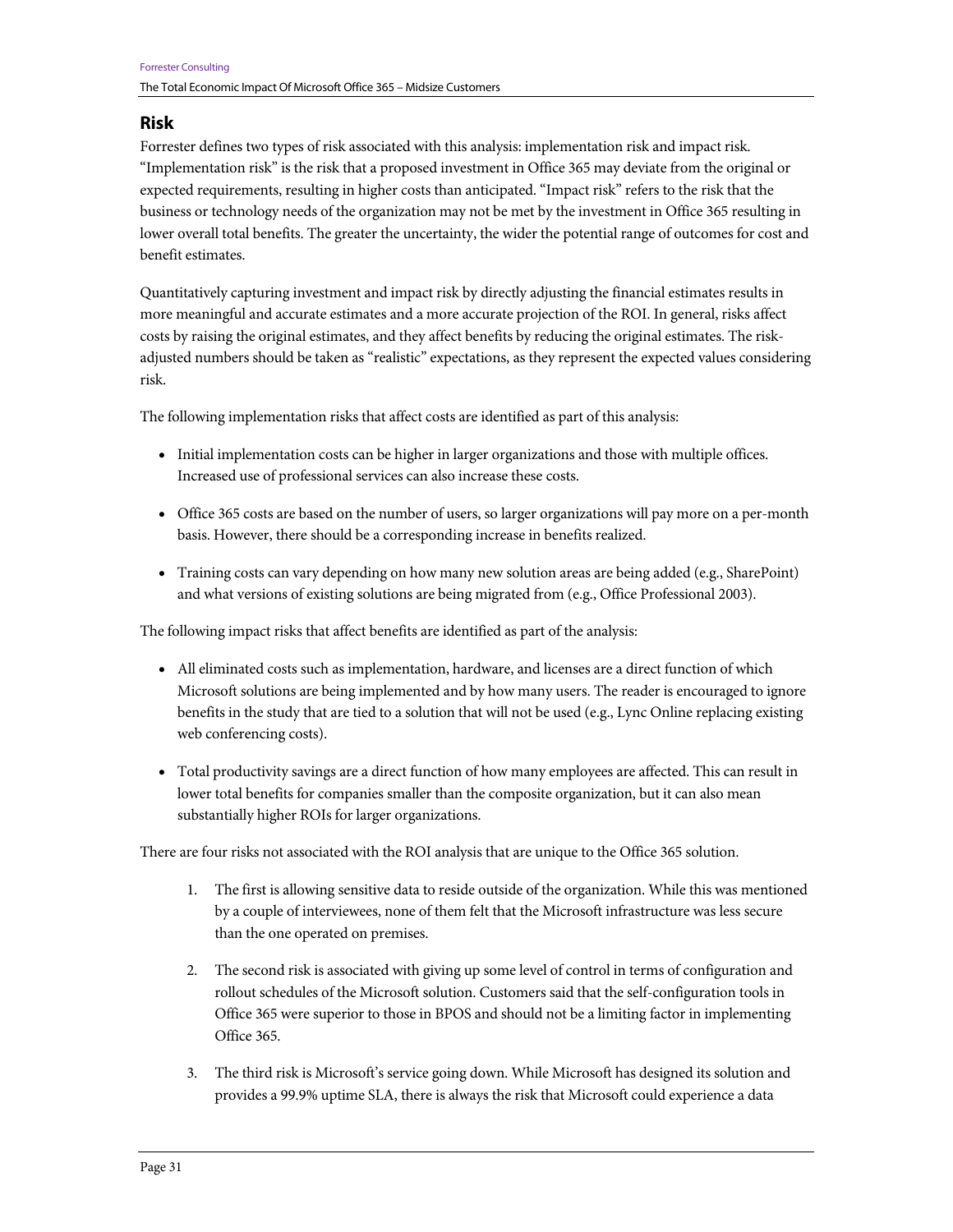## Risk

Forrester defines two types of risk associated with this analysis: implementation risk and impact risk. "Implementation risk" is the risk that a proposed investment in Office 365 may deviate from the original or expected requirements, resulting in higher costs than anticipated. "Impact risk" refers to the risk that the business or technology needs of the organization may not be met by the investment in Office 365 resulting in lower overall total benefits. The greater the uncertainty, the wider the potential range of outcomes for cost and benefit estimates.

Quantitatively capturing investment and impact risk by directly adjusting the financial estimates results in more meaningful and accurate estimates and a more accurate projection of the ROI. In general, risks affect costs by raising the original estimates, and they affect benefits by reducing the original estimates. The risk-adjusted numbers should be taken as "realistic" expectations, as they represent the expected values considering risk.

The following implementation risks that affect costs are identified as part of this analysis:

- Initial implementation costs can be higher in larger organizations and those with multiple offices. Increased use of professional services can also increase these costs.
- Office 365 costs are based on the number of users, so larger organizations will pay more on a per-month basis. However, there should be a corresponding increase in benefits realized.
- Training costs can vary depending on how many new solution areas are being added (e.g., SharePoint) and what versions of existing solutions are being migrated from (e.g., Office Professional 2003).

The following impact risks that affect benefits are identified as part of the analysis:

- All eliminated costs such as implementation, hardware, and licenses are a direct function of which Microsoft solutions are being implemented and by how many users. The reader is encouraged to ignore benefits in the study that are tied to a solution that will not be used (e.g., Lync Online replacing existing web conferencing costs).
- Total productivity savings are a direct function of how many employees are affected. This can result in lower total benefits for companies smaller than the composite organization, but it can also mean substantially higher ROIs for larger organizations.

There are four risks not associated with the ROI analysis that are unique to the Office 365 solution.

1. The first is allowing sensitive data to reside outside of the organization. While this was mentioned by a couple of interviewees, none of them felt that the Microsoft infrastructure was less secure than the one operated on premises.
2. The second risk is associated with giving up some level of control in terms of configuration and rollout schedules of the Microsoft solution. Customers said that the self-configuration tools in Office 365 were superior to those in BPOS and should not be a limiting factor in implementing Office 365.
3. The third risk is Microsoft's service going down. While Microsoft has designed its solution and provides a 99.9% uptime SLA, there is always the risk that Microsoft could experience a data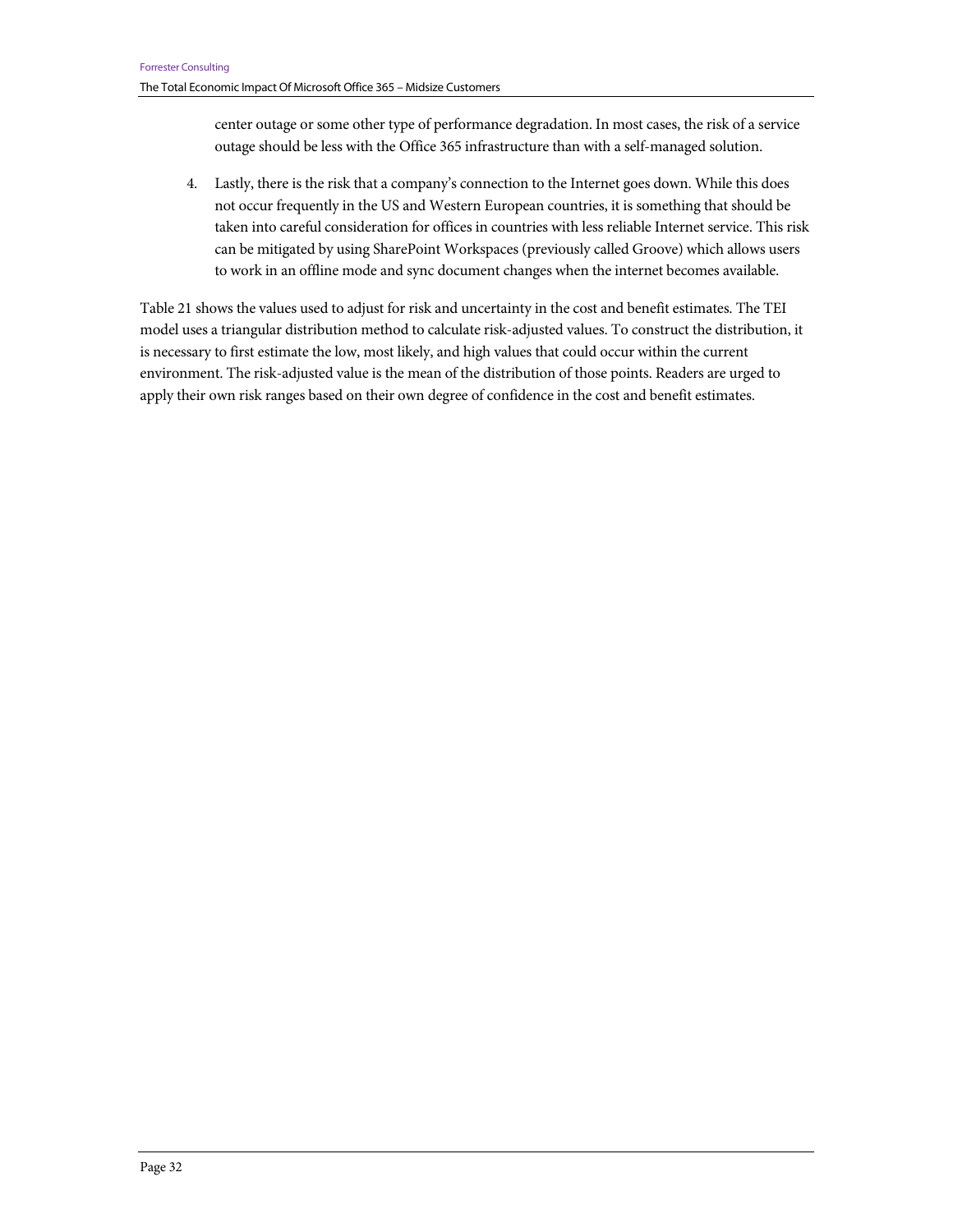center outage or some other type of performance degradation. In most cases, the risk of a service outage should be less with the Office 365 infrastructure than with a self-managed solution.

4. Lastly, there is the risk that a company's connection to the Internet goes down. While this does not occur frequently in the US and Western European countries, it is something that should be taken into careful consideration for offices in countries with less reliable Internet service. This risk can be mitigated by using SharePoint Workspaces (previously called Groove) which allows users to work in an offline mode and sync document changes when the internet becomes available.

Table 21 shows the values used to adjust for risk and uncertainty in the cost and benefit estimates. The TEI model uses a triangular distribution method to calculate risk-adjusted values. To construct the distribution, it is necessary to first estimate the low, most likely, and high values that could occur within the current environment. The risk-adjusted value is the mean of the distribution of those points. Readers are urged to apply their own risk ranges based on their own degree of confidence in the cost and benefit estimates.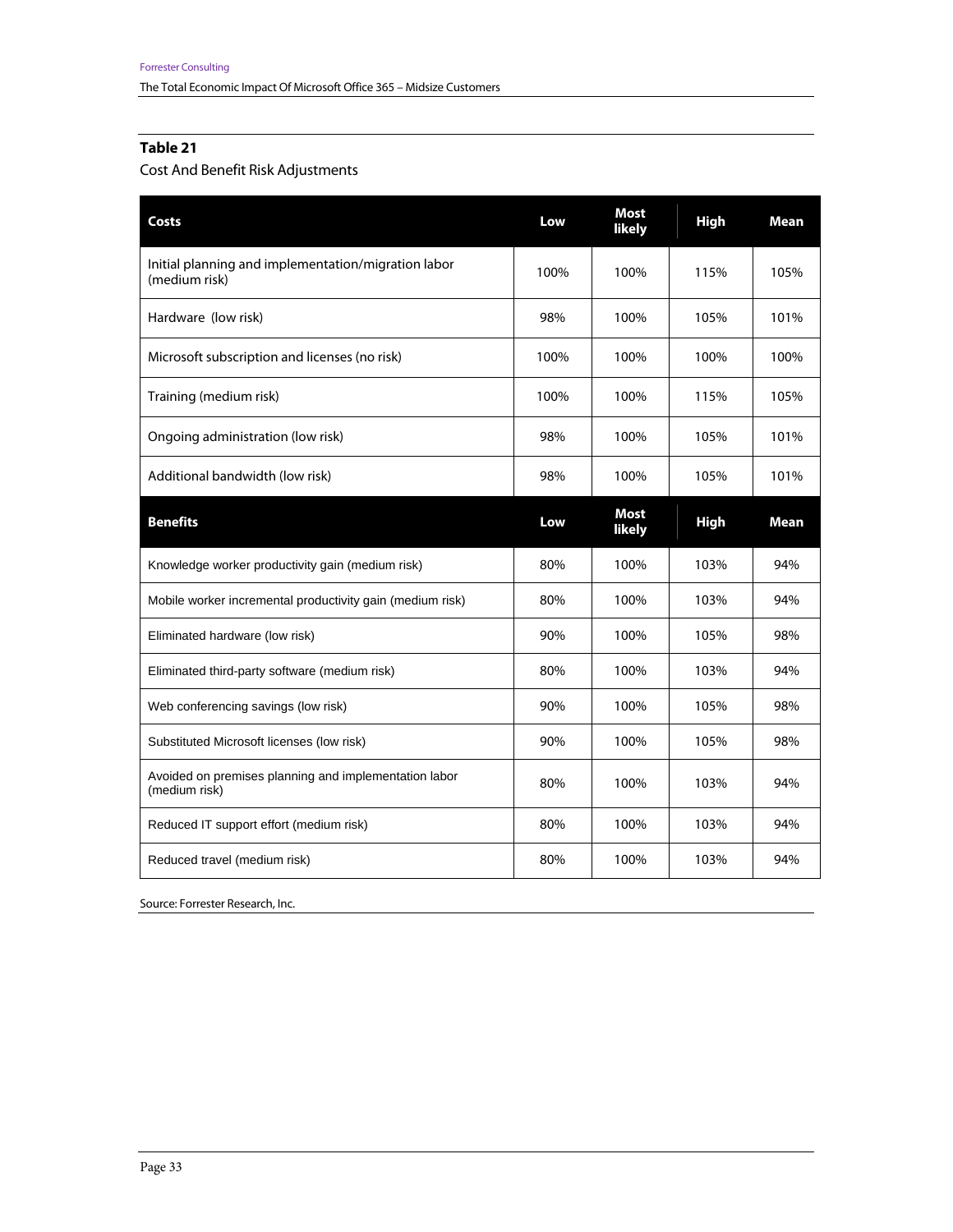**Table 21**

Cost And Benefit Risk Adjustments

| Costs | Low | Most likely | High | Mean |
|---|---|---|---|---|
| Initial planning and implementation/migration labor (medium risk) | 100% | 100% | 115% | 105% |
| Hardware (low risk) | 98% | 100% | 105% | 101% |
| Microsoft subscription and licenses (no risk) | 100% | 100% | 100% | 100% |
| Training (medium risk) | 100% | 100% | 115% | 105% |
| Ongoing administration (low risk) | 98% | 100% | 105% | 101% |
| Additional bandwidth (low risk) | 98% | 100% | 105% | 101% |
| **Benefits** | **Low** | **Most likely** | **High** | **Mean** |
| Knowledge worker productivity gain (medium risk) | 80% | 100% | 103% | 94% |
| Mobile worker incremental productivity gain (medium risk) | 80% | 100% | 103% | 94% |
| Eliminated hardware (low risk) | 90% | 100% | 105% | 98% |
| Eliminated third-party software (medium risk) | 80% | 100% | 103% | 94% |
| Web conferencing savings (low risk) | 90% | 100% | 105% | 98% |
| Substituted Microsoft licenses (low risk) | 90% | 100% | 105% | 98% |
| Avoided on premises planning and implementation labor (medium risk) | 80% | 100% | 103% | 94% |
| Reduced IT support effort (medium risk) | 80% | 100% | 103% | 94% |
| Reduced travel (medium risk) | 80% | 100% | 103% | 94% |

Source: Forrester Research, Inc.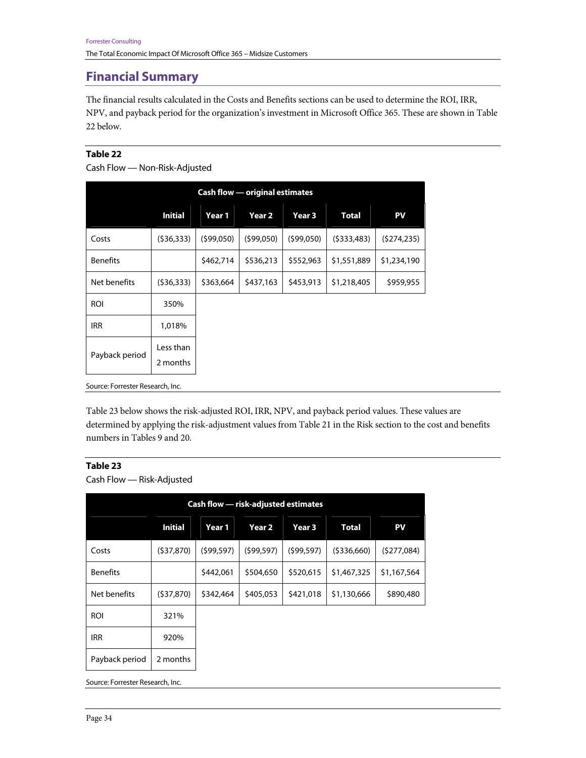## Financial Summary

The financial results calculated in the Costs and Benefits sections can be used to determine the ROI, IRR, NPV, and payback period for the organization's investment in Microsoft Office 365. These are shown in Table 22 below.

**Table 22**

Cash Flow — Non-Risk-Adjusted

| Cash flow — original estimates | | | | | | |
|---|---|---|---|---|---|---|
| | **Initial** | **Year 1** | **Year 2** | **Year 3** | **Total** | **PV** |
| Costs | ($36,333) | ($99,050) | ($99,050) | ($99,050) | ($333,483) | ($274,235) |
| Benefits | | $462,714 | $536,213 | $552,963 | $1,551,889 | $1,234,190 |
| Net benefits | ($36,333) | $363,664 | $437,163 | $453,913 | $1,218,405 | $959,955 |
| ROI | 350% | | | | | |
| IRR | 1,018% | | | | | |
| Payback period | Less than 2 months | | | | | |

Source: Forrester Research, Inc.

Table 23 below shows the risk-adjusted ROI, IRR, NPV, and payback period values. These values are determined by applying the risk-adjustment values from Table 21 in the Risk section to the cost and benefits numbers in Tables 9 and 20.

**Table 23**

Cash Flow — Risk-Adjusted

| Cash flow — risk-adjusted estimates | | | | | | |
|---|---|---|---|---|---|---|
| | **Initial** | **Year 1** | **Year 2** | **Year 3** | **Total** | **PV** |
| Costs | ($37,870) | ($99,597) | ($99,597) | ($99,597) | ($336,660) | ($277,084) |
| Benefits | | $442,061 | $504,650 | $520,615 | $1,467,325 | $1,167,564 |
| Net benefits | ($37,870) | $342,464 | $405,053 | $421,018 | $1,130,666 | $890,480 |
| ROI | 321% | | | | | |
| IRR | 920% | | | | | |
| Payback period | 2 months | | | | | |

Source: Forrester Research, Inc.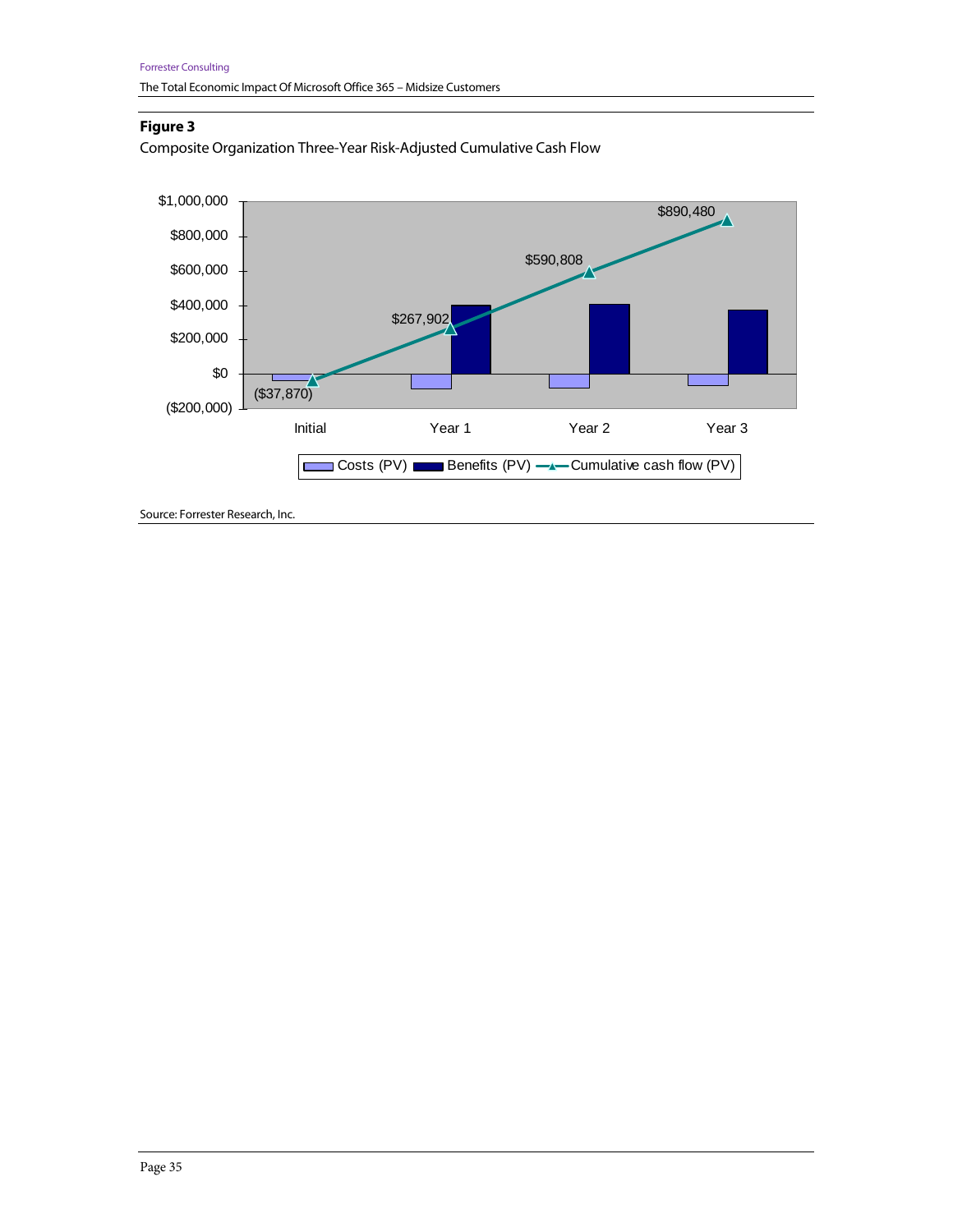**Figure 3**

Composite Organization Three-Year Risk-Adjusted Cumulative Cash Flow

Source: Forrester Research, Inc.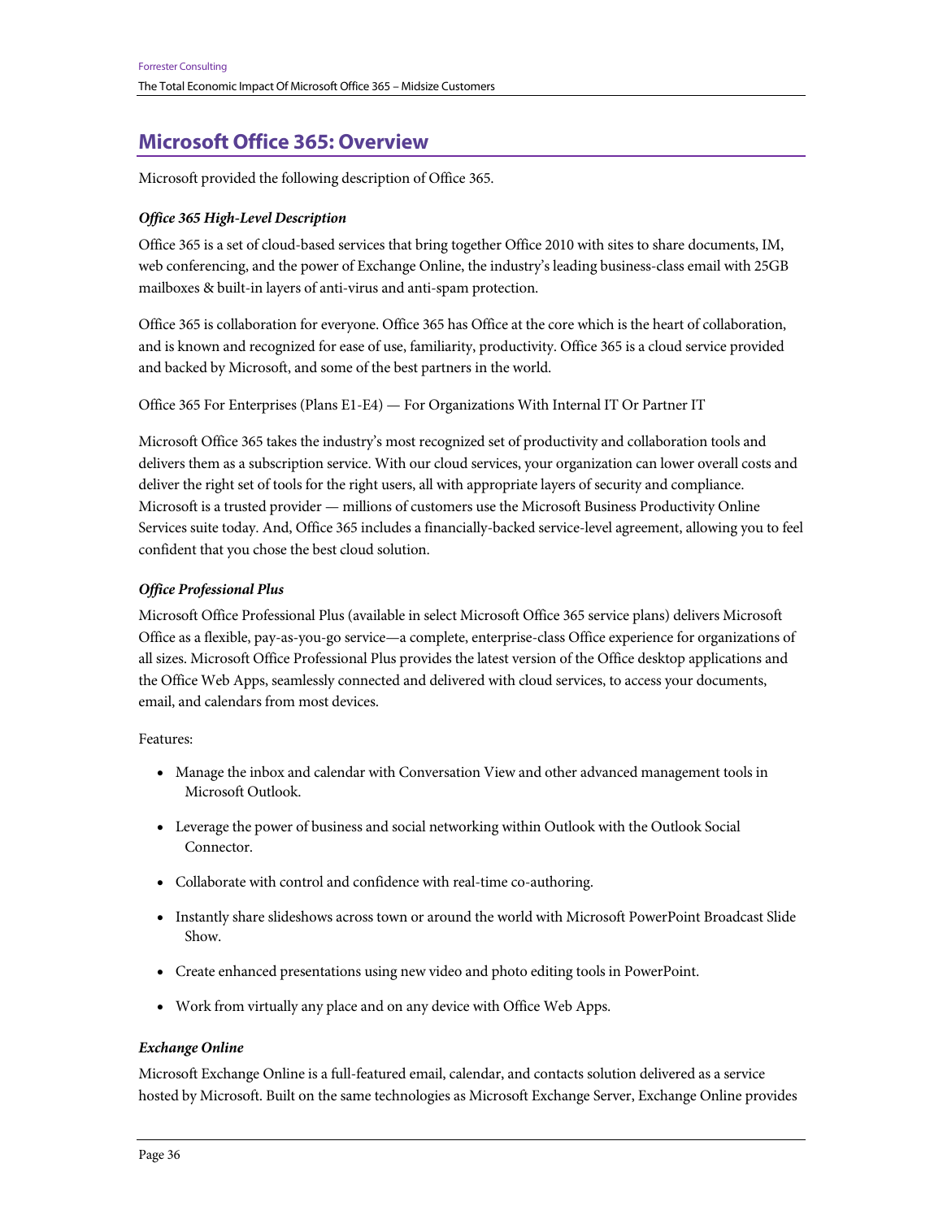## Microsoft Office 365: Overview

Microsoft provided the following description of Office 365.

***Office 365 High-Level Description***

Office 365 is a set of cloud-based services that bring together Office 2010 with sites to share documents, IM, web conferencing, and the power of Exchange Online, the industry's leading business-class email with 25GB mailboxes & built-in layers of anti-virus and anti-spam protection.

Office 365 is collaboration for everyone. Office 365 has Office at the core which is the heart of collaboration, and is known and recognized for ease of use, familiarity, productivity. Office 365 is a cloud service provided and backed by Microsoft, and some of the best partners in the world.

Office 365 For Enterprises (Plans E1-E4) — For Organizations With Internal IT Or Partner IT

Microsoft Office 365 takes the industry's most recognized set of productivity and collaboration tools and delivers them as a subscription service. With our cloud services, your organization can lower overall costs and deliver the right set of tools for the right users, all with appropriate layers of security and compliance. Microsoft is a trusted provider — millions of customers use the Microsoft Business Productivity Online Services suite today. And, Office 365 includes a financially-backed service-level agreement, allowing you to feel confident that you chose the best cloud solution.

***Office Professional Plus***

Microsoft Office Professional Plus (available in select Microsoft Office 365 service plans) delivers Microsoft Office as a flexible, pay-as-you-go service—a complete, enterprise-class Office experience for organizations of all sizes. Microsoft Office Professional Plus provides the latest version of the Office desktop applications and the Office Web Apps, seamlessly connected and delivered with cloud services, to access your documents, email, and calendars from most devices.

Features:

- Manage the inbox and calendar with Conversation View and other advanced management tools in Microsoft Outlook.
- Leverage the power of business and social networking within Outlook with the Outlook Social Connector.
- Collaborate with control and confidence with real-time co-authoring.
- Instantly share slideshows across town or around the world with Microsoft PowerPoint Broadcast Slide Show.
- Create enhanced presentations using new video and photo editing tools in PowerPoint.
- Work from virtually any place and on any device with Office Web Apps.

***Exchange Online***

Microsoft Exchange Online is a full-featured email, calendar, and contacts solution delivered as a service hosted by Microsoft. Built on the same technologies as Microsoft Exchange Server, Exchange Online provides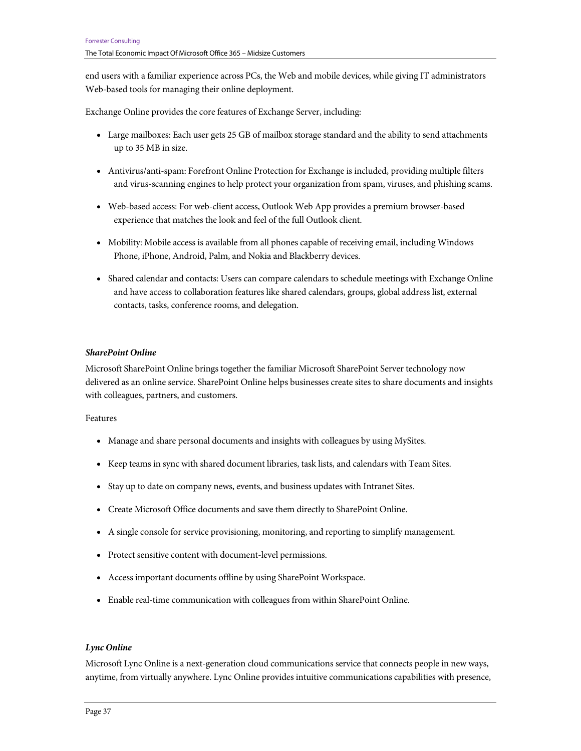end users with a familiar experience across PCs, the Web and mobile devices, while giving IT administrators Web-based tools for managing their online deployment.

Exchange Online provides the core features of Exchange Server, including:

- Large mailboxes: Each user gets 25 GB of mailbox storage standard and the ability to send attachments up to 35 MB in size.
- Antivirus/anti-spam: Forefront Online Protection for Exchange is included, providing multiple filters and virus-scanning engines to help protect your organization from spam, viruses, and phishing scams.
- Web-based access: For web-client access, Outlook Web App provides a premium browser-based experience that matches the look and feel of the full Outlook client.
- Mobility: Mobile access is available from all phones capable of receiving email, including Windows Phone, iPhone, Android, Palm, and Nokia and Blackberry devices.
- Shared calendar and contacts: Users can compare calendars to schedule meetings with Exchange Online and have access to collaboration features like shared calendars, groups, global address list, external contacts, tasks, conference rooms, and delegation.

***SharePoint Online***

Microsoft SharePoint Online brings together the familiar Microsoft SharePoint Server technology now delivered as an online service. SharePoint Online helps businesses create sites to share documents and insights with colleagues, partners, and customers.

Features

- Manage and share personal documents and insights with colleagues by using MySites.
- Keep teams in sync with shared document libraries, task lists, and calendars with Team Sites.
- Stay up to date on company news, events, and business updates with Intranet Sites.
- Create Microsoft Office documents and save them directly to SharePoint Online.
- A single console for service provisioning, monitoring, and reporting to simplify management.
- Protect sensitive content with document-level permissions.
- Access important documents offline by using SharePoint Workspace.
- Enable real-time communication with colleagues from within SharePoint Online.

***Lync Online***

Microsoft Lync Online is a next-generation cloud communications service that connects people in new ways, anytime, from virtually anywhere. Lync Online provides intuitive communications capabilities with presence,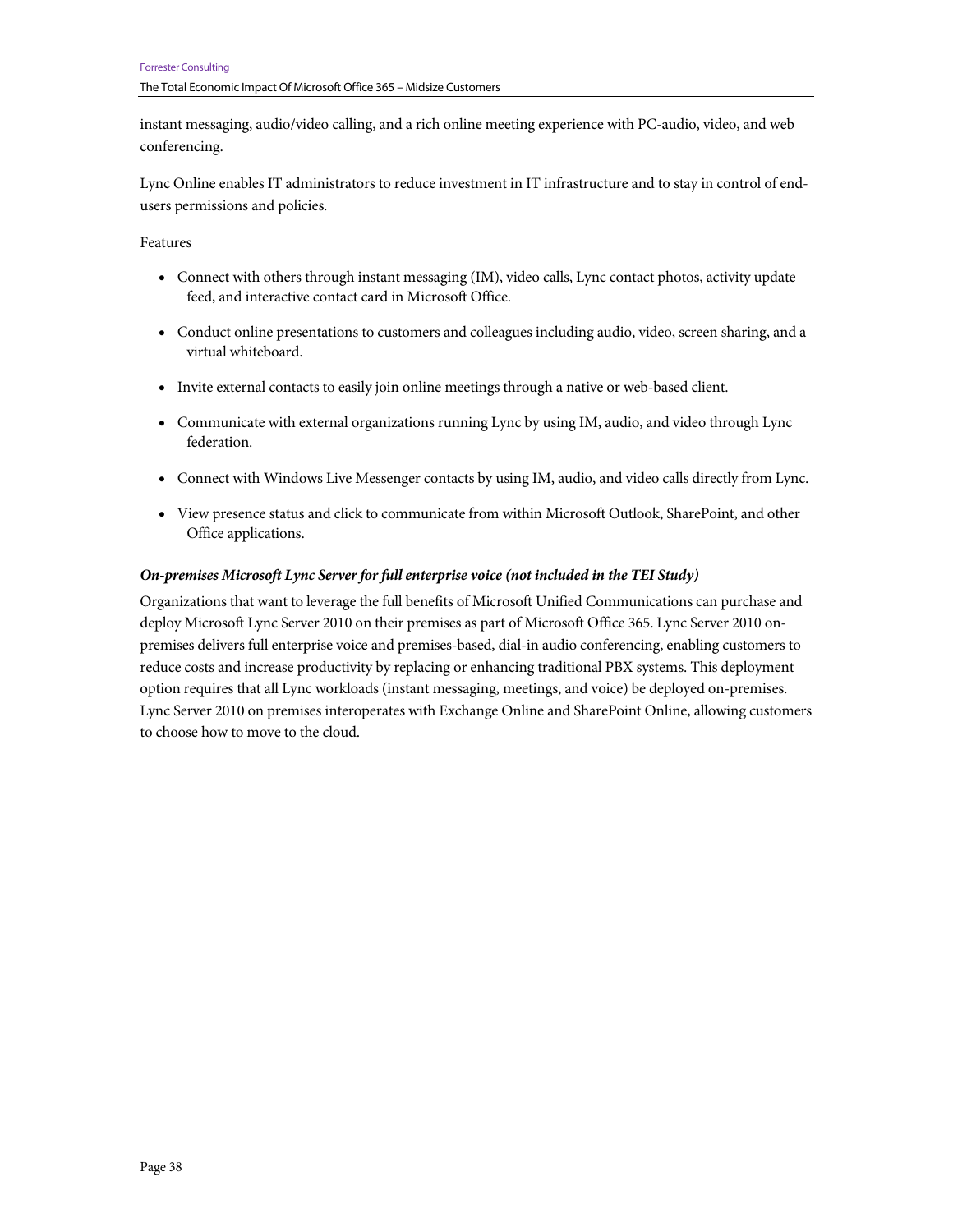instant messaging, audio/video calling, and a rich online meeting experience with PC-audio, video, and web conferencing.

Lync Online enables IT administrators to reduce investment in IT infrastructure and to stay in control of end-users permissions and policies.

Features

- Connect with others through instant messaging (IM), video calls, Lync contact photos, activity update feed, and interactive contact card in Microsoft Office.
- Conduct online presentations to customers and colleagues including audio, video, screen sharing, and a virtual whiteboard.
- Invite external contacts to easily join online meetings through a native or web-based client.
- Communicate with external organizations running Lync by using IM, audio, and video through Lync federation.
- Connect with Windows Live Messenger contacts by using IM, audio, and video calls directly from Lync.
- View presence status and click to communicate from within Microsoft Outlook, SharePoint, and other Office applications.

***On-premises Microsoft Lync Server for full enterprise voice (not included in the TEI Study)***

Organizations that want to leverage the full benefits of Microsoft Unified Communications can purchase and deploy Microsoft Lync Server 2010 on their premises as part of Microsoft Office 365. Lync Server 2010 on-premises delivers full enterprise voice and premises-based, dial-in audio conferencing, enabling customers to reduce costs and increase productivity by replacing or enhancing traditional PBX systems. This deployment option requires that all Lync workloads (instant messaging, meetings, and voice) be deployed on-premises. Lync Server 2010 on premises interoperates with Exchange Online and SharePoint Online, allowing customers to choose how to move to the cloud.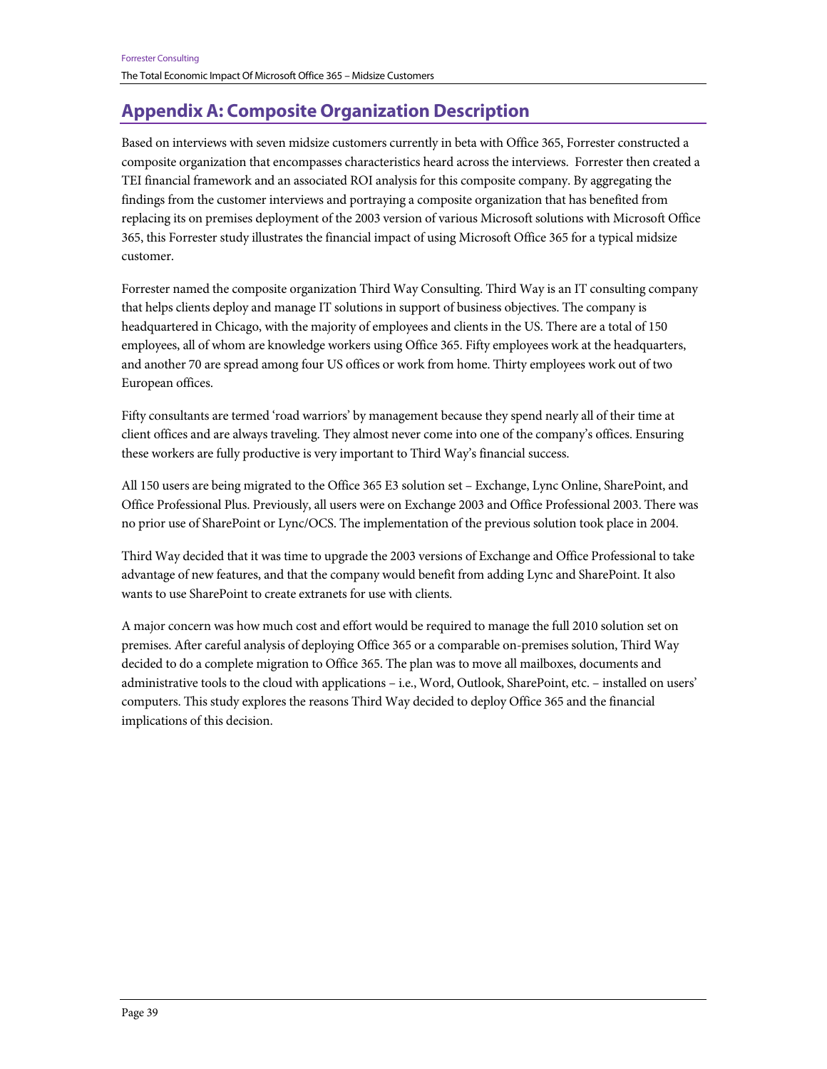## Appendix A: Composite Organization Description

Based on interviews with seven midsize customers currently in beta with Office 365, Forrester constructed a composite organization that encompasses characteristics heard across the interviews. Forrester then created a TEI financial framework and an associated ROI analysis for this composite company. By aggregating the findings from the customer interviews and portraying a composite organization that has benefited from replacing its on premises deployment of the 2003 version of various Microsoft solutions with Microsoft Office 365, this Forrester study illustrates the financial impact of using Microsoft Office 365 for a typical midsize customer.

Forrester named the composite organization Third Way Consulting. Third Way is an IT consulting company that helps clients deploy and manage IT solutions in support of business objectives. The company is headquartered in Chicago, with the majority of employees and clients in the US. There are a total of 150 employees, all of whom are knowledge workers using Office 365. Fifty employees work at the headquarters, and another 70 are spread among four US offices or work from home. Thirty employees work out of two European offices.

Fifty consultants are termed 'road warriors' by management because they spend nearly all of their time at client offices and are always traveling. They almost never come into one of the company's offices. Ensuring these workers are fully productive is very important to Third Way's financial success.

All 150 users are being migrated to the Office 365 E3 solution set – Exchange, Lync Online, SharePoint, and Office Professional Plus. Previously, all users were on Exchange 2003 and Office Professional 2003. There was no prior use of SharePoint or Lync/OCS. The implementation of the previous solution took place in 2004.

Third Way decided that it was time to upgrade the 2003 versions of Exchange and Office Professional to take advantage of new features, and that the company would benefit from adding Lync and SharePoint. It also wants to use SharePoint to create extranets for use with clients.

A major concern was how much cost and effort would be required to manage the full 2010 solution set on premises. After careful analysis of deploying Office 365 or a comparable on-premises solution, Third Way decided to do a complete migration to Office 365. The plan was to move all mailboxes, documents and administrative tools to the cloud with applications – i.e., Word, Outlook, SharePoint, etc. – installed on users' computers. This study explores the reasons Third Way decided to deploy Office 365 and the financial implications of this decision.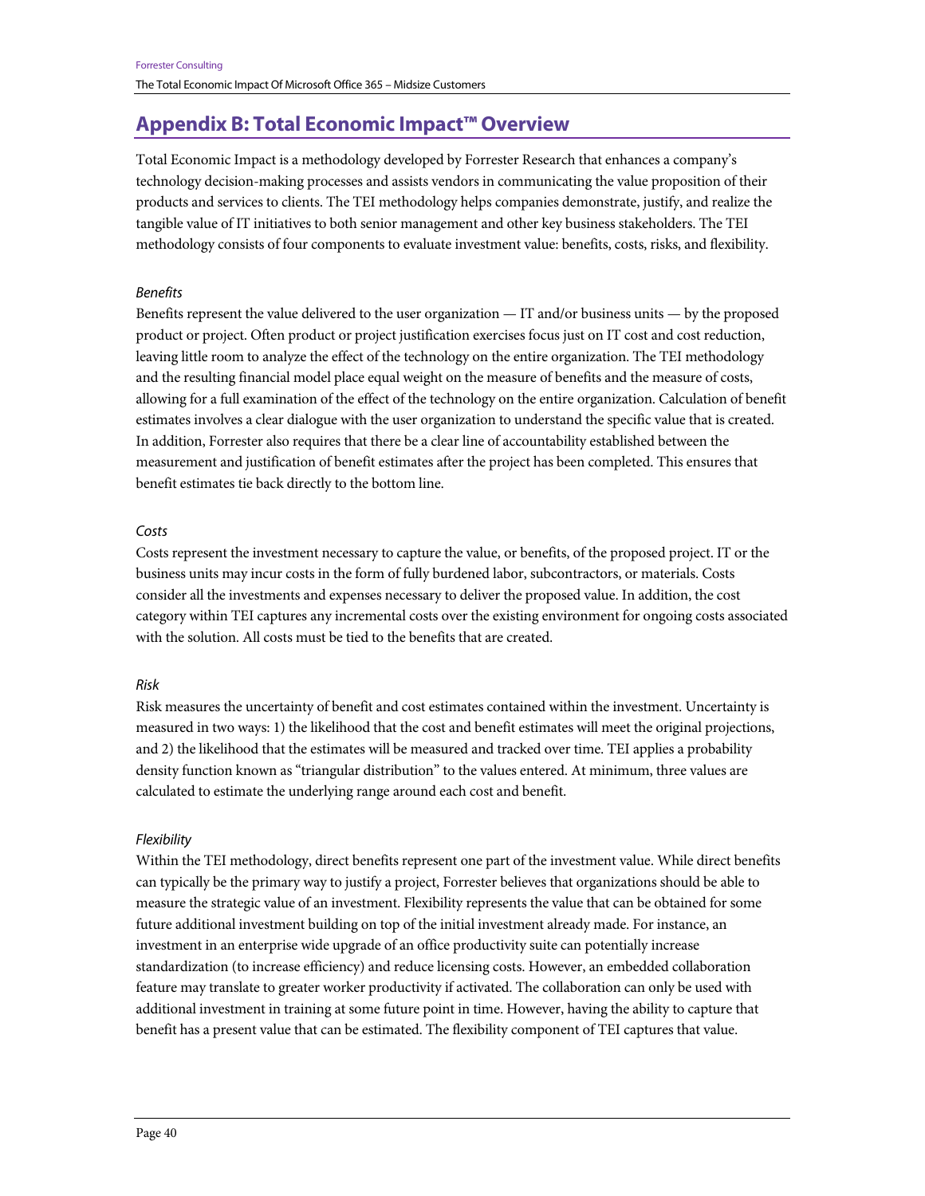## Appendix B: Total Economic Impact™ Overview

Total Economic Impact is a methodology developed by Forrester Research that enhances a company's technology decision-making processes and assists vendors in communicating the value proposition of their products and services to clients. The TEI methodology helps companies demonstrate, justify, and realize the tangible value of IT initiatives to both senior management and other key business stakeholders. The TEI methodology consists of four components to evaluate investment value: benefits, costs, risks, and flexibility.

*Benefits*

Benefits represent the value delivered to the user organization — IT and/or business units — by the proposed product or project. Often product or project justification exercises focus just on IT cost and cost reduction, leaving little room to analyze the effect of the technology on the entire organization. The TEI methodology and the resulting financial model place equal weight on the measure of benefits and the measure of costs, allowing for a full examination of the effect of the technology on the entire organization. Calculation of benefit estimates involves a clear dialogue with the user organization to understand the specific value that is created. In addition, Forrester also requires that there be a clear line of accountability established between the measurement and justification of benefit estimates after the project has been completed. This ensures that benefit estimates tie back directly to the bottom line.

*Costs*

Costs represent the investment necessary to capture the value, or benefits, of the proposed project. IT or the business units may incur costs in the form of fully burdened labor, subcontractors, or materials. Costs consider all the investments and expenses necessary to deliver the proposed value. In addition, the cost category within TEI captures any incremental costs over the existing environment for ongoing costs associated with the solution. All costs must be tied to the benefits that are created.

*Risk*

Risk measures the uncertainty of benefit and cost estimates contained within the investment. Uncertainty is measured in two ways: 1) the likelihood that the cost and benefit estimates will meet the original projections, and 2) the likelihood that the estimates will be measured and tracked over time. TEI applies a probability density function known as "triangular distribution" to the values entered. At minimum, three values are calculated to estimate the underlying range around each cost and benefit.

*Flexibility*

Within the TEI methodology, direct benefits represent one part of the investment value. While direct benefits can typically be the primary way to justify a project, Forrester believes that organizations should be able to measure the strategic value of an investment. Flexibility represents the value that can be obtained for some future additional investment building on top of the initial investment already made. For instance, an investment in an enterprise wide upgrade of an office productivity suite can potentially increase standardization (to increase efficiency) and reduce licensing costs. However, an embedded collaboration feature may translate to greater worker productivity if activated. The collaboration can only be used with additional investment in training at some future point in time. However, having the ability to capture that benefit has a present value that can be estimated. The flexibility component of TEI captures that value.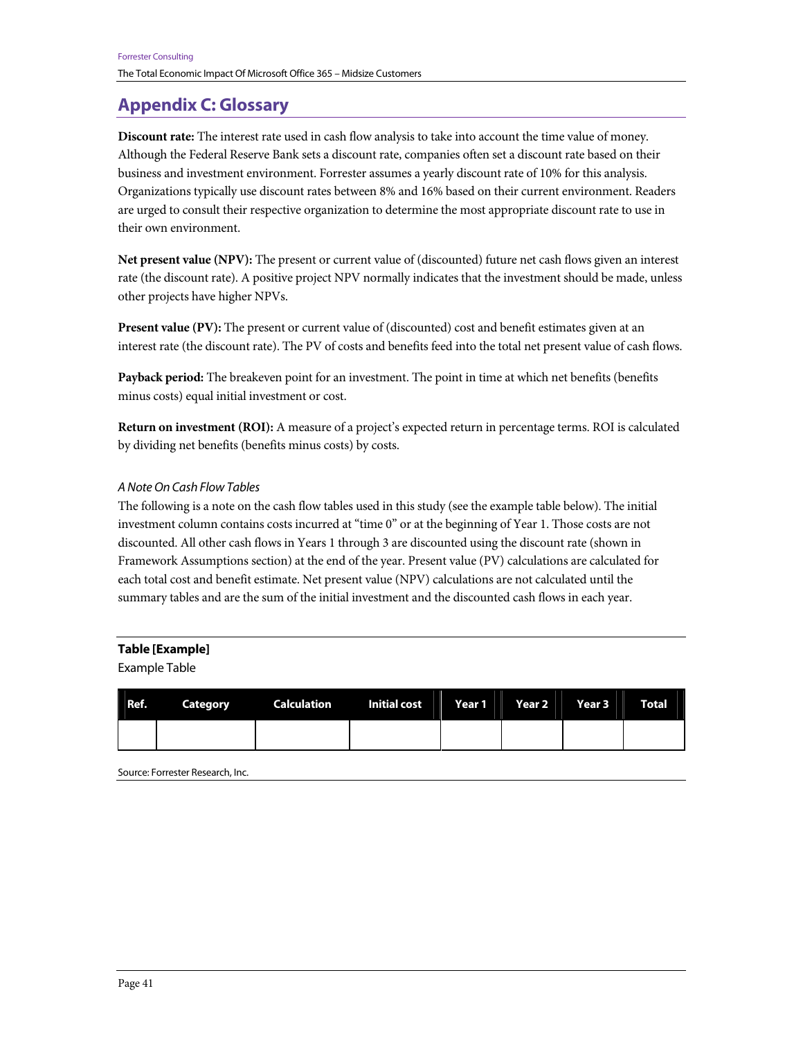## Appendix C: Glossary

**Discount rate:** The interest rate used in cash flow analysis to take into account the time value of money. Although the Federal Reserve Bank sets a discount rate, companies often set a discount rate based on their business and investment environment. Forrester assumes a yearly discount rate of 10% for this analysis. Organizations typically use discount rates between 8% and 16% based on their current environment. Readers are urged to consult their respective organization to determine the most appropriate discount rate to use in their own environment.

**Net present value (NPV):** The present or current value of (discounted) future net cash flows given an interest rate (the discount rate). A positive project NPV normally indicates that the investment should be made, unless other projects have higher NPVs.

**Present value (PV):** The present or current value of (discounted) cost and benefit estimates given at an interest rate (the discount rate). The PV of costs and benefits feed into the total net present value of cash flows.

**Payback period:** The breakeven point for an investment. The point in time at which net benefits (benefits minus costs) equal initial investment or cost.

**Return on investment (ROI):** A measure of a project's expected return in percentage terms. ROI is calculated by dividing net benefits (benefits minus costs) by costs.

*A Note On Cash Flow Tables*

The following is a note on the cash flow tables used in this study (see the example table below). The initial investment column contains costs incurred at "time 0" or at the beginning of Year 1. Those costs are not discounted. All other cash flows in Years 1 through 3 are discounted using the discount rate (shown in Framework Assumptions section) at the end of the year. Present value (PV) calculations are calculated for each total cost and benefit estimate. Net present value (NPV) calculations are not calculated until the summary tables and are the sum of the initial investment and the discounted cash flows in each year.

**Table [Example]**

Example Table

| Ref. | Category | Calculation | Initial cost | Year 1 | Year 2 | Year 3 | Total |
|---|---|---|---|---|---|---|---|
| | | | | | | | |

Source: Forrester Research, Inc.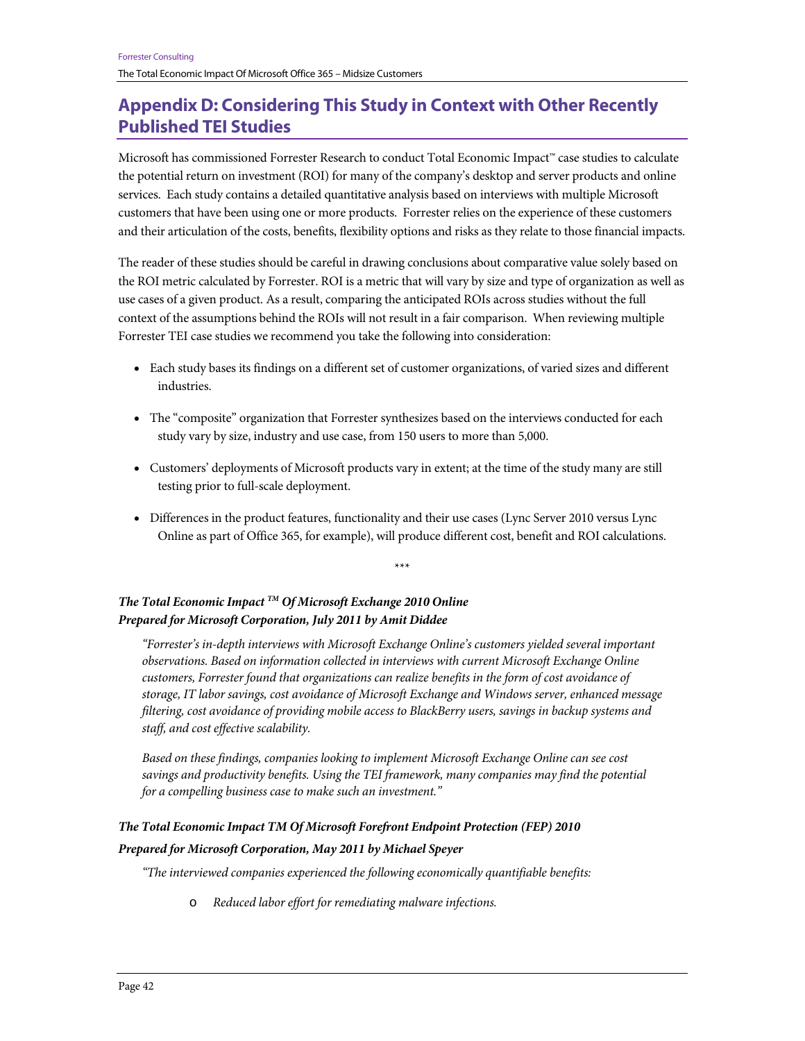## Appendix D: Considering This Study in Context with Other Recently Published TEI Studies

Microsoft has commissioned Forrester Research to conduct Total Economic Impact™ case studies to calculate the potential return on investment (ROI) for many of the company's desktop and server products and online services. Each study contains a detailed quantitative analysis based on interviews with multiple Microsoft customers that have been using one or more products. Forrester relies on the experience of these customers and their articulation of the costs, benefits, flexibility options and risks as they relate to those financial impacts.

The reader of these studies should be careful in drawing conclusions about comparative value solely based on the ROI metric calculated by Forrester. ROI is a metric that will vary by size and type of organization as well as use cases of a given product. As a result, comparing the anticipated ROIs across studies without the full context of the assumptions behind the ROIs will not result in a fair comparison. When reviewing multiple Forrester TEI case studies we recommend you take the following into consideration:

- Each study bases its findings on a different set of customer organizations, of varied sizes and different industries.
- The "composite" organization that Forrester synthesizes based on the interviews conducted for each study vary by size, industry and use case, from 150 users to more than 5,000.
- Customers' deployments of Microsoft products vary in extent; at the time of the study many are still testing prior to full-scale deployment.
- Differences in the product features, functionality and their use cases (Lync Server 2010 versus Lync Online as part of Office 365, for example), will produce different cost, benefit and ROI calculations.

\*\*\*

***The Total Economic Impact™ Of Microsoft Exchange 2010 Online***
***Prepared for Microsoft Corporation, July 2011 by Amit Diddee***

> *"Forrester's in-depth interviews with Microsoft Exchange Online's customers yielded several important observations. Based on information collected in interviews with current Microsoft Exchange Online customers, Forrester found that organizations can realize benefits in the form of cost avoidance of storage, IT labor savings, cost avoidance of Microsoft Exchange and Windows server, enhanced message filtering, cost avoidance of providing mobile access to BlackBerry users, savings in backup systems and staff, and cost effective scalability.*
>
> *Based on these findings, companies looking to implement Microsoft Exchange Online can see cost savings and productivity benefits. Using the TEI framework, many companies may find the potential for a compelling business case to make such an investment."*

***The Total Economic Impact TM Of Microsoft Forefront Endpoint Protection (FEP) 2010***

***Prepared for Microsoft Corporation, May 2011 by Michael Speyer***

> *"The interviewed companies experienced the following economically quantifiable benefits:*
>
> - *Reduced labor effort for remediating malware infections.*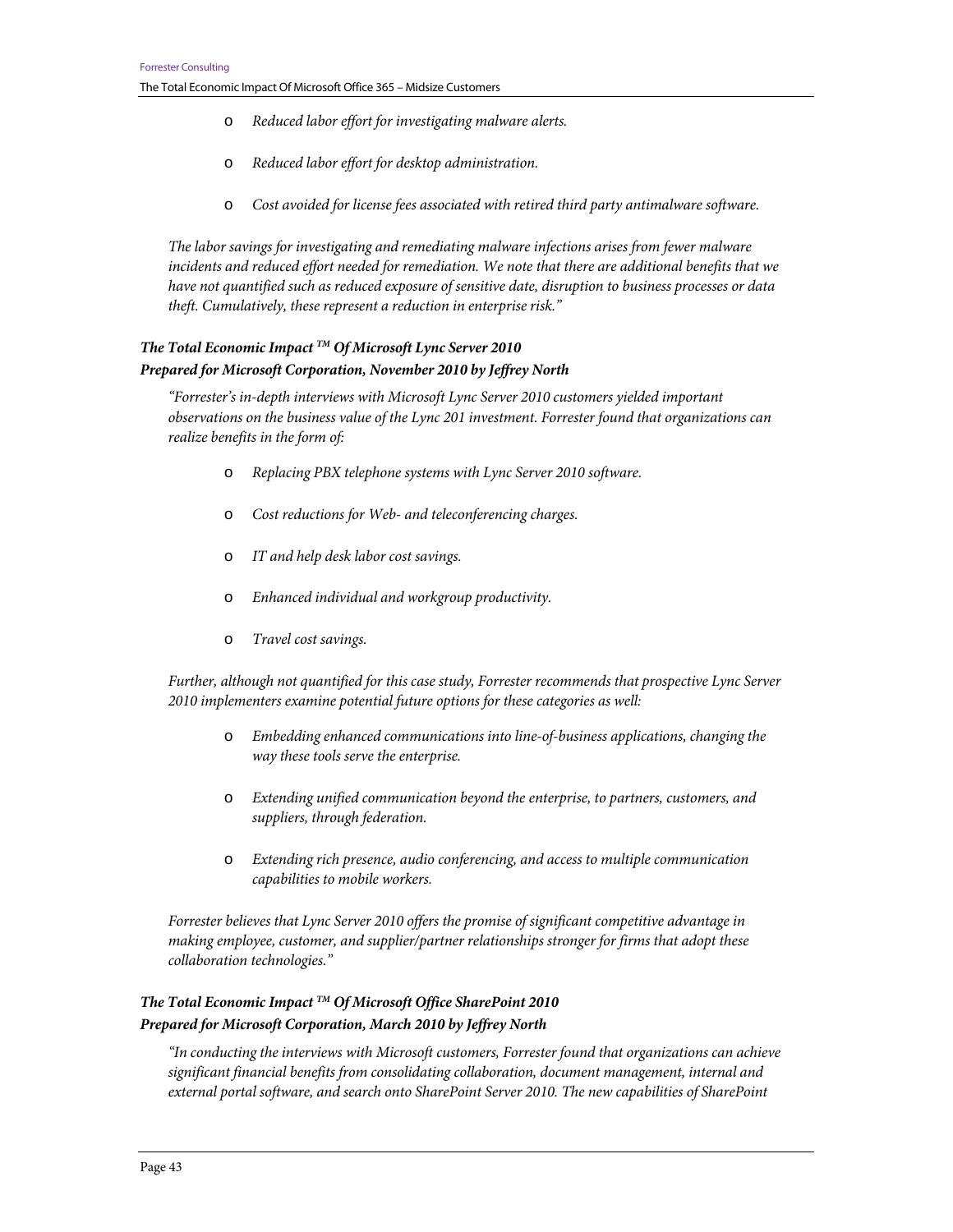- *Reduced labor effort for investigating malware alerts.*
- *Reduced labor effort for desktop administration.*
- *Cost avoided for license fees associated with retired third party antimalware software.*

*The labor savings for investigating and remediating malware infections arises from fewer malware incidents and reduced effort needed for remediation. We note that there are additional benefits that we have not quantified such as reduced exposure of sensitive date, disruption to business processes or data theft. Cumulatively, these represent a reduction in enterprise risk."*

***The Total Economic Impact ™ Of Microsoft Lync Server 2010***
***Prepared for Microsoft Corporation, November 2010 by Jeffrey North***

*"Forrester's in-depth interviews with Microsoft Lync Server 2010 customers yielded important observations on the business value of the Lync 201 investment. Forrester found that organizations can realize benefits in the form of:*

- *Replacing PBX telephone systems with Lync Server 2010 software.*
- *Cost reductions for Web- and teleconferencing charges.*
- *IT and help desk labor cost savings.*
- *Enhanced individual and workgroup productivity.*
- *Travel cost savings.*

*Further, although not quantified for this case study, Forrester recommends that prospective Lync Server 2010 implementers examine potential future options for these categories as well:*

- *Embedding enhanced communications into line-of-business applications, changing the way these tools serve the enterprise.*
- *Extending unified communication beyond the enterprise, to partners, customers, and suppliers, through federation.*
- *Extending rich presence, audio conferencing, and access to multiple communication capabilities to mobile workers.*

*Forrester believes that Lync Server 2010 offers the promise of significant competitive advantage in making employee, customer, and supplier/partner relationships stronger for firms that adopt these collaboration technologies."*

***The Total Economic Impact ™ Of Microsoft Office SharePoint 2010***
***Prepared for Microsoft Corporation, March 2010 by Jeffrey North***

*"In conducting the interviews with Microsoft customers, Forrester found that organizations can achieve significant financial benefits from consolidating collaboration, document management, internal and external portal software, and search onto SharePoint Server 2010. The new capabilities of SharePoint*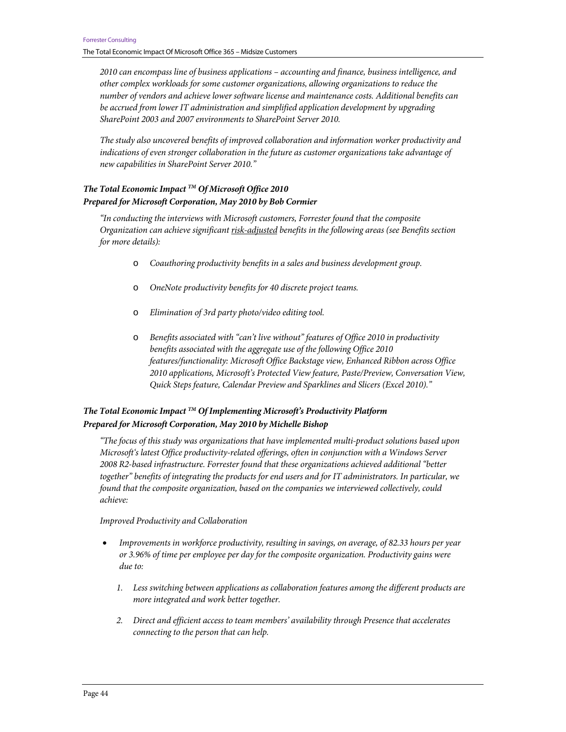*2010 can encompass line of business applications – accounting and finance, business intelligence, and other complex workloads for some customer organizations, allowing organizations to reduce the number of vendors and achieve lower software license and maintenance costs. Additional benefits can be accrued from lower IT administration and simplified application development by upgrading SharePoint 2003 and 2007 environments to SharePoint Server 2010.*

*The study also uncovered benefits of improved collaboration and information worker productivity and indications of even stronger collaboration in the future as customer organizations take advantage of new capabilities in SharePoint Server 2010."*

***The Total Economic Impact ™ Of Microsoft Office 2010***
***Prepared for Microsoft Corporation, May 2010 by Bob Cormier***

*"In conducting the interviews with Microsoft customers, Forrester found that the composite Organization can achieve significant risk-adjusted benefits in the following areas (see Benefits section for more details):*

- *Coauthoring productivity benefits in a sales and business development group.*
- *OneNote productivity benefits for 40 discrete project teams.*
- *Elimination of 3rd party photo/video editing tool.*
- *Benefits associated with "can't live without" features of Office 2010 in productivity benefits associated with the aggregate use of the following Office 2010 features/functionality: Microsoft Office Backstage view, Enhanced Ribbon across Office 2010 applications, Microsoft's Protected View feature, Paste/Preview, Conversation View, Quick Steps feature, Calendar Preview and Sparklines and Slicers (Excel 2010)."*

***The Total Economic Impact ™ Of Implementing Microsoft's Productivity Platform***
***Prepared for Microsoft Corporation, May 2010 by Michelle Bishop***

*"The focus of this study was organizations that have implemented multi-product solutions based upon Microsoft's latest Office productivity-related offerings, often in conjunction with a Windows Server 2008 R2-based infrastructure. Forrester found that these organizations achieved additional "better together" benefits of integrating the products for end users and for IT administrators. In particular, we found that the composite organization, based on the companies we interviewed collectively, could achieve:*

*Improved Productivity and Collaboration*

- *Improvements in workforce productivity, resulting in savings, on average, of 82.33 hours per year or 3.96% of time per employee per day for the composite organization. Productivity gains were due to:*
  1. *Less switching between applications as collaboration features among the different products are more integrated and work better together.*
  2. *Direct and efficient access to team members' availability through Presence that accelerates connecting to the person that can help.*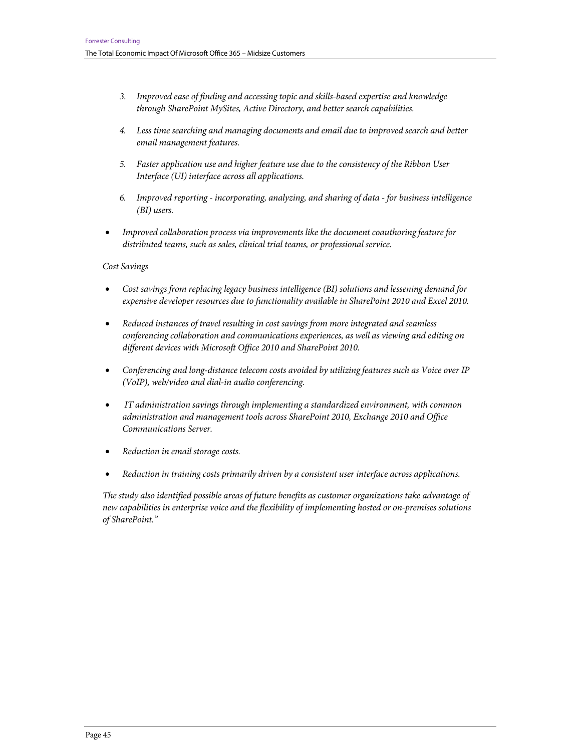*3. Improved ease of finding and accessing topic and skills-based expertise and knowledge through SharePoint MySites, Active Directory, and better search capabilities.*

*4. Less time searching and managing documents and email due to improved search and better email management features.*

*5. Faster application use and higher feature use due to the consistency of the Ribbon User Interface (UI) interface across all applications.*

*6. Improved reporting - incorporating, analyzing, and sharing of data - for business intelligence (BI) users.*

- *Improved collaboration process via improvements like the document coauthoring feature for distributed teams, such as sales, clinical trial teams, or professional service.*

*Cost Savings*

- *Cost savings from replacing legacy business intelligence (BI) solutions and lessening demand for expensive developer resources due to functionality available in SharePoint 2010 and Excel 2010.*
- *Reduced instances of travel resulting in cost savings from more integrated and seamless conferencing collaboration and communications experiences, as well as viewing and editing on different devices with Microsoft Office 2010 and SharePoint 2010.*
- *Conferencing and long-distance telecom costs avoided by utilizing features such as Voice over IP (VoIP), web/video and dial-in audio conferencing.*
- *IT administration savings through implementing a standardized environment, with common administration and management tools across SharePoint 2010, Exchange 2010 and Office Communications Server.*
- *Reduction in email storage costs.*
- *Reduction in training costs primarily driven by a consistent user interface across applications.*

*The study also identified possible areas of future benefits as customer organizations take advantage of new capabilities in enterprise voice and the flexibility of implementing hosted or on-premises solutions of SharePoint."*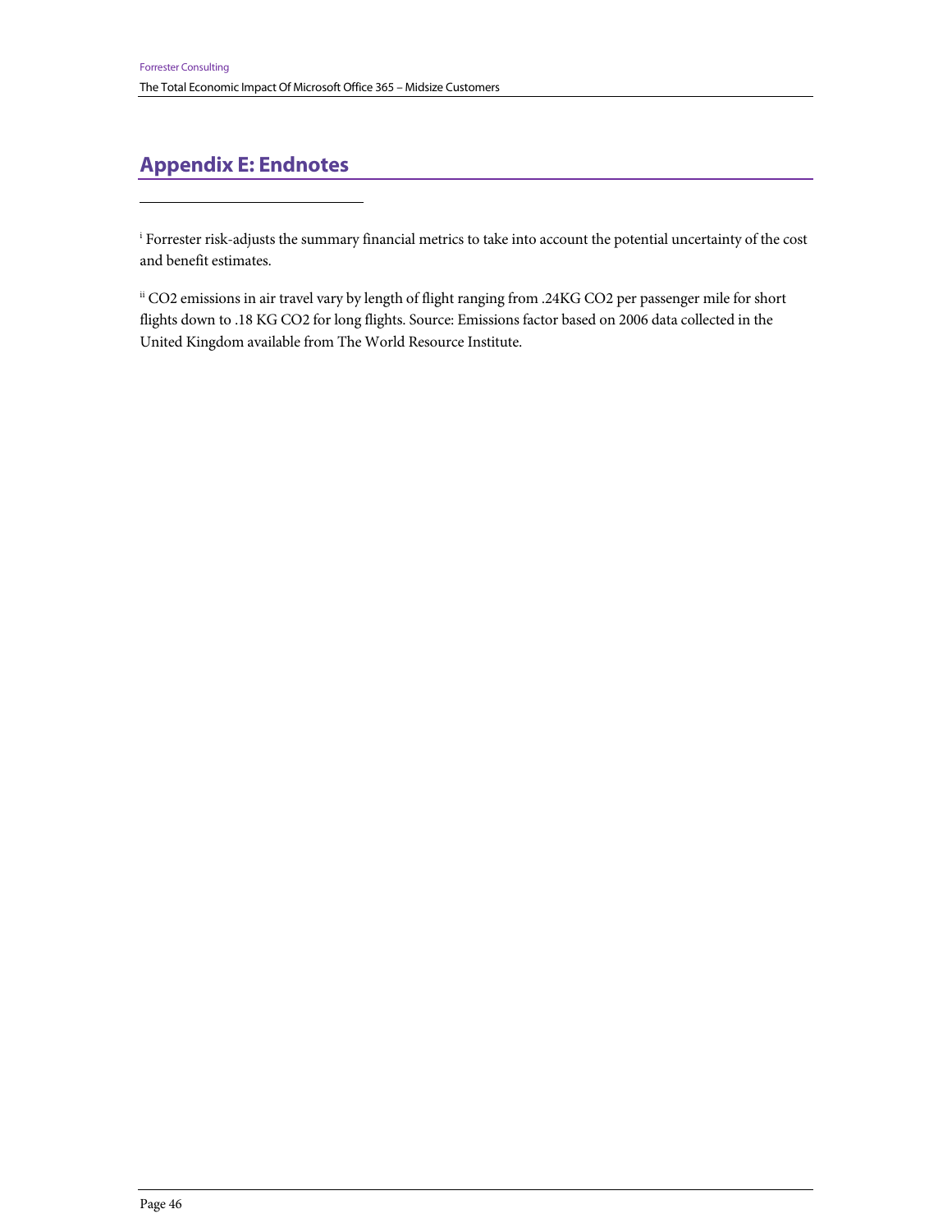## Appendix E: Endnotes

[i] Forrester risk-adjusts the summary financial metrics to take into account the potential uncertainty of the cost and benefit estimates.

[ii] $CO_2$ emissions in air travel vary by length of flight ranging from .24KG $CO_2$ per passenger mile for short flights down to .18 KG $CO_2$ for long flights. Source: Emissions factor based on 2006 data collected in the United Kingdom available from The World Resource Institute.